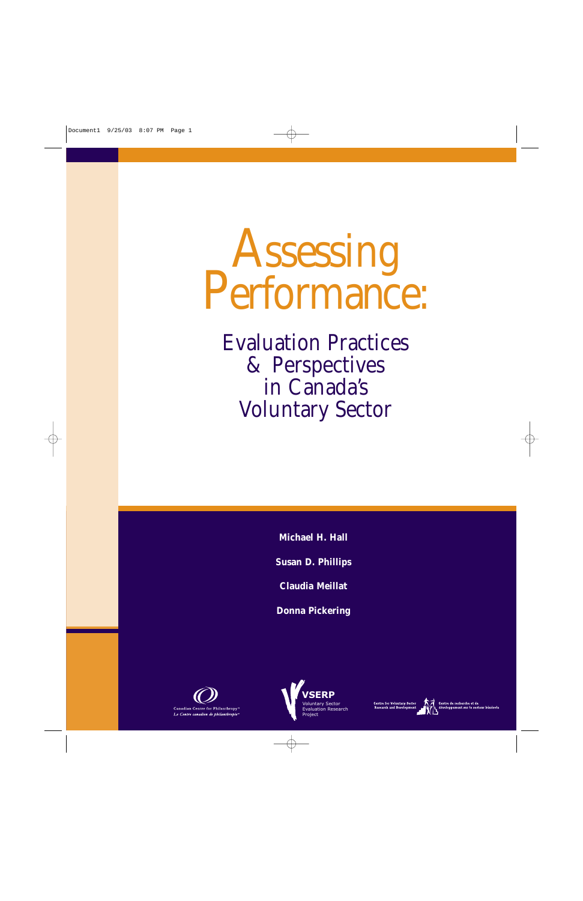# Assessing Performance:

## Evaluation Practices & Perspectives in Canada's Voluntary Sector

**Michael H. Hall**

**Susan D. Phillips**

**Claudia Meillat**

**Donna Pickering**

Canadian Centre for Philanthropy™
*Le Centre canadien de philanthropie™*

VSERP
Voluntary Sector Evaluation Research Project

Centre for Voluntary Sector Research and Development
Centre de recherche et de développement sur le secteur bénévole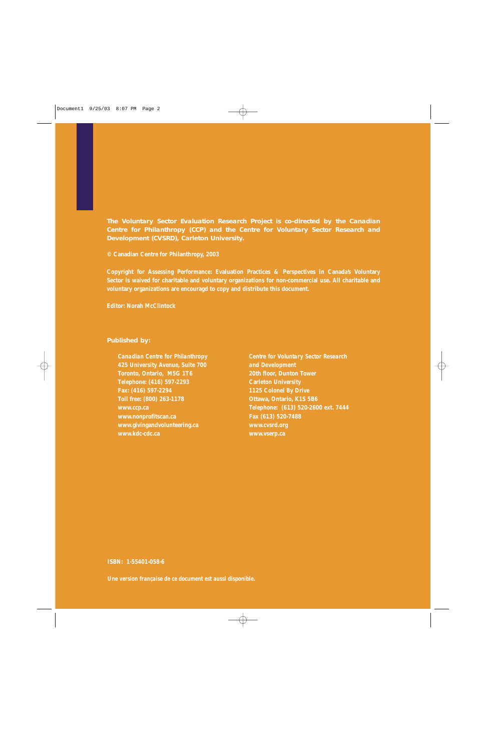**The Voluntary Sector Evaluation Research Project is co-directed by the Canadian Centre for Philanthropy (CCP) and the Centre for Voluntary Sector Research and Development (CVSRD), Carleton University.**

**© Canadian Centre for Philanthropy, 2003**

**Copyright for Assessing Performance: Evaluation Practices & Perspectives in Canada's Voluntary Sector is waived for charitable and voluntary organizations for non-commercial use. All charitable and voluntary organizations are encouragd to copy and distribute this document.**

**Editor: Norah McClintock**

**Published by:**

**Canadian Centre for Philanthropy**
**425 University Avenue, Suite 700**
**Toronto, Ontario, M5G 1T6**
**Telephone: (416) 597-2293**
**Fax: (416) 597-2294**
**Toll free: (800) 263-1178**
**www.ccp.ca**
**www.nonprofitscan.ca**
**www.givingandvolunteering.ca**
**www.kdc-cdc.ca**

**Centre for Voluntary Sector Research and Development**
**20th floor, Dunton Tower**
**Carleton University**
**1125 Colonel By Drive**
**Ottawa, Ontario, K1S 5B6**
**Telephone: (613) 520-2600 ext. 7444**
**Fax (613) 520-7488**
**www.cvsrd.org**
**www.vserp.ca**

**ISBN: 1-55401-058-6**

**Une version française de ce document est aussi disponible.**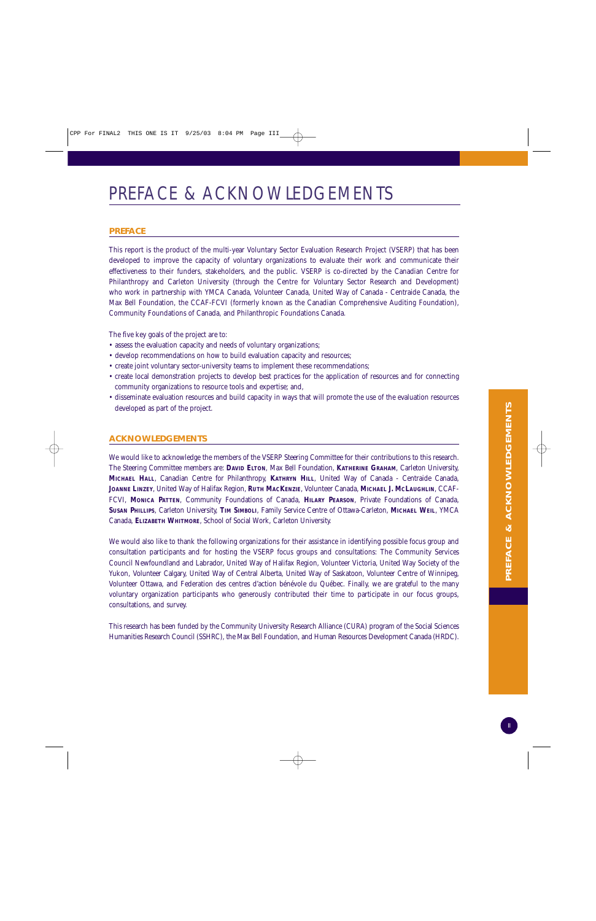# PREFACE & ACKNOWLEDGEMENTS

## PREFACE

This report is the product of the multi-year Voluntary Sector Evaluation Research Project (VSERP) that has been developed to improve the capacity of voluntary organizations to evaluate their work and communicate their effectiveness to their funders, stakeholders, and the public. VSERP is co-directed by the Canadian Centre for Philanthropy and Carleton University (through the Centre for Voluntary Sector Research and Development) who work in partnership with YMCA Canada, Volunteer Canada, United Way of Canada - Centraide Canada, the Max Bell Foundation, the CCAF-FCVI (formerly known as the Canadian Comprehensive Auditing Foundation), Community Foundations of Canada, and Philanthropic Foundations Canada.

The five key goals of the project are to:

- assess the evaluation capacity and needs of voluntary organizations;
- develop recommendations on how to build evaluation capacity and resources;
- create joint voluntary sector-university teams to implement these recommendations;
- create local demonstration projects to develop best practices for the application of resources and for connecting community organizations to resource tools and expertise; and,
- disseminate evaluation resources and build capacity in ways that will promote the use of the evaluation resources developed as part of the project.

## ACKNOWLEDGEMENTS

We would like to acknowledge the members of the VSERP Steering Committee for their contributions to this research. The Steering Committee members are: **David Elton**, Max Bell Foundation, **Katherine Graham**, Carleton University, **Michael Hall**, Canadian Centre for Philanthropy, **Kathryn Hill**, United Way of Canada - Centraide Canada, **Joanne Linzey**, United Way of Halifax Region, **Ruth MacKenzie**, Volunteer Canada, **Michael J. McLaughlin**, CCAF-FCVI, **Monica Patten**, Community Foundations of Canada, **Hilary Pearson**, Private Foundations of Canada, **Susan Phillips**, Carleton University, **Tim Simboli**, Family Service Centre of Ottawa-Carleton, **Michael Weil**, YMCA Canada, **Elizabeth Whitmore**, School of Social Work, Carleton University.

We would also like to thank the following organizations for their assistance in identifying possible focus group and consultation participants and for hosting the VSERP focus groups and consultations: The Community Services Council Newfoundland and Labrador, United Way of Halifax Region, Volunteer Victoria, United Way Society of the Yukon, Volunteer Calgary, United Way of Central Alberta, United Way of Saskatoon, Volunteer Centre of Winnipeg, Volunteer Ottawa, and Federation des centres d'action bénévole du Québec. Finally, we are grateful to the many voluntary organization participants who generously contributed their time to participate in our focus groups, consultations, and survey.

This research has been funded by the Community University Research Alliance (CURA) program of the Social Sciences Humanities Research Council (SSHRC), the Max Bell Foundation, and Human Resources Development Canada (HRDC).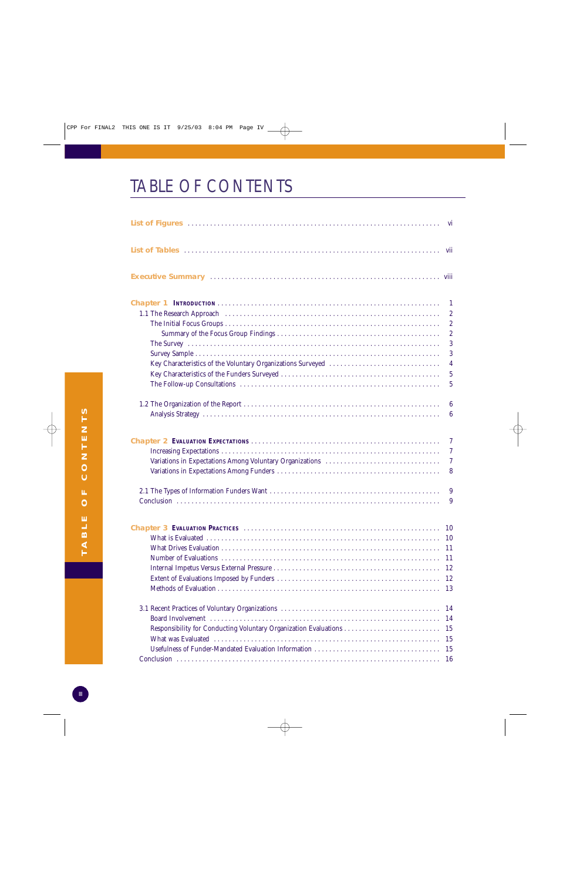# TABLE OF CONTENTS

**List of Figures** ........ vi

**List of Tables** ........ vii

**Executive Summary** ........ viii

**Chapter 1 INTRODUCTION** ........ 1

- 1.1 The Research Approach ........ 2
  - The Initial Focus Groups ........ 2
    - Summary of the Focus Group Findings ........ 2
  - The Survey ........ 3
  - Survey Sample ........ 3
  - Key Characteristics of the Voluntary Organizations Surveyed ........ 4
  - Key Characteristics of the Funders Surveyed ........ 5
  - The Follow-up Consultations ........ 5
- 1.2 The Organization of the Report ........ 6
  - Analysis Strategy ........ 6

**Chapter 2 EVALUATION EXPECTATIONS** ........ 7

- Increasing Expectations ........ 7
- Variations in Expectations Among Voluntary Organizations ........ 7
- Variations in Expectations Among Funders ........ 8
- 2.1 The Types of Information Funders Want ........ 9
- Conclusion ........ 9

**Chapter 3 EVALUATION PRACTICES** ........ 10

- What is Evaluated ........ 10
- What Drives Evaluation ........ 11
- Number of Evaluations ........ 11
- Internal Impetus Versus External Pressure ........ 12
- Extent of Evaluations Imposed by Funders ........ 12
- Methods of Evaluation ........ 13
- 3.1 Recent Practices of Voluntary Organizations ........ 14
  - Board Involvement ........ 14
  - Responsibility for Conducting Voluntary Organization Evaluations ........ 15
  - What was Evaluated ........ 15
  - Usefulness of Funder-Mandated Evaluation Information ........ 15
- Conclusion ........ 16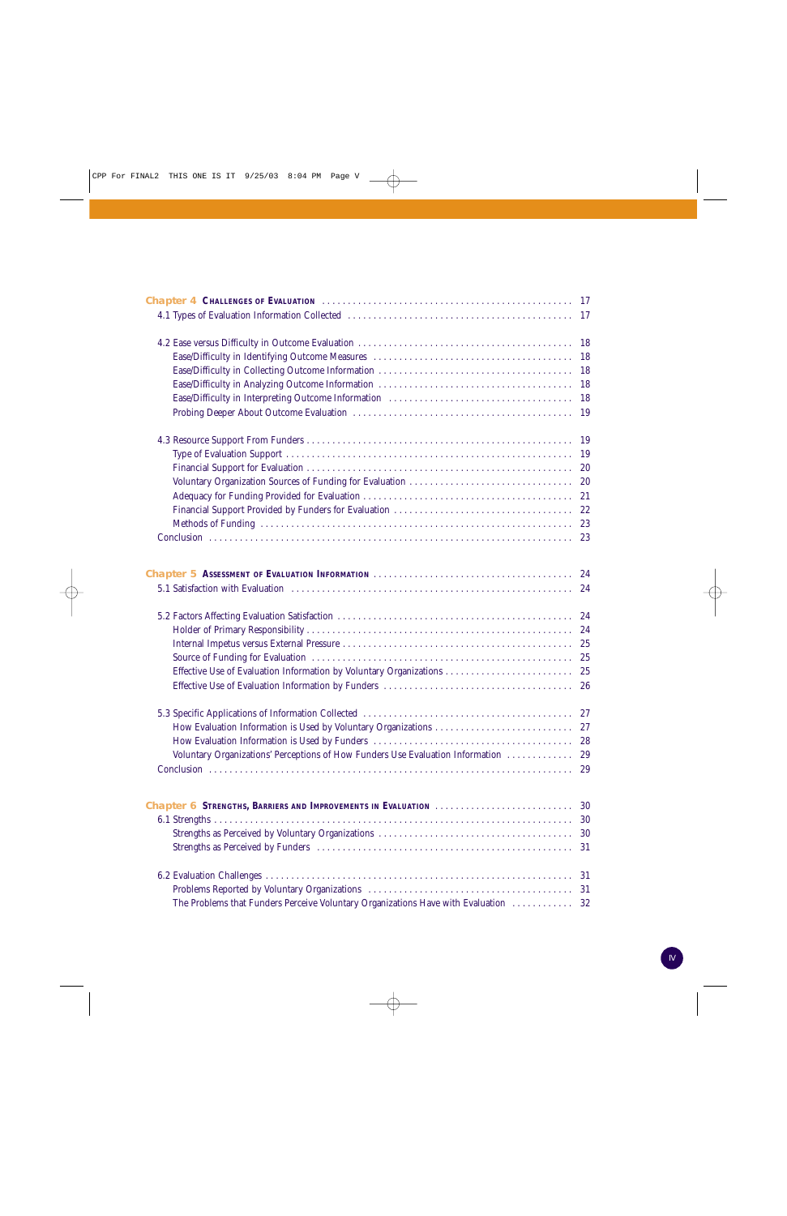**Chapter 4 Challenges of Evaluation** ........ 17

4.1 Types of Evaluation Information Collected ........ 17

4.2 Ease versus Difficulty in Outcome Evaluation ........ 18

- Ease/Difficulty in Identifying Outcome Measures ........ 18
- Ease/Difficulty in Collecting Outcome Information ........ 18
- Ease/Difficulty in Analyzing Outcome Information ........ 18
- Ease/Difficulty in Interpreting Outcome Information ........ 18
- Probing Deeper About Outcome Evaluation ........ 19

4.3 Resource Support From Funders ........ 19

- Type of Evaluation Support ........ 19
- Financial Support for Evaluation ........ 20
- Voluntary Organization Sources of Funding for Evaluation ........ 20
- Adequacy for Funding Provided for Evaluation ........ 21
- Financial Support Provided by Funders for Evaluation ........ 22
- Methods of Funding ........ 23

Conclusion ........ 23

**Chapter 5 Assessment of Evaluation Information** ........ 24

5.1 Satisfaction with Evaluation ........ 24

5.2 Factors Affecting Evaluation Satisfaction ........ 24

- Holder of Primary Responsibility ........ 24
- Internal Impetus versus External Pressure ........ 25
- Source of Funding for Evaluation ........ 25
- Effective Use of Evaluation Information by Voluntary Organizations ........ 25
- Effective Use of Evaluation Information by Funders ........ 26

5.3 Specific Applications of Information Collected ........ 27

- How Evaluation Information is Used by Voluntary Organizations ........ 27
- How Evaluation Information is Used by Funders ........ 28
- Voluntary Organizations' Perceptions of How Funders Use Evaluation Information ........ 29

Conclusion ........ 29

**Chapter 6 Strengths, Barriers and Improvements in Evaluation** ........ 30

6.1 Strengths ........ 30

- Strengths as Perceived by Voluntary Organizations ........ 30
- Strengths as Perceived by Funders ........ 31

6.2 Evaluation Challenges ........ 31

- Problems Reported by Voluntary Organizations ........ 31
- The Problems that Funders Perceive Voluntary Organizations Have with Evaluation ........ 32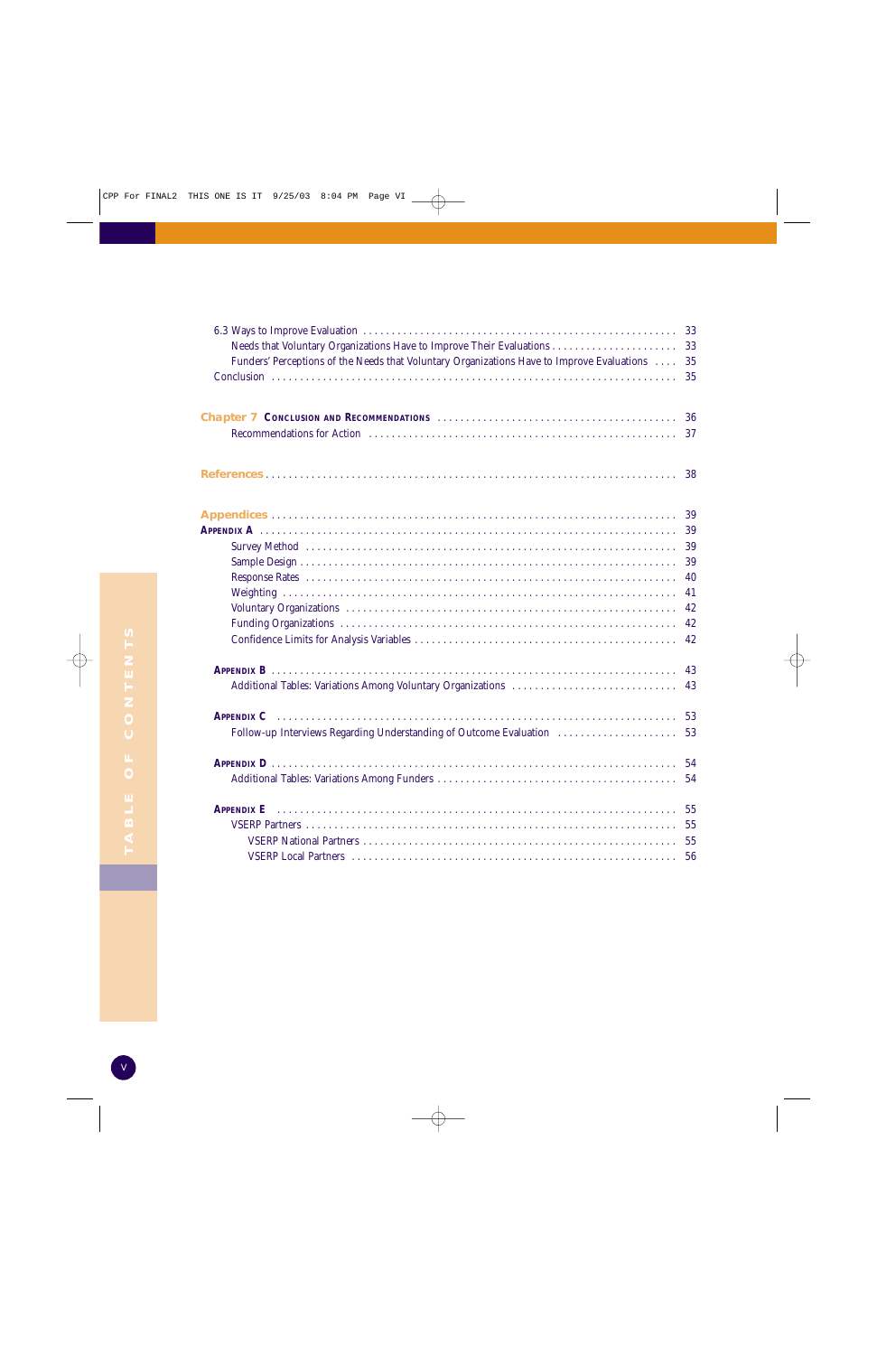6.3 Ways to Improve Evaluation . . . . . . . . . . . . . . . . . . . . . . . . . . . . . . . . . . . . . . . . . . . . . . . . . . . . . . . 33
- Needs that Voluntary Organizations Have to Improve Their Evaluations . . . . . . . . . . . . . . . . . . . . . . 33
- Funders' Perceptions of the Needs that Voluntary Organizations Have to Improve Evaluations . . . . 35

Conclusion . . . . . . . . . . . . . . . . . . . . . . . . . . . . . . . . . . . . . . . . . . . . . . . . . . . . . . . . . . . . . . . . . . . . . . 35

**Chapter 7 CONCLUSION AND RECOMMENDATIONS** . . . . . . . . . . . . . . . . . . . . . . . . . . . . . . . . . . . . . . . . . 36
- Recommendations for Action . . . . . . . . . . . . . . . . . . . . . . . . . . . . . . . . . . . . . . . . . . . . . . . . . . . . . 37

**References** . . . . . . . . . . . . . . . . . . . . . . . . . . . . . . . . . . . . . . . . . . . . . . . . . . . . . . . . . . . . . . . . . . . . . . 38

**Appendices** . . . . . . . . . . . . . . . . . . . . . . . . . . . . . . . . . . . . . . . . . . . . . . . . . . . . . . . . . . . . . . . . . . . . . 39

**APPENDIX A** . . . . . . . . . . . . . . . . . . . . . . . . . . . . . . . . . . . . . . . . . . . . . . . . . . . . . . . . . . . . . . . . . . . . 39
- Survey Method . . . . . . . . . . . . . . . . . . . . . . . . . . . . . . . . . . . . . . . . . . . . . . . . . . . . . . . . . . . . . . . . 39
- Sample Design . . . . . . . . . . . . . . . . . . . . . . . . . . . . . . . . . . . . . . . . . . . . . . . . . . . . . . . . . . . . . . . . 39
- Response Rates . . . . . . . . . . . . . . . . . . . . . . . . . . . . . . . . . . . . . . . . . . . . . . . . . . . . . . . . . . . . . . . 40
- Weighting . . . . . . . . . . . . . . . . . . . . . . . . . . . . . . . . . . . . . . . . . . . . . . . . . . . . . . . . . . . . . . . . . . . . 41
- Voluntary Organizations . . . . . . . . . . . . . . . . . . . . . . . . . . . . . . . . . . . . . . . . . . . . . . . . . . . . . . . . . 42
- Funding Organizations . . . . . . . . . . . . . . . . . . . . . . . . . . . . . . . . . . . . . . . . . . . . . . . . . . . . . . . . . . 42
- Confidence Limits for Analysis Variables . . . . . . . . . . . . . . . . . . . . . . . . . . . . . . . . . . . . . . . . . . . . 42

**APPENDIX B** . . . . . . . . . . . . . . . . . . . . . . . . . . . . . . . . . . . . . . . . . . . . . . . . . . . . . . . . . . . . . . . . . . . . 43
- Additional Tables: Variations Among Voluntary Organizations . . . . . . . . . . . . . . . . . . . . . . . . . . . . 43

**APPENDIX C** . . . . . . . . . . . . . . . . . . . . . . . . . . . . . . . . . . . . . . . . . . . . . . . . . . . . . . . . . . . . . . . . . . . . 53
- Follow-up Interviews Regarding Understanding of Outcome Evaluation . . . . . . . . . . . . . . . . . . . . . 53

**APPENDIX D** . . . . . . . . . . . . . . . . . . . . . . . . . . . . . . . . . . . . . . . . . . . . . . . . . . . . . . . . . . . . . . . . . . . . 54
- Additional Tables: Variations Among Funders . . . . . . . . . . . . . . . . . . . . . . . . . . . . . . . . . . . . . . . . 54

**APPENDIX E** . . . . . . . . . . . . . . . . . . . . . . . . . . . . . . . . . . . . . . . . . . . . . . . . . . . . . . . . . . . . . . . . . . . . 55
- VSERP Partners . . . . . . . . . . . . . . . . . . . . . . . . . . . . . . . . . . . . . . . . . . . . . . . . . . . . . . . . . . . . . . . 55
  - VSERP National Partners . . . . . . . . . . . . . . . . . . . . . . . . . . . . . . . . . . . . . . . . . . . . . . . . . . . . . 55
  - VSERP Local Partners . . . . . . . . . . . . . . . . . . . . . . . . . . . . . . . . . . . . . . . . . . . . . . . . . . . . . . . 56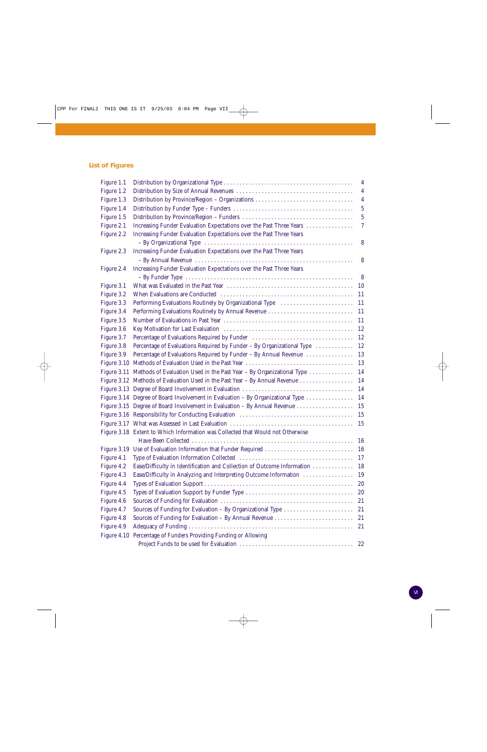## List of Figures

| | | |
|---|---|---|
| Figure 1.1 | Distribution by Organizational Type | 4 |
| Figure 1.2 | Distribution by Size of Annual Revenues | 4 |
| Figure 1.3 | Distribution by Province/Region – Organizations | 4 |
| Figure 1.4 | Distribution by Funder Type – Funders | 5 |
| Figure 1.5 | Distribution by Province/Region – Funders | 5 |
| Figure 2.1 | Increasing Funder Evaluation Expectations over the Past Three Years | 7 |
| Figure 2.2 | Increasing Funder Evaluation Expectations over the Past Three Years – By Organizational Type | 8 |
| Figure 2.3 | Increasing Funder Evaluation Expectations over the Past Three Years – By Annual Revenue | 8 |
| Figure 2.4 | Increasing Funder Evaluation Expectations over the Past Three Years – By Funder Type | 8 |
| Figure 3.1 | What was Evaluated in the Past Year | 10 |
| Figure 3.2 | When Evaluations are Conducted | 11 |
| Figure 3.3 | Performing Evaluations Routinely by Organizational Type | 11 |
| Figure 3.4 | Performing Evaluations Routinely by Annual Revenue | 11 |
| Figure 3.5 | Number of Evaluations in Past Year | 11 |
| Figure 3.6 | Key Motivation for Last Evaluation | 12 |
| Figure 3.7 | Percentage of Evaluations Required by Funder | 12 |
| Figure 3.8 | Percentage of Evaluations Required by Funder – By Organizational Type | 12 |
| Figure 3.9 | Percentage of Evaluations Required by Funder – By Annual Revenue | 13 |
| Figure 3.10 | Methods of Evaluation Used in the Past Year | 13 |
| Figure 3.11 | Methods of Evaluation Used in the Past Year – By Organizational Type | 14 |
| Figure 3.12 | Methods of Evaluation Used in the Past Year – By Annual Revenue | 14 |
| Figure 3.13 | Degree of Board Involvement in Evaluation | 14 |
| Figure 3.14 | Degree of Board Involvement in Evaluation – By Organizational Type | 14 |
| Figure 3.15 | Degree of Board Involvement in Evaluation – By Annual Revenue | 15 |
| Figure 3.16 | Responsibility for Conducting Evaluation | 15 |
| Figure 3.17 | What was Assessed in Last Evaluation | 15 |
| Figure 3.18 | Extent to Which Information was Collected that Would not Otherwise Have Been Collected | 16 |
| Figure 3.19 | Use of Evaluation Information that Funder Required | 16 |
| Figure 4.1 | Type of Evaluation Information Collected | 17 |
| Figure 4.2 | Ease/Difficulty in Identification and Collection of Outcome Information | 18 |
| Figure 4.3 | Ease/Difficulty in Analyzing and Interpreting Outcome Information | 19 |
| Figure 4.4 | Types of Evaluation Support | 20 |
| Figure 4.5 | Types of Evaluation Support by Funder Type | 20 |
| Figure 4.6 | Sources of Funding for Evaluation | 21 |
| Figure 4.7 | Sources of Funding for Evaluation – By Organizational Type | 21 |
| Figure 4.8 | Sources of Funding for Evaluation – By Annual Revenue | 21 |
| Figure 4.9 | Adequacy of Funding | 21 |
| Figure 4.10 | Percentage of Funders Providing Funding or Allowing Project Funds to be used for Evaluation | 22 |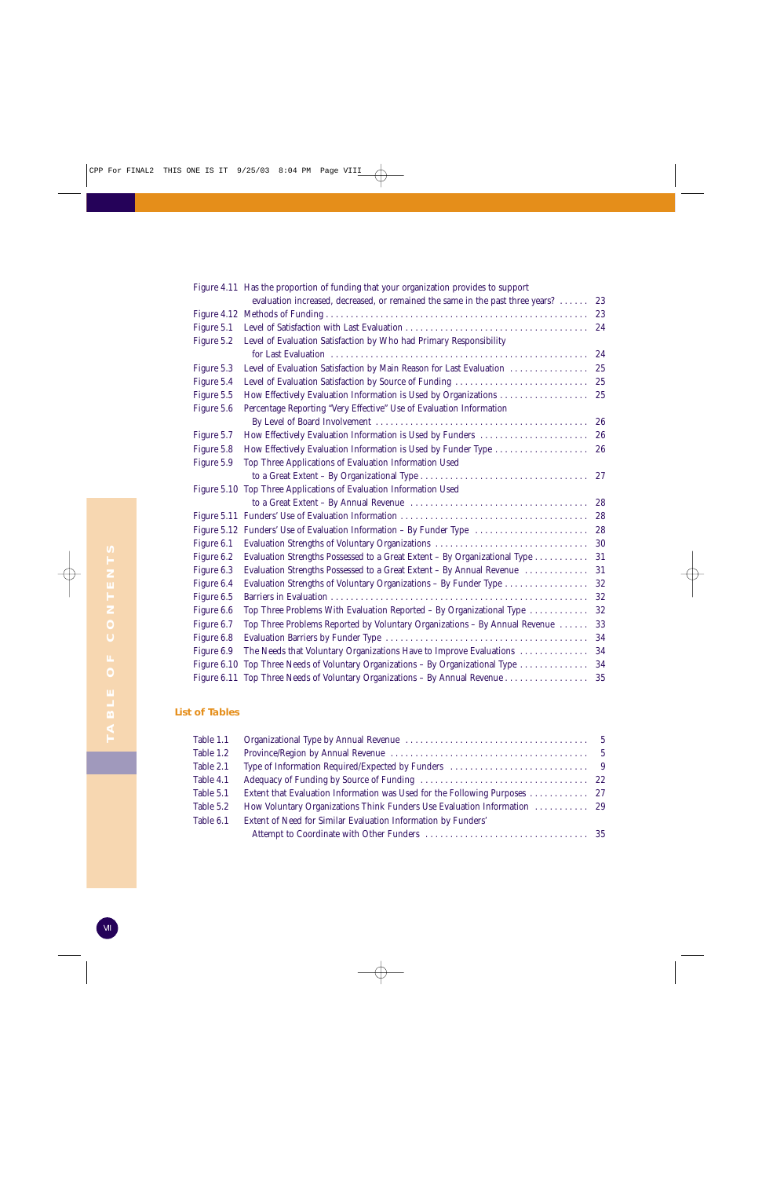| | | |
|---|---|---|
| Figure 4.11 | Has the proportion of funding that your organization provides to support evaluation increased, decreased, or remained the same in the past three years? | 23 |
| Figure 4.12 | Methods of Funding | 23 |
| Figure 5.1 | Level of Satisfaction with Last Evaluation | 24 |
| Figure 5.2 | Level of Evaluation Satisfaction by Who had Primary Responsibility for Last Evaluation | 24 |
| Figure 5.3 | Level of Evaluation Satisfaction by Main Reason for Last Evaluation | 25 |
| Figure 5.4 | Level of Evaluation Satisfaction by Source of Funding | 25 |
| Figure 5.5 | How Effectively Evaluation Information is Used by Organizations | 25 |
| Figure 5.6 | Percentage Reporting "Very Effective" Use of Evaluation Information By Level of Board Involvement | 26 |
| Figure 5.7 | How Effectively Evaluation Information is Used by Funders | 26 |
| Figure 5.8 | How Effectively Evaluation Information is Used by Funder Type | 26 |
| Figure 5.9 | Top Three Applications of Evaluation Information Used to a Great Extent – By Organizational Type | 27 |
| Figure 5.10 | Top Three Applications of Evaluation Information Used to a Great Extent – By Annual Revenue | 28 |
| Figure 5.11 | Funders' Use of Evaluation Information | 28 |
| Figure 5.12 | Funders' Use of Evaluation Information – By Funder Type | 28 |
| Figure 6.1 | Evaluation Strengths of Voluntary Organizations | 30 |
| Figure 6.2 | Evaluation Strengths Possessed to a Great Extent – By Organizational Type | 31 |
| Figure 6.3 | Evaluation Strengths Possessed to a Great Extent – By Annual Revenue | 31 |
| Figure 6.4 | Evaluation Strengths of Voluntary Organizations – By Funder Type | 32 |
| Figure 6.5 | Barriers in Evaluation | 32 |
| Figure 6.6 | Top Three Problems With Evaluation Reported – By Organizational Type | 32 |
| Figure 6.7 | Top Three Problems Reported by Voluntary Organizations – By Annual Revenue | 33 |
| Figure 6.8 | Evaluation Barriers by Funder Type | 34 |
| Figure 6.9 | The Needs that Voluntary Organizations Have to Improve Evaluations | 34 |
| Figure 6.10 | Top Three Needs of Voluntary Organizations – By Organizational Type | 34 |
| Figure 6.11 | Top Three Needs of Voluntary Organizations – By Annual Revenue | 35 |

## List of Tables

| | | |
|---|---|---|
| Table 1.1 | Organizational Type by Annual Revenue | 5 |
| Table 1.2 | Province/Region by Annual Revenue | 5 |
| Table 2.1 | Type of Information Required/Expected by Funders | 9 |
| Table 4.1 | Adequacy of Funding by Source of Funding | 22 |
| Table 5.1 | Extent that Evaluation Information was Used for the Following Purposes | 27 |
| Table 5.2 | How Voluntary Organizations Think Funders Use Evaluation Information | 29 |
| Table 6.1 | Extent of Need for Similar Evaluation Information by Funders' Attempt to Coordinate with Other Funders | 35 |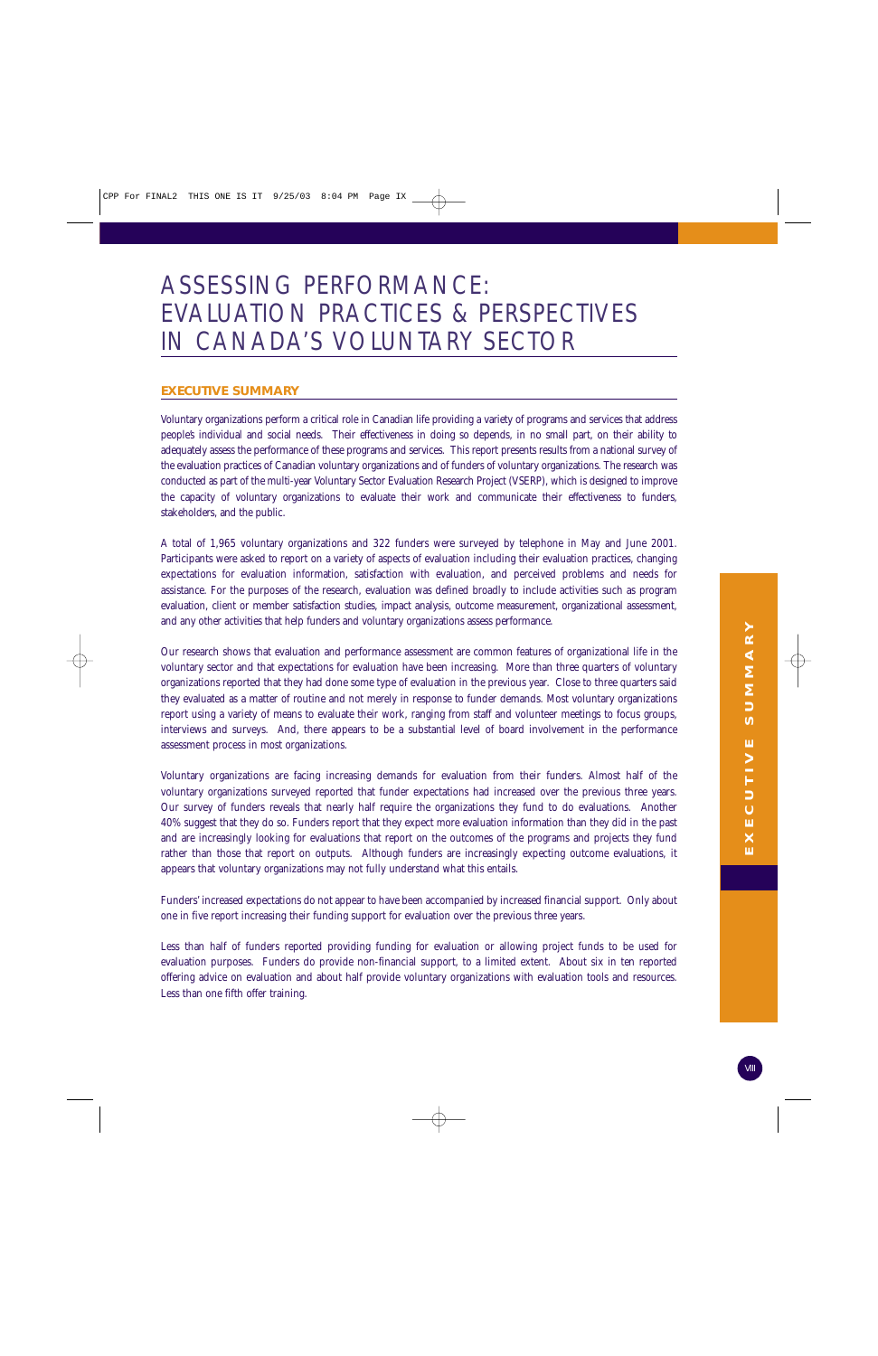# ASSESSING PERFORMANCE: EVALUATION PRACTICES & PERSPECTIVES IN CANADA'S VOLUNTARY SECTOR

## EXECUTIVE SUMMARY

Voluntary organizations perform a critical role in Canadian life providing a variety of programs and services that address people's individual and social needs. Their effectiveness in doing so depends, in no small part, on their ability to adequately assess the performance of these programs and services. This report presents results from a national survey of the evaluation practices of Canadian voluntary organizations and of funders of voluntary organizations. The research was conducted as part of the multi-year Voluntary Sector Evaluation Research Project (VSERP), which is designed to improve the capacity of voluntary organizations to evaluate their work and communicate their effectiveness to funders, stakeholders, and the public.

A total of 1,965 voluntary organizations and 322 funders were surveyed by telephone in May and June 2001. Participants were asked to report on a variety of aspects of evaluation including their evaluation practices, changing expectations for evaluation information, satisfaction with evaluation, and perceived problems and needs for assistance. For the purposes of the research, evaluation was defined broadly to include activities such as program evaluation, client or member satisfaction studies, impact analysis, outcome measurement, organizational assessment, and any other activities that help funders and voluntary organizations assess performance.

Our research shows that evaluation and performance assessment are common features of organizational life in the voluntary sector and that expectations for evaluation have been increasing. More than three quarters of voluntary organizations reported that they had done some type of evaluation in the previous year. Close to three quarters said they evaluated as a matter of routine and not merely in response to funder demands. Most voluntary organizations report using a variety of means to evaluate their work, ranging from staff and volunteer meetings to focus groups, interviews and surveys. And, there appears to be a substantial level of board involvement in the performance assessment process in most organizations.

Voluntary organizations are facing increasing demands for evaluation from their funders. Almost half of the voluntary organizations surveyed reported that funder expectations had increased over the previous three years. Our survey of funders reveals that nearly half require the organizations they fund to do evaluations. Another 40% suggest that they do so. Funders report that they expect more evaluation information than they did in the past and are increasingly looking for evaluations that report on the outcomes of the programs and projects they fund rather than those that report on outputs. Although funders are increasingly expecting outcome evaluations, it appears that voluntary organizations may not fully understand what this entails.

Funders' increased expectations do not appear to have been accompanied by increased financial support. Only about one in five report increasing their funding support for evaluation over the previous three years.

Less than half of funders reported providing funding for evaluation or allowing project funds to be used for evaluation purposes. Funders do provide non-financial support, to a limited extent. About six in ten reported offering advice on evaluation and about half provide voluntary organizations with evaluation tools and resources. Less than one fifth offer training.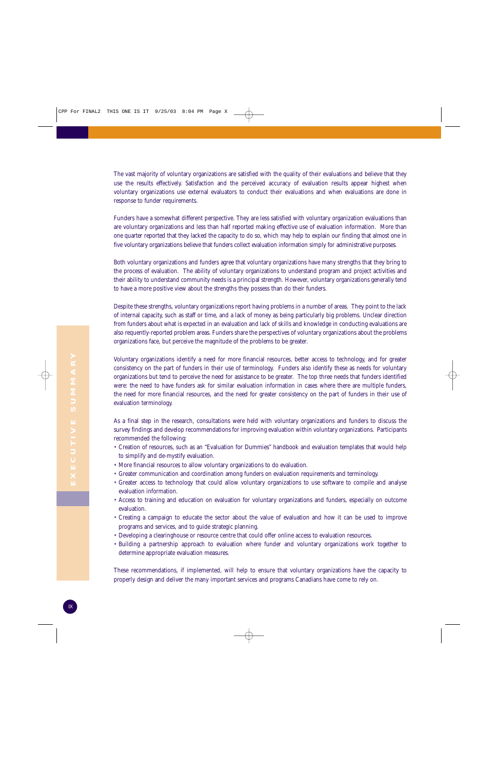The vast majority of voluntary organizations are satisfied with the quality of their evaluations and believe that they use the results effectively. Satisfaction and the perceived accuracy of evaluation results appear highest when voluntary organizations use external evaluators to conduct their evaluations and when evaluations are done in response to funder requirements.

Funders have a somewhat different perspective. They are less satisfied with voluntary organization evaluations than are voluntary organizations and less than half reported making effective use of evaluation information. More than one quarter reported that they lacked the capacity to do so, which may help to explain our finding that almost one in five voluntary organizations believe that funders collect evaluation information simply for administrative purposes.

Both voluntary organizations and funders agree that voluntary organizations have many strengths that they bring to the process of evaluation. The ability of voluntary organizations to understand program and project activities and their ability to understand community needs is a principal strength. However, voluntary organizations generally tend to have a more positive view about the strengths they possess than do their funders.

Despite these strengths, voluntary organizations report having problems in a number of areas. They point to the lack of internal capacity, such as staff or time, and a lack of money as being particularly big problems. Unclear direction from funders about what is expected in an evaluation and lack of skills and knowledge in conducting evaluations are also requently-reported problem areas. Funders share the perspectives of voluntary organizations about the problems organizations face, but perceive the magnitude of the problems to be greater.

Voluntary organizations identify a need for more financial resources, better access to technology, and for greater consistency on the part of funders in their use of terminology. Funders also identify these as needs for voluntary organizations but tend to perceive the need for assistance to be greater. The top three needs that funders identified were: the need to have funders ask for similar evaluation information in cases where there are multiple funders, the need for more financial resources, and the need for greater consistency on the part of funders in their use of evaluation terminology.

As a final step in the research, consultations were held with voluntary organizations and funders to discuss the survey findings and develop recommendations for improving evaluation within voluntary organizations. Participants recommended the following:

- Creation of resources, such as an "Evaluation for Dummies" handbook and evaluation templates that would help to simplify and de-mystify evaluation.
- More financial resources to allow voluntary organizations to do evaluation.
- Greater communication and coordination among funders on evaluation requirements and terminology.
- Greater access to technology that could allow voluntary organizations to use software to compile and analyse evaluation information.
- Access to training and education on evaluation for voluntary organizations and funders, especially on outcome evaluation.
- Creating a campaign to educate the sector about the value of evaluation and how it can be used to improve programs and services, and to guide strategic planning.
- Developing a clearinghouse or resource centre that could offer online access to evaluation resources.
- Building a partnership approach to evaluation where funder and voluntary organizations work together to determine appropriate evaluation measures.

These recommendations, if implemented, will help to ensure that voluntary organizations have the capacity to properly design and deliver the many important services and programs Canadians have come to rely on.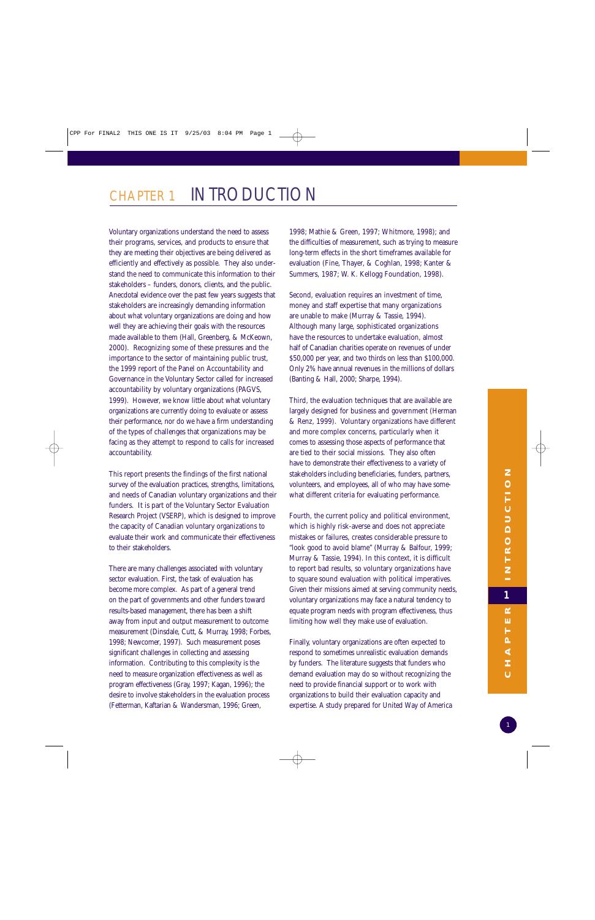# CHAPTER 1 INTRODUCTION

Voluntary organizations understand the need to assess their programs, services, and products to ensure that they are meeting their objectives are being delivered as efficiently and effectively as possible. They also understand the need to communicate this information to their stakeholders – funders, donors, clients, and the public. Anecdotal evidence over the past few years suggests that stakeholders are increasingly demanding information about what voluntary organizations are doing and how well they are achieving their goals with the resources made available to them (Hall, Greenberg, & McKeown, 2000). Recognizing some of these pressures and the importance to the sector of maintaining public trust, the 1999 report of the Panel on Accountability and Governance in the Voluntary Sector called for increased accountability by voluntary organizations (PAGVS, 1999). However, we know little about what voluntary organizations are currently doing to evaluate or assess their performance, nor do we have a firm understanding of the types of challenges that organizations may be facing as they attempt to respond to calls for increased accountability.

This report presents the findings of the first national survey of the evaluation practices, strengths, limitations, and needs of Canadian voluntary organizations and their funders. It is part of the Voluntary Sector Evaluation Research Project (VSERP), which is designed to improve the capacity of Canadian voluntary organizations to evaluate their work and communicate their effectiveness to their stakeholders.

There are many challenges associated with voluntary sector evaluation. First, the task of evaluation has become more complex. As part of a general trend on the part of governments and other funders toward results-based management, there has been a shift away from input and output measurement to outcome measurement (Dinsdale, Cutt, & Murray, 1998; Forbes, 1998; Newcomer, 1997). Such measurement poses significant challenges in collecting and assessing information. Contributing to this complexity is the need to measure organization effectiveness as well as program effectiveness (Gray, 1997; Kagan, 1996); the desire to involve stakeholders in the evaluation process (Fetterman, Kaftarian & Wandersman, 1996; Green, 1998; Mathie & Green, 1997; Whitmore, 1998); and the difficulties of measurement, such as trying to measure long-term effects in the short timeframes available for evaluation (Fine, Thayer, & Coghlan, 1998; Kanter & Summers, 1987; W. K. Kellogg Foundation, 1998).

Second, evaluation requires an investment of time, money and staff expertise that many organizations are unable to make (Murray & Tassie, 1994). Although many large, sophisticated organizations have the resources to undertake evaluation, almost half of Canadian charities operate on revenues of under $50,000 per year, and two thirds on less than $100,000. Only 2% have annual revenues in the millions of dollars (Banting & Hall, 2000; Sharpe, 1994).

Third, the evaluation techniques that are available are largely designed for business and government (Herman & Renz, 1999). Voluntary organizations have different and more complex concerns, particularly when it comes to assessing those aspects of performance that are tied to their social missions. They also often have to demonstrate their effectiveness to a variety of stakeholders including beneficiaries, funders, partners, volunteers, and employees, all of who may have somewhat different criteria for evaluating performance.

Fourth, the current policy and political environment, which is highly risk-averse and does not appreciate mistakes or failures, creates considerable pressure to "look good to avoid blame" (Murray & Balfour, 1999; Murray & Tassie, 1994). In this context, it is difficult to report bad results, so voluntary organizations have to square sound evaluation with political imperatives. Given their missions aimed at serving community needs, voluntary organizations may face a natural tendency to equate program needs with program effectiveness, thus limiting how well they make use of evaluation.

Finally, voluntary organizations are often expected to respond to sometimes unrealistic evaluation demands by funders. The literature suggests that funders who demand evaluation may do so without recognizing the need to provide financial support or to work with organizations to build their evaluation capacity and expertise. A study prepared for United Way of America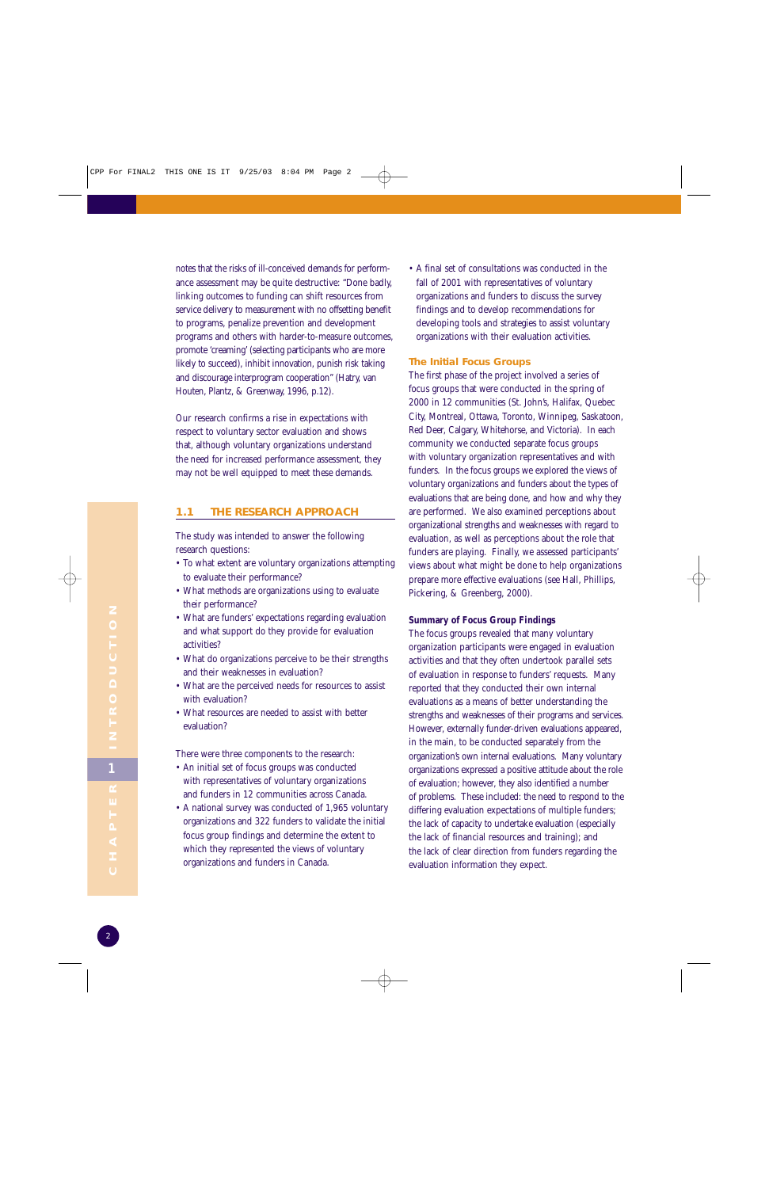notes that the risks of ill-conceived demands for performance assessment may be quite destructive: "Done badly, linking outcomes to funding can shift resources from service delivery to measurement with no offsetting benefit to programs, penalize prevention and development programs and others with harder-to-measure outcomes, promote 'creaming' (selecting participants who are more likely to succeed), inhibit innovation, punish risk taking and discourage interprogram cooperation" (Hatry, van Houten, Plantz, & Greenway, 1996, p.12).

Our research confirms a rise in expectations with respect to voluntary sector evaluation and shows that, although voluntary organizations understand the need for increased performance assessment, they may not be well equipped to meet these demands.

## 1.1 THE RESEARCH APPROACH

The study was intended to answer the following research questions:

- To what extent are voluntary organizations attempting to evaluate their performance?
- What methods are organizations using to evaluate their performance?
- What are funders' expectations regarding evaluation and what support do they provide for evaluation activities?
- What do organizations perceive to be their strengths and their weaknesses in evaluation?
- What are the perceived needs for resources to assist with evaluation?
- What resources are needed to assist with better evaluation?

There were three components to the research:

- An initial set of focus groups was conducted with representatives of voluntary organizations and funders in 12 communities across Canada.
- A national survey was conducted of 1,965 voluntary organizations and 322 funders to validate the initial focus group findings and determine the extent to which they represented the views of voluntary organizations and funders in Canada.
- A final set of consultations was conducted in the fall of 2001 with representatives of voluntary organizations and funders to discuss the survey findings and to develop recommendations for developing tools and strategies to assist voluntary organizations with their evaluation activities.

### The Initial Focus Groups

The first phase of the project involved a series of focus groups that were conducted in the spring of 2000 in 12 communities (St. John's, Halifax, Quebec City, Montreal, Ottawa, Toronto, Winnipeg, Saskatoon, Red Deer, Calgary, Whitehorse, and Victoria). In each community we conducted separate focus groups with voluntary organization representatives and with funders. In the focus groups we explored the views of voluntary organizations and funders about the types of evaluations that are being done, and how and why they are performed. We also examined perceptions about organizational strengths and weaknesses with regard to evaluation, as well as perceptions about the role that funders are playing. Finally, we assessed participants' views about what might be done to help organizations prepare more effective evaluations (see Hall, Phillips, Pickering, & Greenberg, 2000).

#### Summary of Focus Group Findings

The focus groups revealed that many voluntary organization participants were engaged in evaluation activities and that they often undertook parallel sets of evaluation in response to funders' requests. Many reported that they conducted their own internal evaluations as a means of better understanding the strengths and weaknesses of their programs and services. However, externally funder-driven evaluations appeared, in the main, to be conducted separately from the organization's own internal evaluations. Many voluntary organizations expressed a positive attitude about the role of evaluation; however, they also identified a number of problems. These included: the need to respond to the differing evaluation expectations of multiple funders; the lack of capacity to undertake evaluation (especially the lack of financial resources and training); and the lack of clear direction from funders regarding the evaluation information they expect.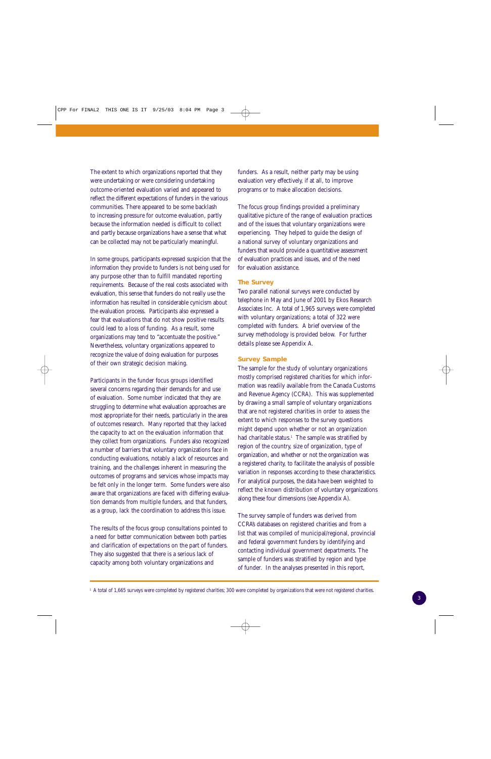The extent to which organizations reported that they were undertaking or were considering undertaking outcome-oriented evaluation varied and appeared to reflect the different expectations of funders in the various communities. There appeared to be some backlash to increasing pressure for outcome evaluation, partly because the information needed is difficult to collect and partly because organizations have a sense that what can be collected may not be particularly meaningful.

In some groups, participants expressed suspicion that the information they provide to funders is not being used for any purpose other than to fulfill mandated reporting requirements. Because of the real costs associated with evaluation, this sense that funders do not really use the information has resulted in considerable cynicism about the evaluation process. Participants also expressed a fear that evaluations that do not show positive results could lead to a loss of funding. As a result, some organizations may tend to "accentuate the positive." Nevertheless, voluntary organizations appeared to recognize the value of doing evaluation for purposes of their own strategic decision making.

Participants in the funder focus groups identified several concerns regarding their demands for and use of evaluation. Some number indicated that they are struggling to determine what evaluation approaches are most appropriate for their needs, particularly in the area of outcomes research. Many reported that they lacked the capacity to act on the evaluation information that they collect from organizations. Funders also recognized a number of barriers that voluntary organizations face in conducting evaluations, notably a lack of resources and training, and the challenges inherent in measuring the outcomes of programs and services whose impacts may be felt only in the longer term. Some funders were also aware that organizations are faced with differing evaluation demands from multiple funders, and that funders, as a group, lack the coordination to address this issue.

The results of the focus group consultations pointed to a need for better communication between both parties and clarification of expectations on the part of funders. They also suggested that there is a serious lack of capacity among both voluntary organizations and funders. As a result, neither party may be using evaluation very effectively, if at all, to improve programs or to make allocation decisions.

The focus group findings provided a preliminary qualitative picture of the range of evaluation practices and of the issues that voluntary organizations were experiencing. They helped to guide the design of a national survey of voluntary organizations and funders that would provide a quantitative assessment of evaluation practices and issues, and of the need for evaluation assistance.

## The Survey

Two parallel national surveys were conducted by telephone in May and June of 2001 by Ekos Research Associates Inc. A total of 1,965 surveys were completed with voluntary organizations; a total of 322 were completed with funders. A brief overview of the survey methodology is provided below. For further details please see Appendix A.

## Survey Sample

The sample for the study of voluntary organizations mostly comprised registered charities for which information was readily available from the Canada Customs and Revenue Agency (CCRA). This was supplemented by drawing a small sample of voluntary organizations that are not registered charities in order to assess the extent to which responses to the survey questions might depend upon whether or not an organization had charitable status.[1] The sample was stratified by region of the country, size of organization, type of organization, and whether or not the organization was a registered charity, to facilitate the analysis of possible variation in responses according to these characteristics. For analytical purposes, the data have been weighted to reflect the known distribution of voluntary organizations along these four dimensions (see Appendix A).

The survey sample of funders was derived from CCRA's databases on registered charities and from a list that was compiled of municipal/regional, provincial and federal government funders by identifying and contacting individual government departments. The sample of funders was stratified by region and type of funder. In the analyses presented in this report,

[1] A total of 1,665 surveys were completed by registered charities; 300 were completed by organizations that were not registered charities.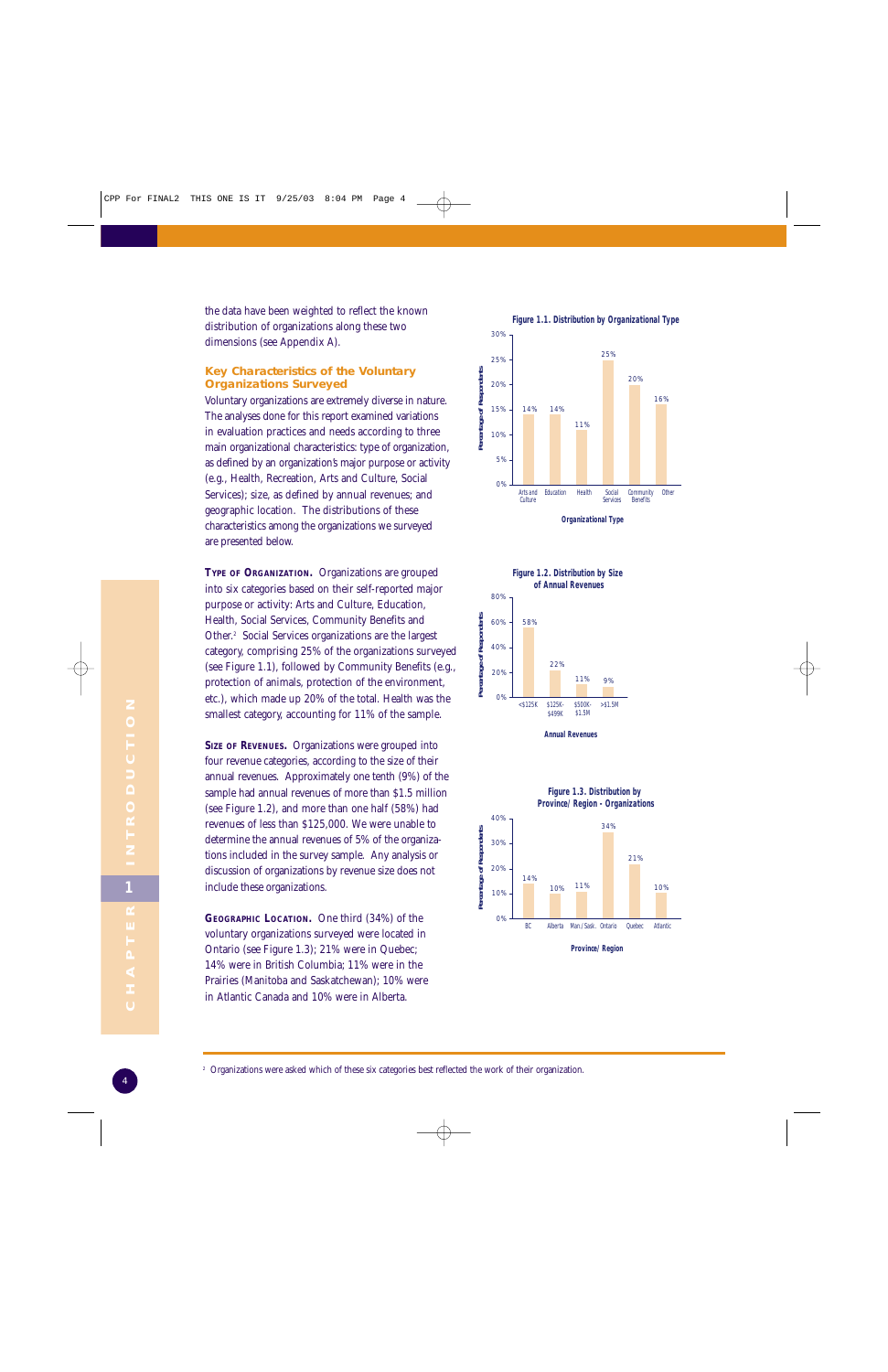the data have been weighted to reflect the known distribution of organizations along these two dimensions (see Appendix A).

## Key Characteristics of the Voluntary Organizations Surveyed

Voluntary organizations are extremely diverse in nature. The analyses done for this report examined variations in evaluation practices and needs according to three main organizational characteristics: type of organization, as defined by an organization's major purpose or activity (e.g., Health, Recreation, Arts and Culture, Social Services); size, as defined by annual revenues; and geographic location. The distributions of these characteristics among the organizations we surveyed are presented below.

**Type of Organization.** Organizations are grouped into six categories based on their self-reported major purpose or activity: Arts and Culture, Education, Health, Social Services, Community Benefits and Other.[2] Social Services organizations are the largest category, comprising 25% of the organizations surveyed (see Figure 1.1), followed by Community Benefits (e.g., protection of animals, protection of the environment, etc.), which made up 20% of the total. Health was the smallest category, accounting for 11% of the sample.

**Size of Revenues.** Organizations were grouped into four revenue categories, according to the size of their annual revenues. Approximately one tenth (9%) of the sample had annual revenues of more than $1.5 million (see Figure 1.2), and more than one half (58%) had revenues of less than $125,000. We were unable to determine the annual revenues of 5% of the organizations included in the survey sample. Any analysis or discussion of organizations by revenue size does not include these organizations.

**Geographic Location.** One third (34%) of the voluntary organizations surveyed were located in Ontario (see Figure 1.3); 21% were in Quebec; 14% were in British Columbia; 11% were in the Prairies (Manitoba and Saskatchewan); 10% were in Atlantic Canada and 10% were in Alberta.

**Figure 1.1. Distribution by Organizational Type**

| Organizational Type | Percentage of Respondents |
|---|---|
| Arts and Culture | 14% |
| Education | 14% |
| Health | 11% |
| Social Services | 25% |
| Community Benefits | 20% |
| Other | 16% |

**Figure 1.2. Distribution by Size of Annual Revenues**

| Annual Revenues | Percentage of Respondents |
|---|---|
| <$125K | 58% |
| $125K-$499K | 22% |
| $500K-$1.5M | 11% |
| >$1.5M | 9% |

**Figure 1.3. Distribution by Province/ Region - Organizations**

| Province/ Region | Percentage of Respondents |
|---|---|
| BC | 14% |
| Alberta | 10% |
| Man./Sask. | 11% |
| Ontario | 34% |
| Quebec | 21% |
| Atlantic | 10% |

[2] Organizations were asked which of these six categories best reflected the work of their organization.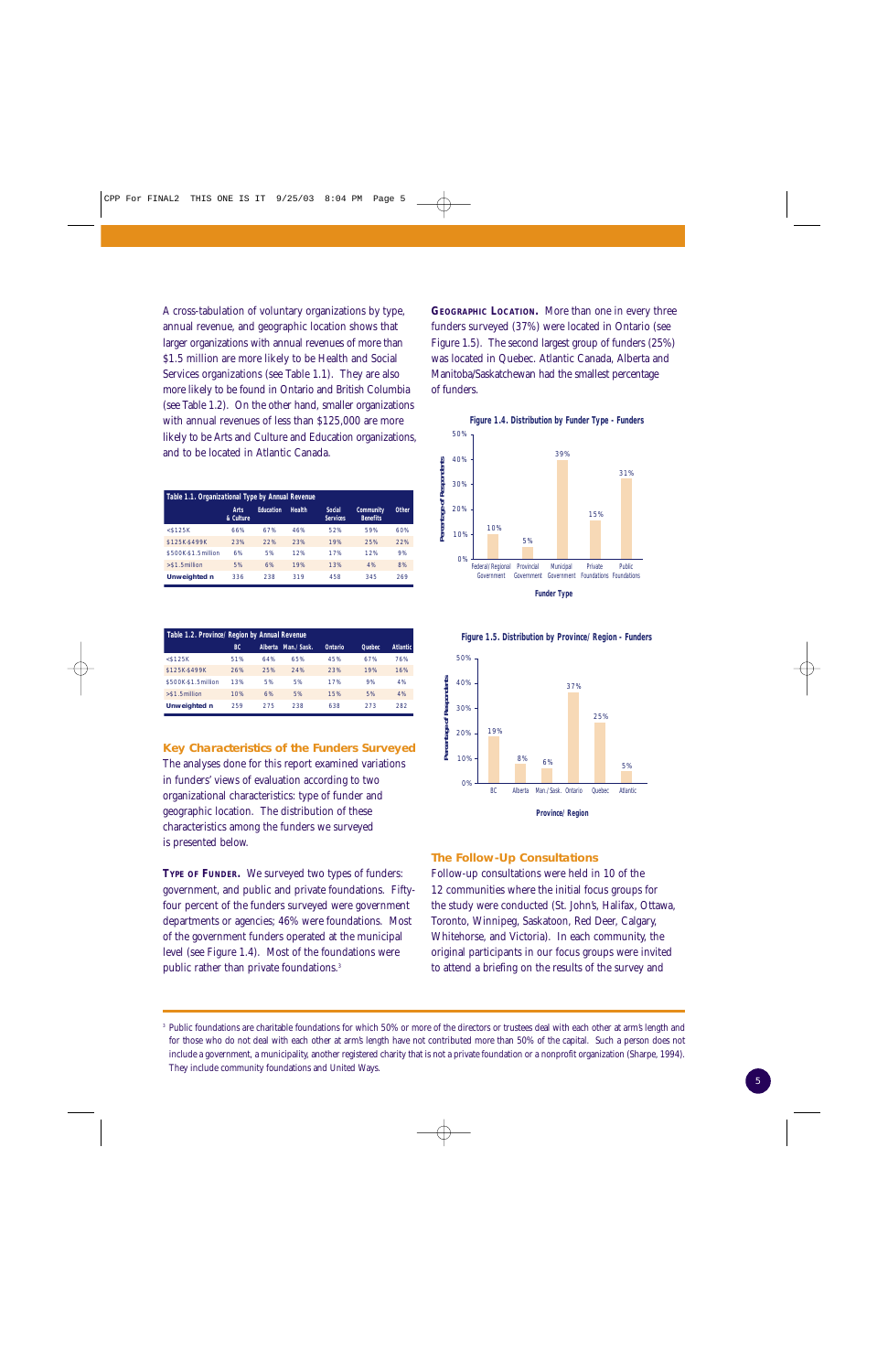A cross-tabulation of voluntary organizations by type, annual revenue, and geographic location shows that larger organizations with annual revenues of more than $1.5 million are more likely to be Health and Social Services organizations (see Table 1.1). They are also more likely to be found in Ontario and British Columbia (see Table 1.2). On the other hand, smaller organizations with annual revenues of less than $125,000 are more likely to be Arts and Culture and Education organizations, and to be located in Atlantic Canada.

**Table 1.1. Organizational Type by Annual Revenue**

| | Arts & Culture | Education | Health | Social Services | Community Benefits | Other |
|---|---|---|---|---|---|---|
| <$125K | 66% | 67% | 46% | 52% | 59% | 60% |
| $125K-$499K | 23% | 22% | 23% | 19% | 25% | 22% |
| $500K-$1.5 million | 6% | 5% | 12% | 17% | 12% | 9% |
| >$1.5 million | 5% | 6% | 19% | 13% | 4% | 8% |
| **Unweighted n** | 336 | 238 | 319 | 458 | 345 | 269 |

**Table 1.2. Province/ Region by Annual Revenue**

| | BC | Alberta | Man./ Sask. | Ontario | Quebec | Atlantic |
|---|---|---|---|---|---|---|
| <$125K | 51% | 64% | 65% | 45% | 67% | 76% |
| $125K-$499K | 26% | 25% | 24% | 23% | 19% | 16% |
| $500K-$1.5 million | 13% | 5% | 5% | 17% | 9% | 4% |
| >$1.5 million | 10% | 6% | 5% | 15% | 5% | 4% |
| **Unweighted n** | 259 | 275 | 238 | 638 | 273 | 282 |

## Key Characteristics of the Funders Surveyed

The analyses done for this report examined variations in funders' views of evaluation according to two organizational characteristics: type of funder and geographic location. The distribution of these characteristics among the funders we surveyed is presented below.

**TYPE OF FUNDER.** We surveyed two types of funders: government, and public and private foundations. Fifty-four percent of the funders surveyed were government departments or agencies; 46% were foundations. Most of the government funders operated at the municipal level (see Figure 1.4). Most of the foundations were public rather than private foundations.[3]

**GEOGRAPHIC LOCATION.** More than one in every three funders surveyed (37%) were located in Ontario (see Figure 1.5). The second largest group of funders (25%) was located in Quebec. Atlantic Canada, Alberta and Manitoba/Saskatchewan had the smallest percentage of funders.

**Figure 1.4. Distribution by Funder Type - Funders**

| Funder Type | Percentage of Respondents |
|---|---|
| Federal/Regional Government | 10% |
| Provincial Government | 5% |
| Municipal Government | 39% |
| Private Foundations | 15% |
| Public Foundations | 31% |

**Figure 1.5. Distribution by Province/ Region - Funders**

| Province/ Region | Percentage of Respondents |
|---|---|
| BC | 19% |
| Alberta | 8% |
| Man./Sask. | 6% |
| Ontario | 37% |
| Quebec | 25% |
| Atlantic | 5% |

## The Follow-Up Consultations

Follow-up consultations were held in 10 of the 12 communities where the initial focus groups for the study were conducted (St. John's, Halifax, Ottawa, Toronto, Winnipeg, Saskatoon, Red Deer, Calgary, Whitehorse, and Victoria). In each community, the original participants in our focus groups were invited to attend a briefing on the results of the survey and

[3] Public foundations are charitable foundations for which 50% or more of the directors or trustees deal with each other at arm's length and for those who do not deal with each other at arm's length have not contributed more than 50% of the capital. Such a person does not include a government, a municipality, another registered charity that is not a private foundation or a nonprofit organization (Sharpe, 1994). They include community foundations and United Ways.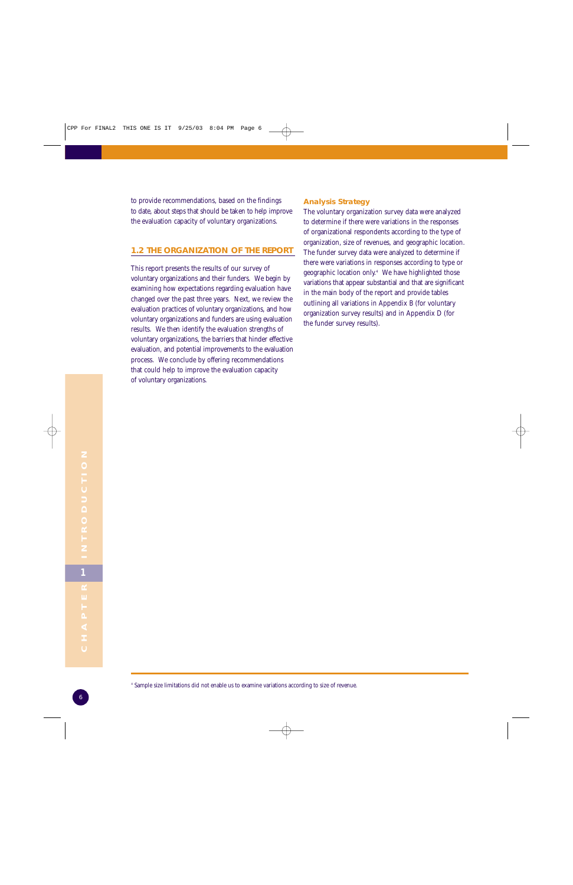to provide recommendations, based on the findings to date, about steps that should be taken to help improve the evaluation capacity of voluntary organizations.

## 1.2 THE ORGANIZATION OF THE REPORT

This report presents the results of our survey of voluntary organizations and their funders. We begin by examining how expectations regarding evaluation have changed over the past three years. Next, we review the evaluation practices of voluntary organizations, and how voluntary organizations and funders are using evaluation results. We then identify the evaluation strengths of voluntary organizations, the barriers that hinder effective evaluation, and potential improvements to the evaluation process. We conclude by offering recommendations that could help to improve the evaluation capacity of voluntary organizations.

### Analysis Strategy

The voluntary organization survey data were analyzed to determine if there were variations in the responses of organizational respondents according to the type of organization, size of revenues, and geographic location. The funder survey data were analyzed to determine if there were variations in responses according to type or geographic location only.[4] We have highlighted those variations that appear substantial and that are significant in the main body of the report and provide tables outlining all variations in Appendix B (for voluntary organization survey results) and in Appendix D (for the funder survey results).

[4] Sample size limitations did not enable us to examine variations according to size of revenue.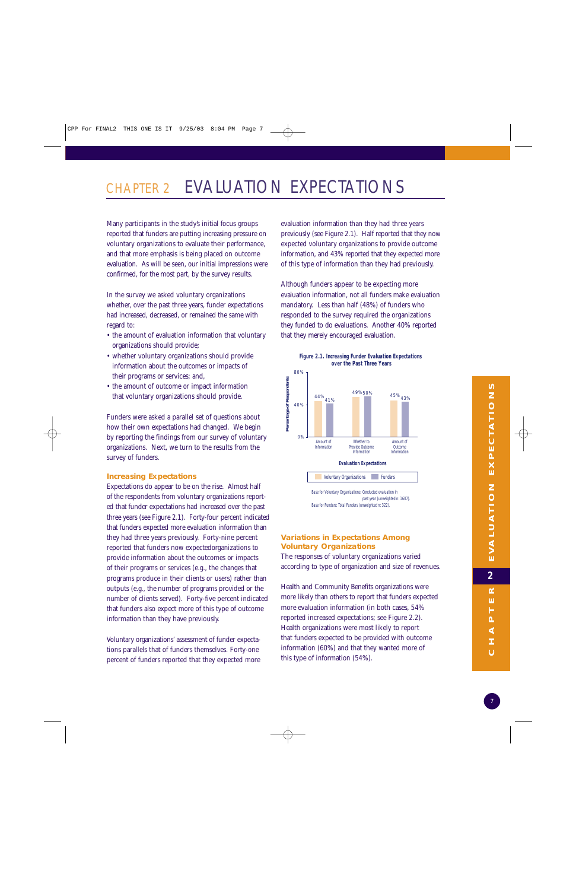# CHAPTER 2 EVALUATION EXPECTATIONS

Many participants in the study's initial focus groups reported that funders are putting increasing pressure on voluntary organizations to evaluate their performance, and that more emphasis is being placed on outcome evaluation. As will be seen, our initial impressions were confirmed, for the most part, by the survey results.

In the survey we asked voluntary organizations whether, over the past three years, funder expectations had increased, decreased, or remained the same with regard to:

- the amount of evaluation information that voluntary organizations should provide;
- whether voluntary organizations should provide information about the outcomes or impacts of their programs or services; and,
- the amount of outcome or impact information that voluntary organizations should provide.

Funders were asked a parallel set of questions about how their own expectations had changed. We begin by reporting the findings from our survey of voluntary organizations. Next, we turn to the results from the survey of funders.

## Increasing Expectations

Expectations do appear to be on the rise. Almost half of the respondents from voluntary organizations reported that funder expectations had increased over the past three years (see Figure 2.1). Forty-four percent indicated that funders expected more evaluation information than they had three years previously. Forty-nine percent reported that funders now expectedorganizations to provide information about the outcomes or impacts of their programs or services (e.g., the changes that programs produce in their clients or users) rather than outputs (e.g., the number of programs provided or the number of clients served). Forty-five percent indicated that funders also expect more of this type of outcome information than they have previously.

Voluntary organizations' assessment of funder expectations parallels that of funders themselves. Forty-one percent of funders reported that they expected more evaluation information than they had three years previously (see Figure 2.1). Half reported that they now expected voluntary organizations to provide outcome information, and 43% reported that they expected more of this type of information than they had previously.

Although funders appear to be expecting more evaluation information, not all funders make evaluation mandatory. Less than half (48%) of funders who responded to the survey required the organizations they funded to do evaluations. Another 40% reported that they merely encouraged evaluation.

**Figure 2.1. Increasing Funder Evaluation Expectations over the Past Three Years**

| Evaluation Expectations | Voluntary Organizations | Funders |
|---|---|---|
| Amount of Information | 44% | 41% |
| Whether to Provide Outcome Information | 49% | 50% |
| Amount of Outcome Information | 45% | 43% |

Base for Voluntary Organizations: Conducted evaluation in past year (unweighted n: 1607).
Base for Funders: Total Funders (unweighted n: 322).

## Variations in Expectations Among Voluntary Organizations

The responses of voluntary organizations varied according to type of organization and size of revenues.

Health and Community Benefits organizations were more likely than others to report that funders expected more evaluation information (in both cases, 54% reported increased expectations; see Figure 2.2). Health organizations were most likely to report that funders expected to be provided with outcome information (60%) and that they wanted more of this type of information (54%).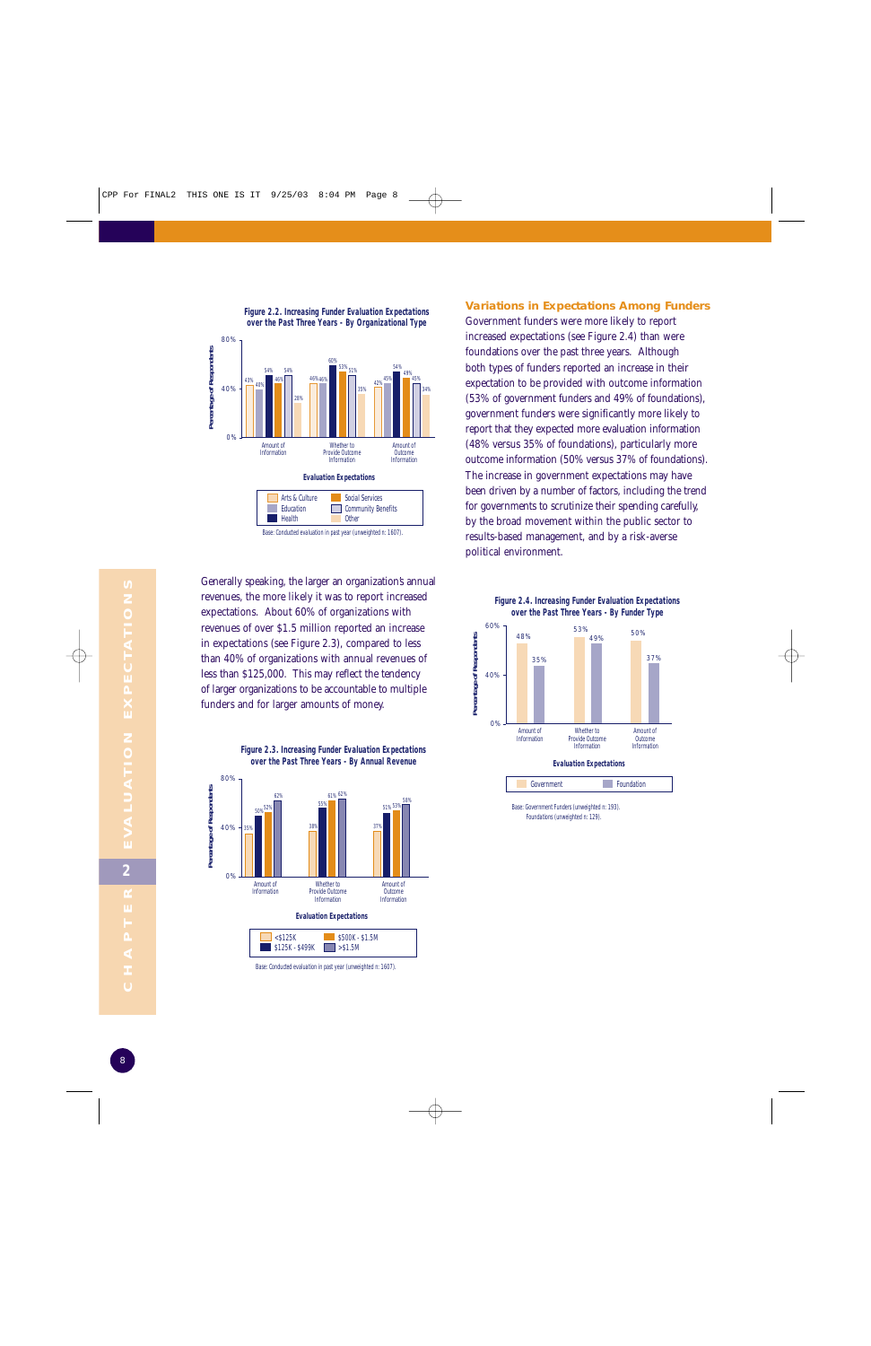**Figure 2.2. Increasing Funder Evaluation Expectations over the Past Three Years - By Organizational Type**

| Evaluation Expectations | Arts & Culture | Education | Health | Social Services | Community Benefits | Other |
|---|---|---|---|---|---|---|
| Amount of Information | 43% | 40% | 54% | 46% | 54% | 28% |
| Whether to Provide Outcome Information | 46% | 46% | 60% | 53% | 51% | 35% |
| Amount of Outcome Information | 42% | 45% | 54% | 49% | 45% | 34% |

Base: Conducted evaluation in past year (unweighted n: 1607).

Generally speaking, the larger an organization's annual revenues, the more likely it was to report increased expectations. About 60% of organizations with revenues of over $1.5 million reported an increase in expectations (see Figure 2.3), compared to less than 40% of organizations with annual revenues of less than $125,000. This may reflect the tendency of larger organizations to be accountable to multiple funders and for larger amounts of money.

**Figure 2.3. Increasing Funder Evaluation Expectations over the Past Three Years - By Annual Revenue**

| Evaluation Expectations | <$125K | $125K - $499K | $500K - $1.5M | >$1.5M |
|---|---|---|---|---|
| Amount of Information | 35% | 50% | 52% | 62% |
| Whether to Provide Outcome Information | 38% | 55% | 61% | 62% |
| Amount of Outcome Information | 37% | 51% | 53% | 58% |

Base: Conducted evaluation in past year (unweighted n: 1607).

### Variations in Expectations Among Funders

Government funders were more likely to report increased expectations (see Figure 2.4) than were foundations over the past three years. Although both types of funders reported an increase in their expectation to be provided with outcome information (53% of government funders and 49% of foundations), government funders were significantly more likely to report that they expected more evaluation information (48% versus 35% of foundations), particularly more outcome information (50% versus 37% of foundations). The increase in government expectations may have been driven by a number of factors, including the trend for governments to scrutinize their spending carefully, by the broad movement within the public sector to results-based management, and by a risk-averse political environment.

**Figure 2.4. Increasing Funder Evaluation Expectations over the Past Three Years - By Funder Type**

| Evaluation Expectations | Government | Foundation |
|---|---|---|
| Amount of Information | 48% | 35% |
| Whether to Provide Outcome Information | 53% | 49% |
| Amount of Outcome Information | 50% | 37% |

Base: Government Funders (unweighted n: 193).
Foundations (unweighted n: 129).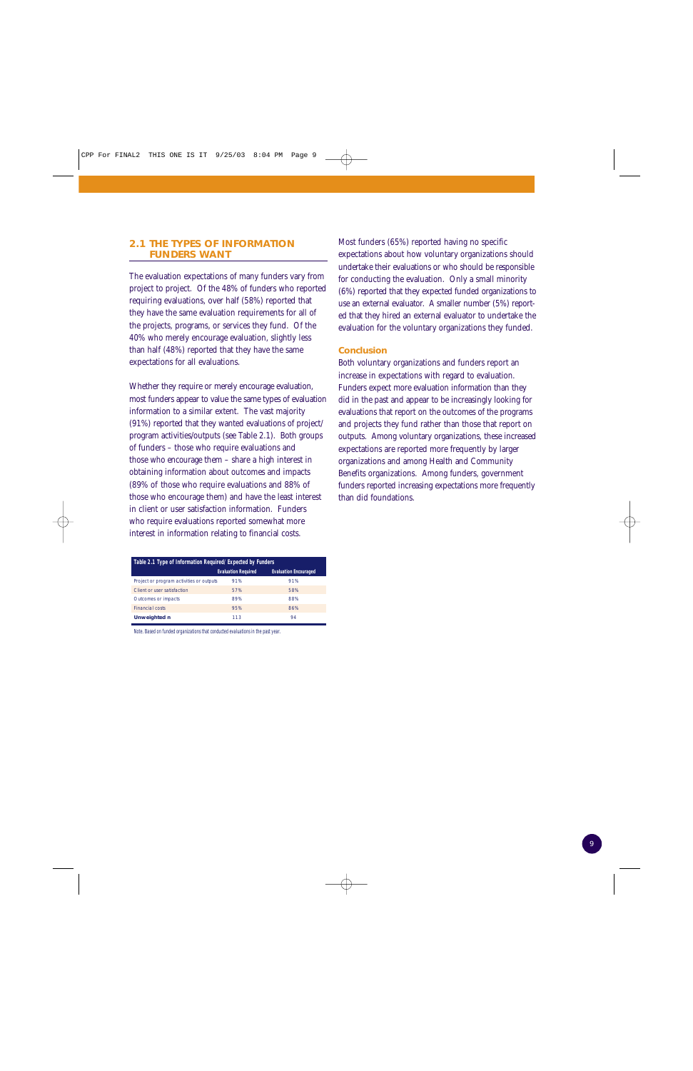## 2.1 THE TYPES OF INFORMATION FUNDERS WANT

The evaluation expectations of many funders vary from project to project. Of the 48% of funders who reported requiring evaluations, over half (58%) reported that they have the same evaluation requirements for all of the projects, programs, or services they fund. Of the 40% who merely encourage evaluation, slightly less than half (48%) reported that they have the same expectations for all evaluations.

Whether they require or merely encourage evaluation, most funders appear to value the same types of evaluation information to a similar extent. The vast majority (91%) reported that they wanted evaluations of project/program activities/outputs (see Table 2.1). Both groups of funders – those who require evaluations and those who encourage them – share a high interest in obtaining information about outcomes and impacts (89% of those who require evaluations and 88% of those who encourage them) and have the least interest in client or user satisfaction information. Funders who require evaluations reported somewhat more interest in information relating to financial costs.

**Table 2.1 Type of Information Required/ Expected by Funders**

| | Evaluation Required | Evaluation Encouraged |
|---|---|---|
| Project or program activities or outputs | 91% | 91% |
| Client or user satisfaction | 57% | 58% |
| Outcomes or impacts | 89% | 88% |
| Financial costs | 95% | 86% |
| **Unweighted n** | 113 | 94 |

Note. Based on funded organizations that conducted evaluations in the past year.

Most funders (65%) reported having no specific expectations about how voluntary organizations should undertake their evaluations or who should be responsible for conducting the evaluation. Only a small minority (6%) reported that they expected funded organizations to use an external evaluator. A smaller number (5%) reported that they hired an external evaluator to undertake the evaluation for the voluntary organizations they funded.

### Conclusion

Both voluntary organizations and funders report an increase in expectations with regard to evaluation. Funders expect more evaluation information than they did in the past and appear to be increasingly looking for evaluations that report on the outcomes of the programs and projects they fund rather than those that report on outputs. Among voluntary organizations, these increased expectations are reported more frequently by larger organizations and among Health and Community Benefits organizations. Among funders, government funders reported increasing expectations more frequently than did foundations.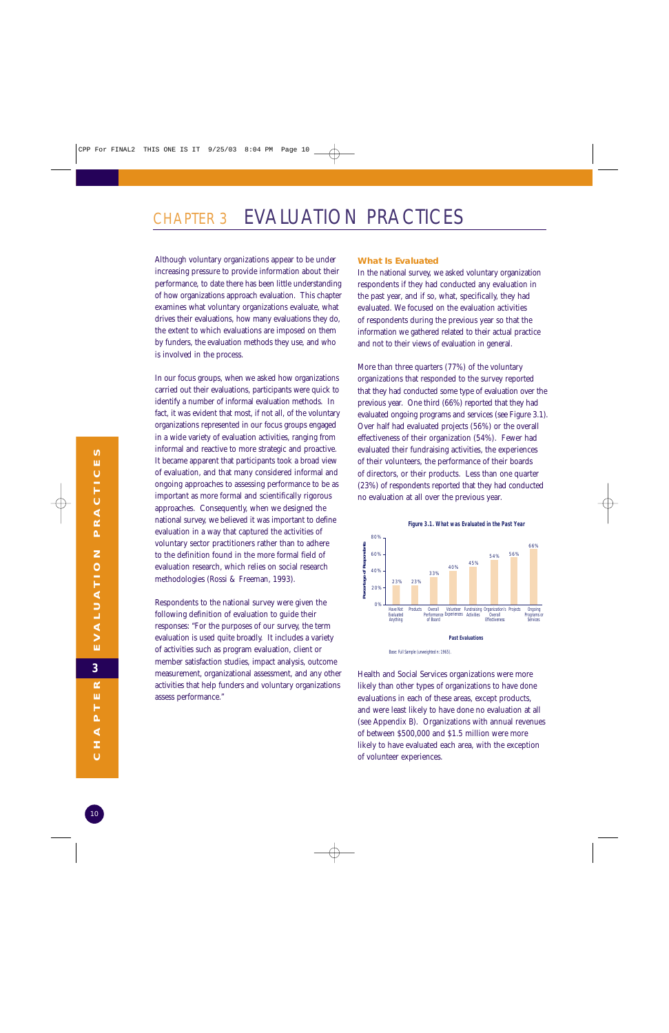# CHAPTER 3 EVALUATION PRACTICES

Although voluntary organizations appear to be under increasing pressure to provide information about their performance, to date there has been little understanding of how organizations approach evaluation. This chapter examines what voluntary organizations evaluate, what drives their evaluations, how many evaluations they do, the extent to which evaluations are imposed on them by funders, the evaluation methods they use, and who is involved in the process.

In our focus groups, when we asked how organizations carried out their evaluations, participants were quick to identify a number of informal evaluation methods. In fact, it was evident that most, if not all, of the voluntary organizations represented in our focus groups engaged in a wide variety of evaluation activities, ranging from informal and reactive to more strategic and proactive. It became apparent that participants took a broad view of evaluation, and that many considered informal and ongoing approaches to assessing performance to be as important as more formal and scientifically rigorous approaches. Consequently, when we designed the national survey, we believed it was important to define evaluation in a way that captured the activities of voluntary sector practitioners rather than to adhere to the definition found in the more formal field of evaluation research, which relies on social research methodologies (Rossi & Freeman, 1993).

Respondents to the national survey were given the following definition of evaluation to guide their responses: "For the purposes of our survey, the term evaluation is used quite broadly. It includes a variety of activities such as program evaluation, client or member satisfaction studies, impact analysis, outcome measurement, organizational assessment, and any other activities that help funders and voluntary organizations assess performance."

## What Is Evaluated

In the national survey, we asked voluntary organization respondents if they had conducted any evaluation in the past year, and if so, what, specifically, they had evaluated. We focused on the evaluation activities of respondents during the previous year so that the information we gathered related to their actual practice and not to their views of evaluation in general.

More than three quarters (77%) of the voluntary organizations that responded to the survey reported that they had conducted some type of evaluation over the previous year. One third (66%) reported that they had evaluated ongoing programs and services (see Figure 3.1). Over half had evaluated projects (56%) or the overall effectiveness of their organization (54%). Fewer had evaluated their fundraising activities, the experiences of their volunteers, the performance of their boards of directors, or their products. Less than one quarter (23%) of respondents reported that they had conducted no evaluation at all over the previous year.

**Figure 3.1. What was Evaluated in the Past Year**

| Past Evaluations | Percentage of Respondents |
|---|---|
| Have Not Evaluated Anything | 23% |
| Products | 23% |
| Overall Performance of Board | 33% |
| Volunteer Experiences | 40% |
| Fundraising Activities | 45% |
| Organization's Overall Effectiveness | 54% |
| Projects | 56% |
| Ongoing Programs or Services | 66% |

Base: Full Sample (unweighted n: 1965).

Health and Social Services organizations were more likely than other types of organizations to have done evaluations in each of these areas, except products, and were least likely to have done no evaluation at all (see Appendix B). Organizations with annual revenues of between $500,000 and $1.5 million were more likely to have evaluated each area, with the exception of volunteer experiences.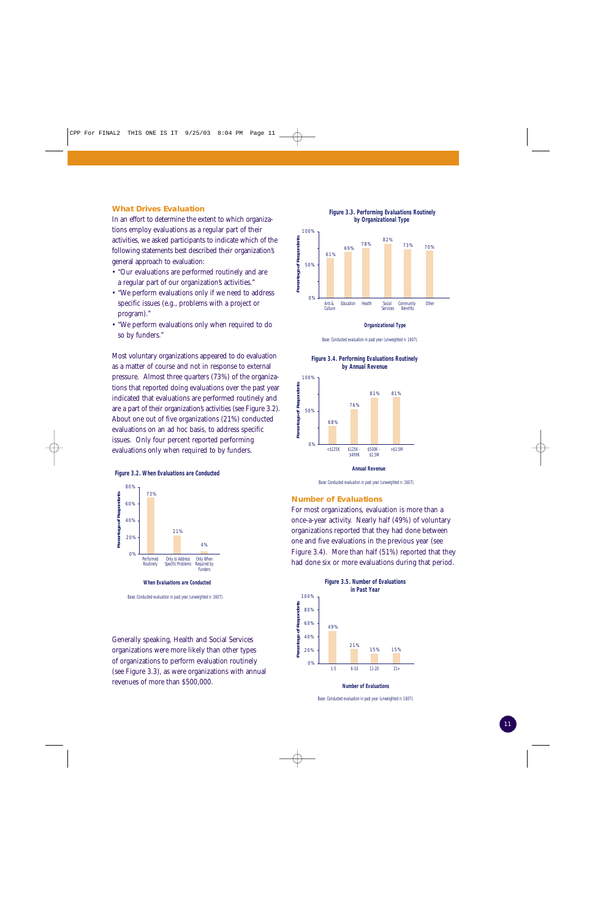## What Drives Evaluation

In an effort to determine the extent to which organizations employ evaluations as a regular part of their activities, we asked participants to indicate which of the following statements best described their organization's general approach to evaluation:

- "Our evaluations are performed routinely and are a regular part of our organization's activities."
- "We perform evaluations only if we need to address specific issues (e.g., problems with a project or program)."
- "We perform evaluations only when required to do so by funders."

Most voluntary organizations appeared to do evaluation as a matter of course and not in response to external pressure. Almost three quarters (73%) of the organizations that reported doing evaluations over the past year indicated that evaluations are performed routinely and are a part of their organization's activities (see Figure 3.2). About one out of five organizations (21%) conducted evaluations on an ad hoc basis, to address specific issues. Only four percent reported performing evaluations only when required to by funders.

**Figure 3.2. When Evaluations are Conducted**

| When Evaluations are Conducted | Percentage of Respondents |
|---|---|
| Performed Routinely | 73% |
| Only to Address Specific Problems | 21% |
| Only When Required by Funders | 4% |

Base: Conducted evaluation in past year (unweighted n: 1607).

Generally speaking, Health and Social Services organizations were more likely than other types of organizations to perform evaluation routinely (see Figure 3.3), as were organizations with annual revenues of more than $500,000.

**Figure 3.3. Performing Evaluations Routinely by Organizational Type**

| Organizational Type | Percentage of Respondents |
|---|---|
| Arts & Culture | 61% |
| Education | 69% |
| Health | 78% |
| Social Services | 82% |
| Community Benefits | 73% |
| Other | 70% |

Base: Conducted evaluation in past year (unweighted n: 1607).

**Figure 3.4. Performing Evaluations Routinely by Annual Revenue**

| Annual Revenue | Percentage of Respondents |
|---|---|
| <$125K | 68% |
| $125K - $499K | 76% |
| $500K - $1.5M | 81% |
| >$1.5M | 81% |

Base: Conducted evaluation in past year (unweighted n: 1607).

## Number of Evaluations

For most organizations, evaluation is more than a once-a-year activity. Nearly half (49%) of voluntary organizations reported that they had done between one and five evaluations in the previous year (see Figure 3.4). More than half (51%) reported that they had done six or more evaluations during that period.

**Figure 3.5. Number of Evaluations in Past Year**

| Number of Evaluations | Percentage of Respondents |
|---|---|
| 1-5 | 49% |
| 6-10 | 21% |
| 11-20 | 15% |
| 21+ | 15% |

Base: Conducted evaluation in past year (unweighted n: 1607).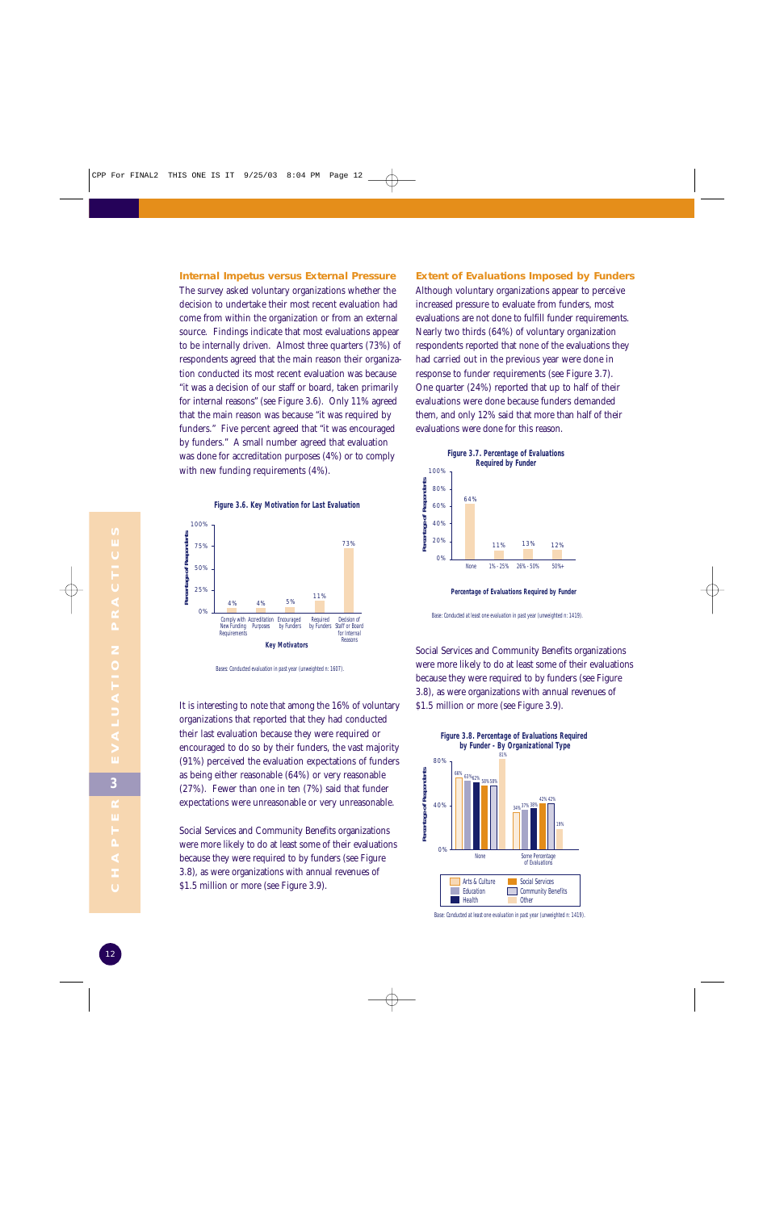## Internal Impetus versus External Pressure

The survey asked voluntary organizations whether the decision to undertake their most recent evaluation had come from within the organization or from an external source. Findings indicate that most evaluations appear to be internally driven. Almost three quarters (73%) of respondents agreed that the main reason their organization conducted its most recent evaluation was because "it was a decision of our staff or board, taken primarily for internal reasons" (see Figure 3.6). Only 11% agreed that the main reason was because "it was required by funders." Five percent agreed that "it was encouraged by funders." A small number agreed that evaluation was done for accreditation purposes (4%) or to comply with new funding requirements (4%).

**Figure 3.6. Key Motivation for Last Evaluation**

| Key Motivators | Percentage of Respondents |
|---|---|
| Comply with New Funding Requirements | 4% |
| Accreditation Purposes | 4% |
| Encouraged by Funders | 5% |
| Required by Funders | 11% |
| Decision of Staff or Board for Internal Reasons | 73% |

Bases: Conducted evaluation in past year (unweighted n: 1607).

It is interesting to note that among the 16% of voluntary organizations that reported that they had conducted their last evaluation because they were required or encouraged to do so by their funders, the vast majority (91%) perceived the evaluation expectations of funders as being either reasonable (64%) or very reasonable (27%). Fewer than one in ten (7%) said that funder expectations were unreasonable or very unreasonable.

Social Services and Community Benefits organizations were more likely to do at least some of their evaluations because they were required to by funders (see Figure 3.8), as were organizations with annual revenues of $1.5 million or more (see Figure 3.9).

## Extent of Evaluations Imposed by Funders

Although voluntary organizations appear to perceive increased pressure to evaluate from funders, most evaluations are not done to fulfill funder requirements. Nearly two thirds (64%) of voluntary organization respondents reported that none of the evaluations they had carried out in the previous year were done in response to funder requirements (see Figure 3.7). One quarter (24%) reported that up to half of their evaluations were done because funders demanded them, and only 12% said that more than half of their evaluations were done for this reason.

**Figure 3.7. Percentage of Evaluations Required by Funder**

| Percentage of Evaluations Required by Funder | Percentage of Respondents |
|---|---|
| None | 64% |
| 1% - 25% | 11% |
| 26% - 50% | 13% |
| 50%+ | 12% |

Base: Conducted at least one evaluation in past year (unweighted n: 1419).

Social Services and Community Benefits organizations were more likely to do at least some of their evaluations because they were required to by funders (see Figure 3.8), as were organizations with annual revenues of $1.5 million or more (see Figure 3.9).

**Figure 3.8. Percentage of Evaluations Required by Funder - By Organizational Type**

| Organizational Type | None | Some Percentage of Evaluations |
|---|---|---|
| Arts & Culture | 66% | 34% |
| Education | 63% | 37% |
| Health | 62% | 38% |
| Social Services | 58% | 42% |
| Community Benefits | 58% | 42% |
| Other | 81% | 19% |

Base: Conducted at least one evaluation in past year (unweighted n: 1419).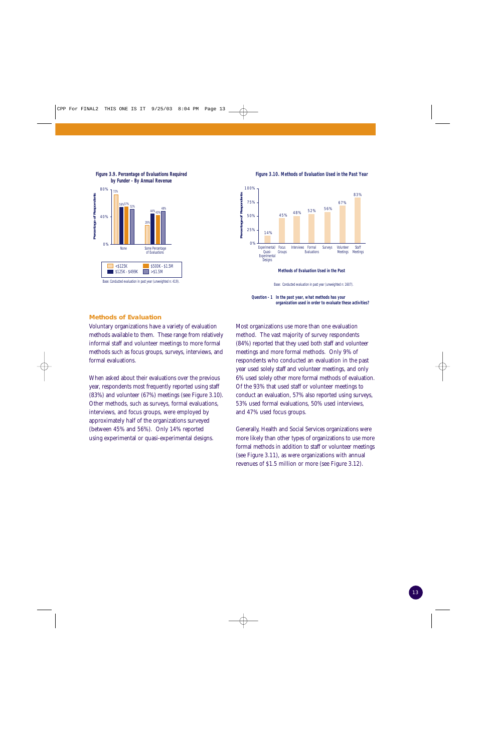**Figure 3.9. Percentage of Evaluations Required by Funder - By Annual Revenue**

| | <$125K | $125K - $499K | $500K - $1.5M | >$1.5M |
|---|---|---|---|---|
| None | 72% | 56% | 57% | 52% |
| Some Percentage of Evaluations | 28% | 44% | 43% | 48% |

Base: Conducted evaluation in past year (unweighted n: 419).

**Figure 3.10. Methods of Evaluation Used in the Past Year**

| Method | Percentage of Respondents |
|---|---|
| Experimental/ Quasi-Experimental Designs | 14% |
| Focus Groups | 45% |
| Interviews | 48% |
| Formal Evaluations | 52% |
| Surveys | 56% |
| Volunteer Meetings | 67% |
| Staff Meetings | 83% |

Methods of Evaluation Used in the Past

Base: Conducted evaluation in past year (unweighted n: 1607).

Question - 1 In the past year, what methods has your organization used in order to evaluate these activities?

## Methods of Evaluation

Voluntary organizations have a variety of evaluation methods available to them. These range from relatively informal staff and volunteer meetings to more formal methods such as focus groups, surveys, interviews, and formal evaluations.

When asked about their evaluations over the previous year, respondents most frequently reported using staff (83%) and volunteer (67%) meetings (see Figure 3.10). Other methods, such as surveys, formal evaluations, interviews, and focus groups, were employed by approximately half of the organizations surveyed (between 45% and 56%). Only 14% reported using experimental or quasi-experimental designs.

Most organizations use more than one evaluation method. The vast majority of survey respondents (84%) reported that they used both staff and volunteer meetings and more formal methods. Only 9% of respondents who conducted an evaluation in the past year used solely staff and volunteer meetings, and only 6% used solely other more formal methods of evaluation. Of the 93% that used staff or volunteer meetings to conduct an evaluation, 57% also reported using surveys, 53% used formal evaluations, 50% used interviews, and 47% used focus groups.

Generally, Health and Social Services organizations were more likely than other types of organizations to use more formal methods in addition to staff or volunteer meetings (see Figure 3.11), as were organizations with annual revenues of $1.5 million or more (see Figure 3.12).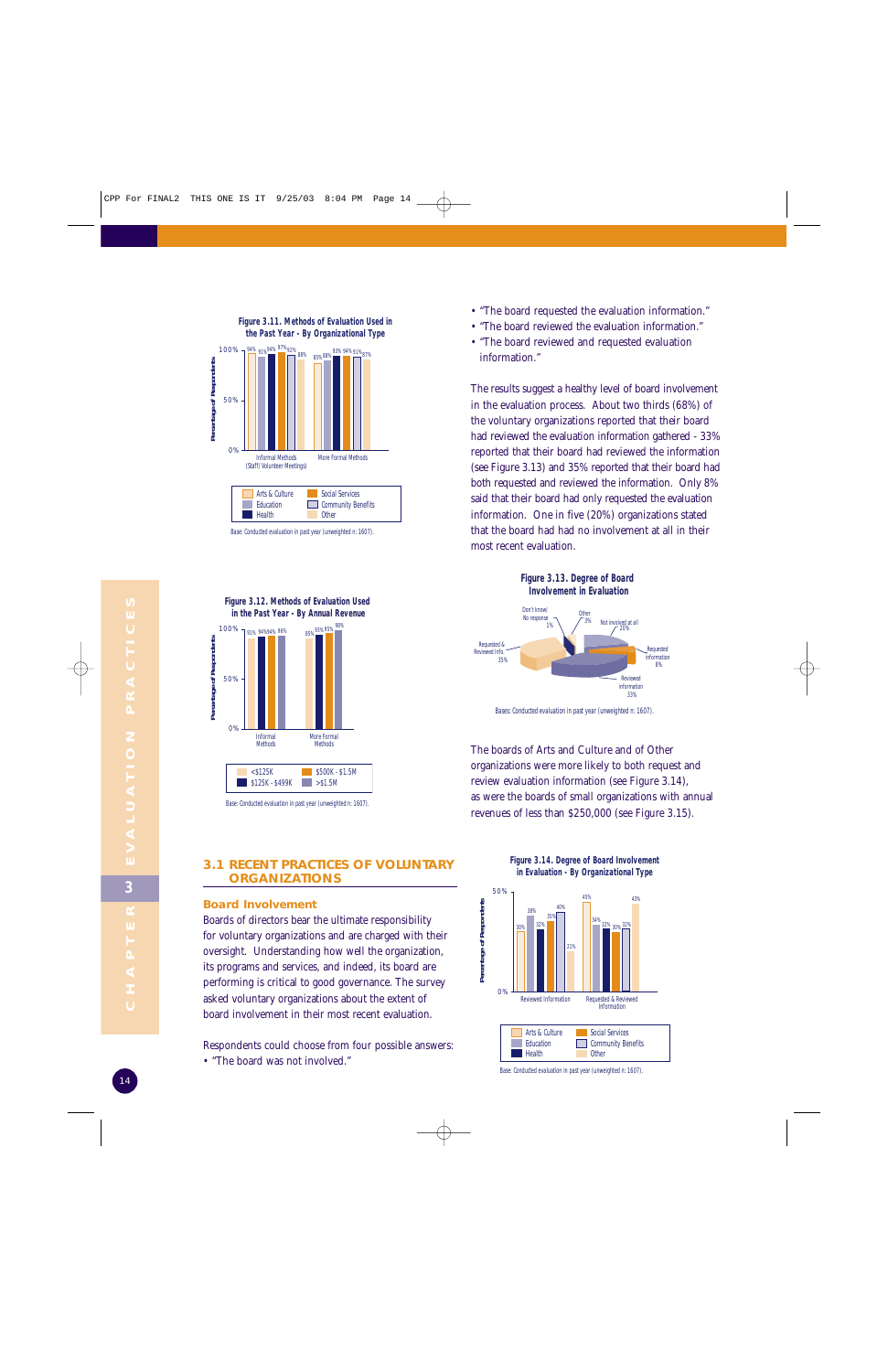**Figure 3.11. Methods of Evaluation Used in the Past Year - By Organizational Type**

| | Arts & Culture | Education | Health | Social Services | Community Benefits | Other |
|---|---|---|---|---|---|---|
| Informal Methods (Staff/Volunteer Meetings) | 94% | 91% | 94% | 97% | 93% | 88% |
| More Formal Methods | 85% | 88% | 93% | 94% | 91% | 87% |

Base: Conducted evaluation in past year (unweighted n: 1607).

**Figure 3.12. Methods of Evaluation Used in the Past Year - By Annual Revenue**

| | <$125K | $125K - $499K | $500K - $1.5M | >$1.5M |
|---|---|---|---|---|
| Informal Methods | 91% | 94% | 94% | 96% |
| More Formal Methods | 85% | 93% | 95% | 98% |

Base: Conducted evaluation in past year (unweighted n: 1607).

## 3.1 RECENT PRACTICES OF VOLUNTARY ORGANIZATIONS

### Board Involvement

Boards of directors bear the ultimate responsibility for voluntary organizations and are charged with their oversight. Understanding how well the organization, its programs and services, and indeed, its board are performing is critical to good governance. The survey asked voluntary organizations about the extent of board involvement in their most recent evaluation.

Respondents could choose from four possible answers:

- "The board was not involved."
- "The board requested the evaluation information."
- "The board reviewed the evaluation information."
- "The board reviewed and requested evaluation information."

The results suggest a healthy level of board involvement in the evaluation process. About two thirds (68%) of the voluntary organizations reported that their board had reviewed the evaluation information gathered - 33% reported that their board had reviewed the information (see Figure 3.13) and 35% reported that their board had both requested and reviewed the information. Only 8% said that their board had only requested the evaluation information. One in five (20%) organizations stated that the board had had no involvement at all in their most recent evaluation.

**Figure 3.13. Degree of Board Involvement in Evaluation**

| Response | Percentage |
|---|---|
| Requested & Reviewed Info. | 35% |
| Reviewed information | 33% |
| Not involved at all | 20% |
| Requested information | 8% |
| Other | 3% |
| Don't know/ No response | 1% |

Bases: Conducted evaluation in past year (unweighted n: 1607).

The boards of Arts and Culture and of Other organizations were more likely to both request and review evaluation information (see Figure 3.14), as were the boards of small organizations with annual revenues of less than $250,000 (see Figure 3.15).

**Figure 3.14. Degree of Board Involvement in Evaluation - By Organizational Type**

| | Arts & Culture | Education | Health | Social Services | Community Benefits | Other |
|---|---|---|---|---|---|---|
| Reviewed Information | 30% | 38% | 32% | 35% | 40% | 21% |
| Requested & Reviewed Information | 45% | 34% | 32% | 30% | 32% | 43% |

Base: Conducted evaluation in past year (unweighted n: 1607).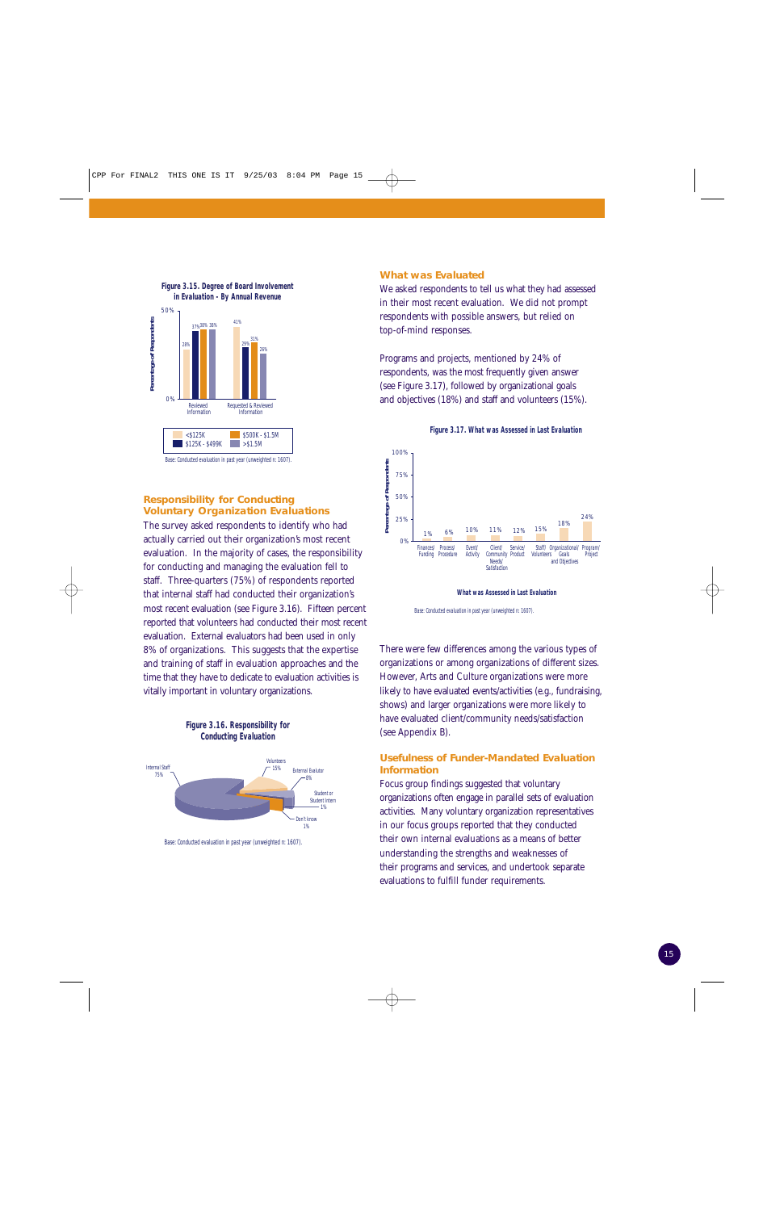Figure 3.15. Degree of Board Involvement in Evaluation - By Annual Revenue

| | <$125K | $125K - $499K | $500K - $1.5M | >$1.5M |
|---|---|---|---|---|
| Reviewed Information | 28% | 37% | 38% | 38% |
| Requested & Reviewed Information | 41% | 29% | 31% | 26% |

Base: Conducted evaluation in past year (unweighted n: 1607).

## Responsibility for Conducting Voluntary Organization Evaluations

The survey asked respondents to identify who had actually carried out their organization's most recent evaluation. In the majority of cases, the responsibility for conducting and managing the evaluation fell to staff. Three-quarters (75%) of respondents reported that internal staff had conducted their organization's most recent evaluation (see Figure 3.16). Fifteen percent reported that volunteers had conducted their most recent evaluation. External evaluators had been used in only 8% of organizations. This suggests that the expertise and training of staff in evaluation approaches and the time that they have to dedicate to evaluation activities is vitally important in voluntary organizations.

Figure 3.16. Responsibility for Conducting Evaluation

| Responsibility | Percentage |
|---|---|
| Internal Staff | 75% |
| Volunteers | 15% |
| External Evaluator | 8% |
| Student or Student Intern | 1% |
| Don't know | 1% |

Base: Conducted evaluation in past year (unweighted n: 1607).

## What was Evaluated

We asked respondents to tell us what they had assessed in their most recent evaluation. We did not prompt respondents with possible answers, but relied on top-of-mind responses.

Programs and projects, mentioned by 24% of respondents, was the most frequently given answer (see Figure 3.17), followed by organizational goals and objectives (18%) and staff and volunteers (15%).

Figure 3.17. What was Assessed in Last Evaluation

| What was Assessed in Last Evaluation | Percentage of Respondents |
|---|---|
| Finances/Funding | 1% |
| Process/Procedure | 6% |
| Event/Activity | 10% |
| Client/Community Needs/Satisfaction | 11% |
| Service/Product | 12% |
| Staff/Volunteers | 15% |
| Organizational/Goals and Objectives | 18% |
| Program/Project | 24% |

Base: Conducted evaluation in past year (unweighted n: 1607).

There were few differences among the various types of organizations or among organizations of different sizes. However, Arts and Culture organizations were more likely to have evaluated events/activities (e.g., fundraising, shows) and larger organizations were more likely to have evaluated client/community needs/satisfaction (see Appendix B).

## Usefulness of Funder-Mandated Evaluation Information

Focus group findings suggested that voluntary organizations often engage in parallel sets of evaluation activities. Many voluntary organization representatives in our focus groups reported that they conducted their own internal evaluations as a means of better understanding the strengths and weaknesses of their programs and services, and undertook separate evaluations to fulfill funder requirements.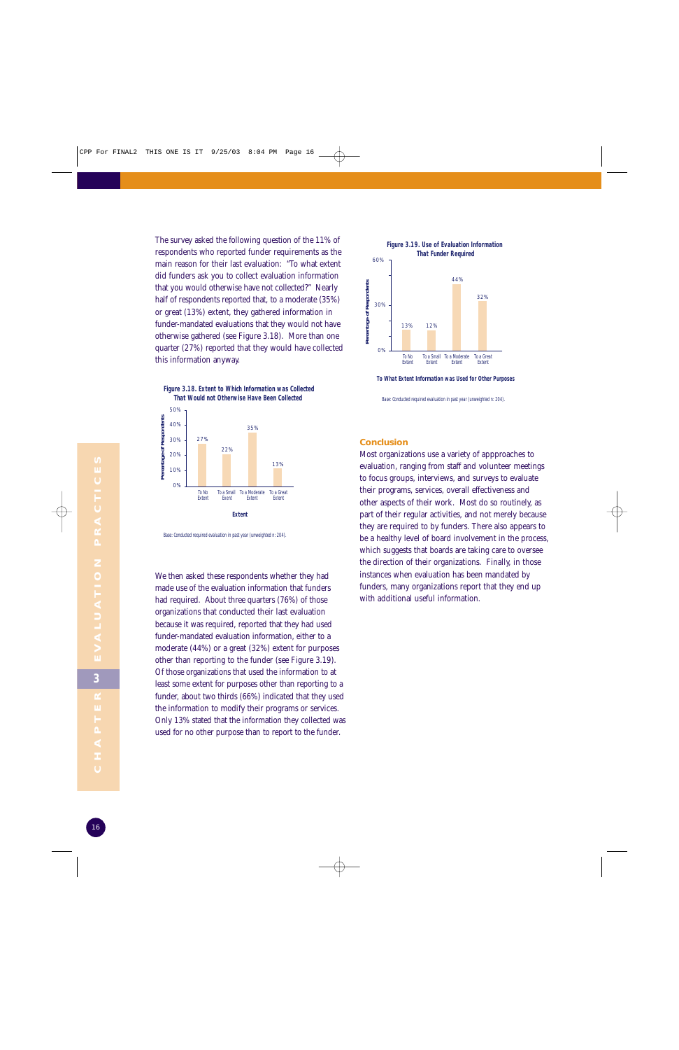The survey asked the following question of the 11% of respondents who reported funder requirements as the main reason for their last evaluation: "To what extent did funders ask you to collect evaluation information that you would otherwise have not collected?" Nearly half of respondents reported that, to a moderate (35%) or great (13%) extent, they gathered information in funder-mandated evaluations that they would not have otherwise gathered (see Figure 3.18). More than one quarter (27%) reported that they would have collected this information anyway.

**Figure 3.18. Extent to Which Information was Collected That Would not Otherwise Have Been Collected**

| Extent | Percentage of Respondents |
|---|---|
| To No Extent | 27% |
| To a Small Extent | 22% |
| To a Moderate Extent | 35% |
| To a Great Extent | 13% |

Base: Conducted required evaluation in past year (unweighted n: 204).

We then asked these respondents whether they had made use of the evaluation information that funders had required. About three quarters (76%) of those organizations that conducted their last evaluation because it was required, reported that they had used funder-mandated evaluation information, either to a moderate (44%) or a great (32%) extent for purposes other than reporting to the funder (see Figure 3.19). Of those organizations that used the information to at least some extent for purposes other than reporting to a funder, about two thirds (66%) indicated that they used the information to modify their programs or services. Only 13% stated that the information they collected was used for no other purpose than to report to the funder.

**Figure 3.19. Use of Evaluation Information That Funder Required**

| To What Extent Information was Used for Other Purposes | Percentage of Respondents |
|---|---|
| To No Extent | 13% |
| To a Small Extent | 12% |
| To a Moderate Extent | 44% |
| To a Great Extent | 32% |

Base: Conducted required evaluation in past year (unweighted n: 204).

## Conclusion

Most organizations use a variety of appproaches to evaluation, ranging from staff and volunteer meetings to focus groups, interviews, and surveys to evaluate their programs, services, overall effectiveness and other aspects of their work. Most do so routinely, as part of their regular activities, and not merely because they are required to by funders. There also appears to be a healthy level of board involvement in the process, which suggests that boards are taking care to oversee the direction of their organizations. Finally, in those instances when evaluation has been mandated by funders, many organizations report that they end up with additional useful information.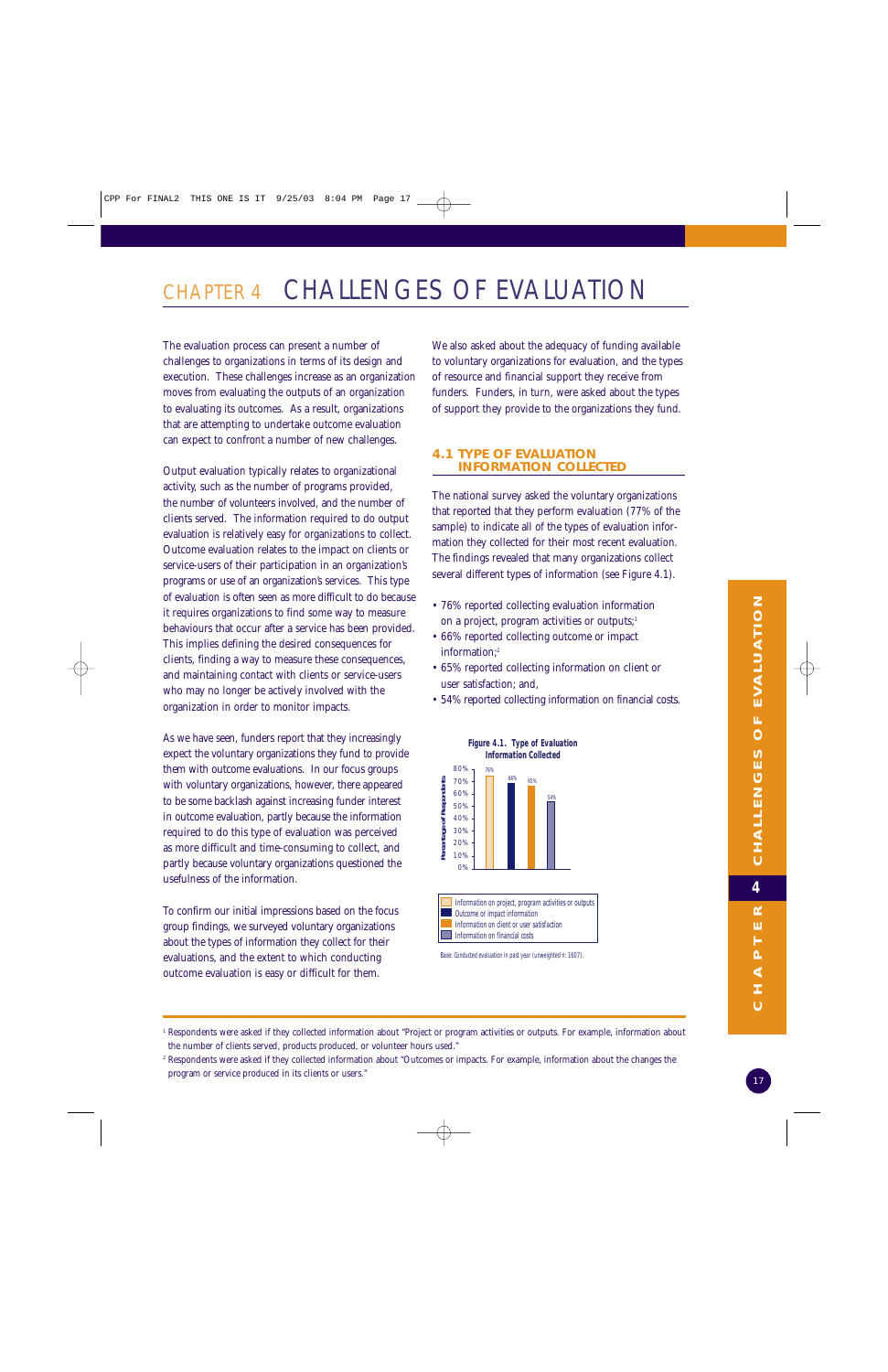# CHAPTER 4 CHALLENGES OF EVALUATION

The evaluation process can present a number of challenges to organizations in terms of its design and execution. These challenges increase as an organization moves from evaluating the outputs of an organization to evaluating its outcomes. As a result, organizations that are attempting to undertake outcome evaluation can expect to confront a number of new challenges.

Output evaluation typically relates to organizational activity, such as the number of programs provided, the number of volunteers involved, and the number of clients served. The information required to do output evaluation is relatively easy for organizations to collect. Outcome evaluation relates to the impact on clients or service-users of their participation in an organization's programs or use of an organization's services. This type of evaluation is often seen as more difficult to do because it requires organizations to find some way to measure behaviours that occur after a service has been provided. This implies defining the desired consequences for clients, finding a way to measure these consequences, and maintaining contact with clients or service-users who may no longer be actively involved with the organization in order to monitor impacts.

As we have seen, funders report that they increasingly expect the voluntary organizations they fund to provide them with outcome evaluations. In our focus groups with voluntary organizations, however, there appeared to be some backlash against increasing funder interest in outcome evaluation, partly because the information required to do this type of evaluation was perceived as more difficult and time-consuming to collect, and partly because voluntary organizations questioned the usefulness of the information.

To confirm our initial impressions based on the focus group findings, we surveyed voluntary organizations about the types of information they collect for their evaluations, and the extent to which conducting outcome evaluation is easy or difficult for them.

We also asked about the adequacy of funding available to voluntary organizations for evaluation, and the types of resource and financial support they receive from funders. Funders, in turn, were asked about the types of support they provide to the organizations they fund.

## 4.1 TYPE OF EVALUATION INFORMATION COLLECTED

The national survey asked the voluntary organizations that reported that they perform evaluation (77% of the sample) to indicate all of the types of evaluation information they collected for their most recent evaluation. The findings revealed that many organizations collect several different types of information (see Figure 4.1).

- 76% reported collecting evaluation information on a project, program activities or outputs;[1]
- 66% reported collecting outcome or impact information;[2]
- 65% reported collecting information on client or user satisfaction; and,
- 54% reported collecting information on financial costs.

**Figure 4.1. Type of Evaluation Information Collected**

| Type of information | Percentage of Respondents |
|---|---|
| Information on project, program activities or outputs | 76% |
| Outcome or impact information | 66% |
| Information on client or user satisfaction | 65% |
| Information on financial costs | 54% |

Base: Conducted evaluation in past year (unweighted n: 1607).

---

[1] Respondents were asked if they collected information about "Project or program activities or outputs. For example, information about the number of clients served, products produced, or volunteer hours used."

[2] Respondents were asked if they collected information about "Outcomes or impacts. For example, information about the changes the program or service produced in its clients or users."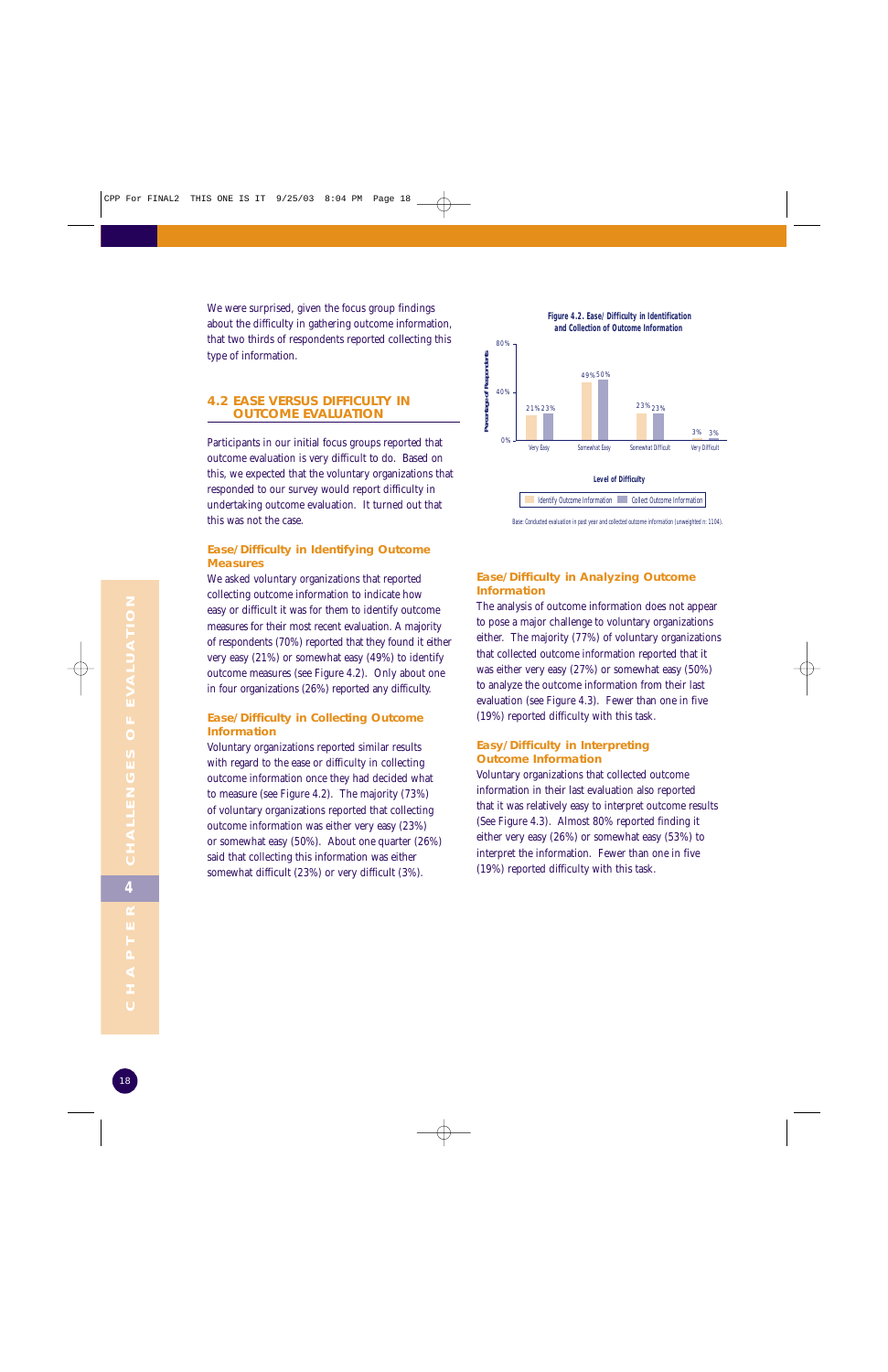We were surprised, given the focus group findings about the difficulty in gathering outcome information, that two thirds of respondents reported collecting this type of information.

## 4.2 EASE VERSUS DIFFICULTY IN OUTCOME EVALUATION

Participants in our initial focus groups reported that outcome evaluation is very difficult to do. Based on this, we expected that the voluntary organizations that responded to our survey would report difficulty in undertaking outcome evaluation. It turned out that this was not the case.

### Ease/Difficulty in Identifying Outcome Measures

We asked voluntary organizations that reported collecting outcome information to indicate how easy or difficult it was for them to identify outcome measures for their most recent evaluation. A majority of respondents (70%) reported that they found it either very easy (21%) or somewhat easy (49%) to identify outcome measures (see Figure 4.2). Only about one in four organizations (26%) reported any difficulty.

### Ease/Difficulty in Collecting Outcome Information

Voluntary organizations reported similar results with regard to the ease or difficulty in collecting outcome information once they had decided what to measure (see Figure 4.2). The majority (73%) of voluntary organizations reported that collecting outcome information was either very easy (23%) or somewhat easy (50%). About one quarter (26%) said that collecting this information was either somewhat difficult (23%) or very difficult (3%).

**Figure 4.2. Ease/Difficulty in Identification and Collection of Outcome Information**

| Level of Difficulty | Identify Outcome Information | Collect Outcome Information |
|---|---|---|
| Very Easy | 21% | 23% |
| Somewhat Easy | 49% | 50% |
| Somewhat Difficult | 23% | 23% |
| Very Difficult | 3% | 3% |

Base: Conducted evaluation in past year and collected outcome information (unweighted n: 1104).

### Ease/Difficulty in Analyzing Outcome Information

The analysis of outcome information does not appear to pose a major challenge to voluntary organizations either. The majority (77%) of voluntary organizations that collected outcome information reported that it was either very easy (27%) or somewhat easy (50%) to analyze the outcome information from their last evaluation (see Figure 4.3). Fewer than one in five (19%) reported difficulty with this task.

### Easy/Difficulty in Interpreting Outcome Information

Voluntary organizations that collected outcome information in their last evaluation also reported that it was relatively easy to interpret outcome results (See Figure 4.3). Almost 80% reported finding it either very easy (26%) or somewhat easy (53%) to interpret the information. Fewer than one in five (19%) reported difficulty with this task.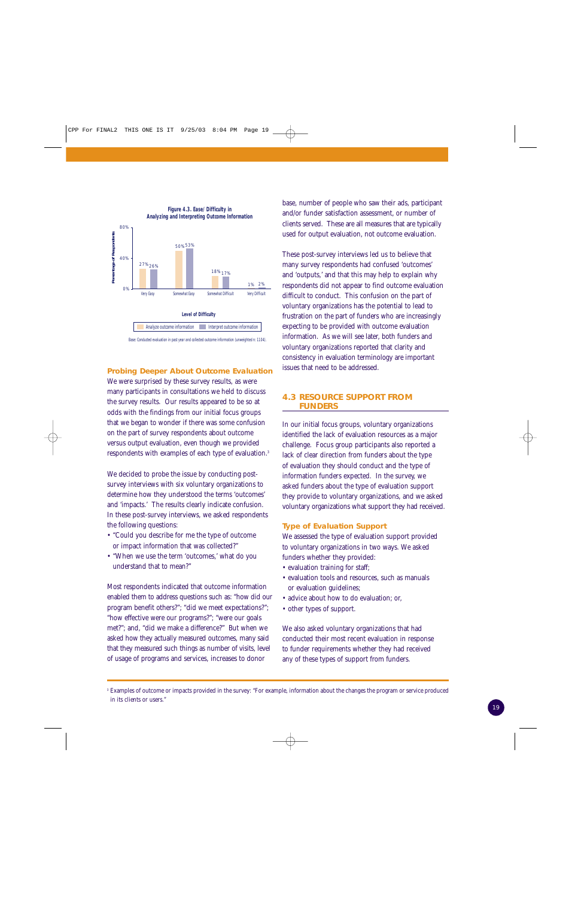**Figure 4.3. Ease/ Difficulty in Analyzing and Interpreting Outcome Information**

| Level of Difficulty | Analyze outcome information | Interpret outcome information |
|---|---|---|
| Very Easy | 27% | 26% |
| Somewhat Easy | 50% | 53% |
| Somewhat Difficult | 18% | 17% |
| Very Difficult | 1% | 2% |

Base: Conducted evaluation in past year and collected outcome information (unweighted n: 1104).

### Probing Deeper About Outcome Evaluation

We were surprised by these survey results, as were many participants in consultations we held to discuss the survey results. Our results appeared to be so at odds with the findings from our initial focus groups that we began to wonder if there was some confusion on the part of survey respondents about outcome versus output evaluation, even though we provided respondents with examples of each type of evaluation.[3]

We decided to probe the issue by conducting post-survey interviews with six voluntary organizations to determine how they understood the terms 'outcomes' and 'impacts.' The results clearly indicate confusion. In these post-survey interviews, we asked respondents the following questions:

- "Could you describe for me the type of outcome or impact information that was collected?"
- "When we use the term 'outcomes,' what do you understand that to mean?"

Most respondents indicated that outcome information enabled them to address questions such as: "how did our program benefit others?"; "did we meet expectations?"; "how effective were our programs?"; "were our goals met?"; and, "did we make a difference?" But when we asked how they actually measured outcomes, many said that they measured such things as number of visits, level of usage of programs and services, increases to donor base, number of people who saw their ads, participant and/or funder satisfaction assessment, or number of clients served. These are all measures that are typically used for output evaluation, not outcome evaluation.

These post-survey interviews led us to believe that many survey respondents had confused 'outcomes' and 'outputs,' and that this may help to explain why respondents did not appear to find outcome evaluation difficult to conduct. This confusion on the part of voluntary organizations has the potential to lead to frustration on the part of funders who are increasingly expecting to be provided with outcome evaluation information. As we will see later, both funders and voluntary organizations reported that clarity and consistency in evaluation terminology are important issues that need to be addressed.

## 4.3 RESOURCE SUPPORT FROM FUNDERS

In our initial focus groups, voluntary organizations identified the lack of evaluation resources as a major challenge. Focus group participants also reported a lack of clear direction from funders about the type of evaluation they should conduct and the type of information funders expected. In the survey, we asked funders about the type of evaluation support they provide to voluntary organizations, and we asked voluntary organizations what support they had received.

### Type of Evaluation Support

We assessed the type of evaluation support provided to voluntary organizations in two ways. We asked funders whether they provided:

- evaluation training for staff;
- evaluation tools and resources, such as manuals or evaluation guidelines;
- advice about how to do evaluation; or,
- other types of support.

We also asked voluntary organizations that had conducted their most recent evaluation in response to funder requirements whether they had received any of these types of support from funders.

[3] Examples of outcome or impacts provided in the survey: "For example, information about the changes the program or service produced in its clients or users."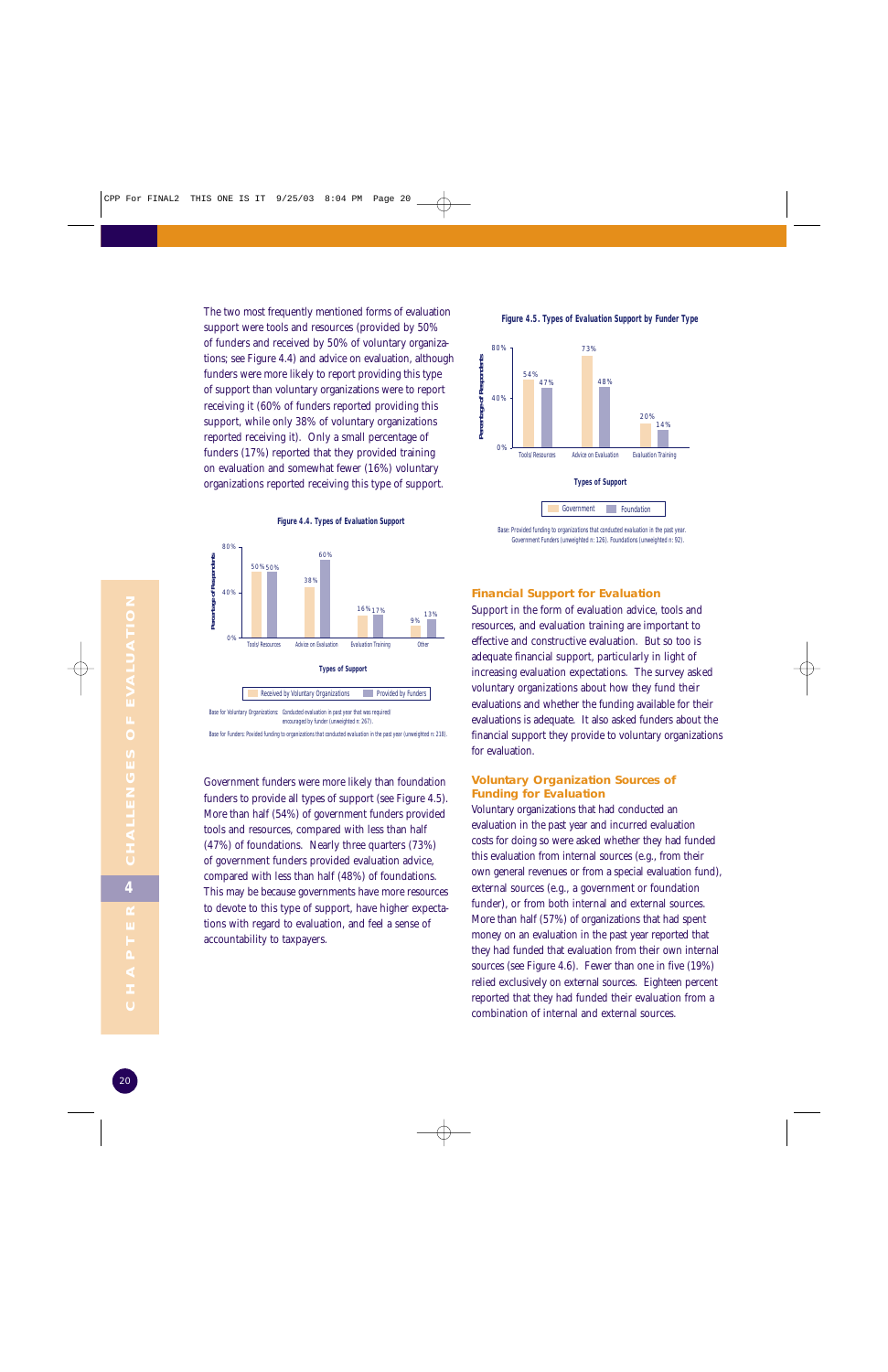The two most frequently mentioned forms of evaluation support were tools and resources (provided by 50% of funders and received by 50% of voluntary organizations; see Figure 4.4) and advice on evaluation, although funders were more likely to report providing this type of support than voluntary organizations were to report receiving it (60% of funders reported providing this support, while only 38% of voluntary organizations reported receiving it). Only a small percentage of funders (17%) reported that they provided training on evaluation and somewhat fewer (16%) voluntary organizations reported receiving this type of support.

**Figure 4.4. Types of Evaluation Support**

| Types of Support | Received by Voluntary Organizations | Provided by Funders |
|---|---|---|
| Tools/ Resources | 50% | 50% |
| Advice on Evaluation | 38% | 60% |
| Evaluation Training | 16% | 17% |
| Other | 9% | 13% |

Base for Voluntary Organizations: Conducted evaluation in past year that was required/encouraged by funder (unweighted n: 267).

Base for Funders: Provided funding to organizations that conducted evaluation in the past year (unweighted n: 218).

Government funders were more likely than foundation funders to provide all types of support (see Figure 4.5). More than half (54%) of government funders provided tools and resources, compared with less than half (47%) of foundations. Nearly three quarters (73%) of government funders provided evaluation advice, compared with less than half (48%) of foundations. This may be because governments have more resources to devote to this type of support, have higher expectations with regard to evaluation, and feel a sense of accountability to taxpayers.

**Figure 4.5. Types of Evaluation Support by Funder Type**

| Types of Support | Government | Foundation |
|---|---|---|
| Tools/ Resources | 54% | 47% |
| Advice on Evaluation | 73% | 48% |
| Evaluation Training | 20% | 14% |

Base: Provided funding to organizations that conducted evaluation in the past year. Government Funders (unweighted n: 126). Foundations (unweighted n: 92).

## Financial Support for Evaluation

Support in the form of evaluation advice, tools and resources, and evaluation training are important to effective and constructive evaluation. But so too is adequate financial support, particularly in light of increasing evaluation expectations. The survey asked voluntary organizations about how they fund their evaluations and whether the funding available for their evaluations is adequate. It also asked funders about the financial support they provide to voluntary organizations for evaluation.

### Voluntary Organization Sources of Funding for Evaluation

Voluntary organizations that had conducted an evaluation in the past year and incurred evaluation costs for doing so were asked whether they had funded this evaluation from internal sources (e.g., from their own general revenues or from a special evaluation fund), external sources (e.g., a government or foundation funder), or from both internal and external sources. More than half (57%) of organizations that had spent money on an evaluation in the past year reported that they had funded that evaluation from their own internal sources (see Figure 4.6). Fewer than one in five (19%) relied exclusively on external sources. Eighteen percent reported that they had funded their evaluation from a combination of internal and external sources.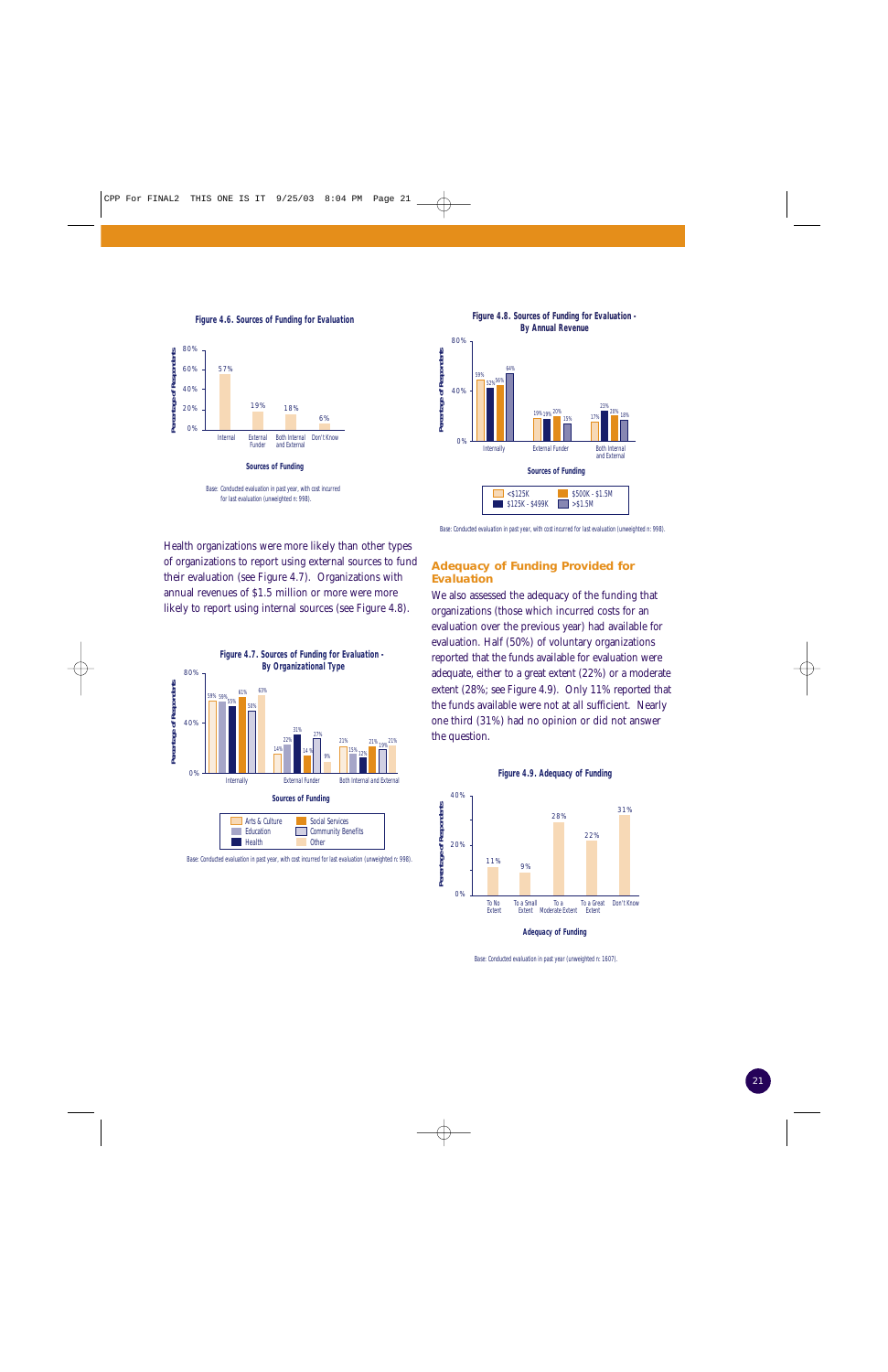**Figure 4.6. Sources of Funding for Evaluation**

| Sources of Funding | Percentage of Respondents |
|---|---|
| Internal | 57% |
| External Funder | 19% |
| Both Internal and External | 18% |
| Don't Know | 6% |

Base: Conducted evaluation in past year, with cost incurred for last evaluation (unweighted n: 998).

Health organizations were more likely than other types of organizations to report using external sources to fund their evaluation (see Figure 4.7). Organizations with annual revenues of $1.5 million or more were more likely to report using internal sources (see Figure 4.8).

**Figure 4.7. Sources of Funding for Evaluation - By Organizational Type**

| Sources of Funding | Arts & Culture | Education | Health | Social Services | Community Benefits | Other |
|---|---|---|---|---|---|---|
| Internally | 59% | 58% | 55% | 61% | 50% | 63% |
| External Funder | 14% | 22% | 31% | 14% | 27% | 9% |
| Both Internal and External | 21% | 15% | 12% | 21% | 19% | 21% |

Base: Conducted evaluation in past year, with cost incurred for last evaluation (unweighted n: 998).

**Figure 4.8. Sources of Funding for Evaluation - By Annual Revenue**

| Sources of Funding | <$125K | $125K - $499K | $500K - $1.5M | >$1.5M |
|---|---|---|---|---|
| Internally | 59% | 53% | 56% | 64% |
| External Funder | 19% | 19% | 20% | 15% |
| Both Internal and External | 17% | 23% | 21% | 18% |

Base: Conducted evaluation in past year, with cost incurred for last evaluation (unweighted n: 998).

## Adequacy of Funding Provided for Evaluation

We also assessed the adequacy of the funding that organizations (those which incurred costs for an evaluation over the previous year) had available for evaluation. Half (50%) of voluntary organizations reported that the funds available for evaluation were adequate, either to a great extent (22%) or a moderate extent (28%; see Figure 4.9). Only 11% reported that the funds available were not at all sufficient. Nearly one third (31%) had no opinion or did not answer the question.

**Figure 4.9. Adequacy of Funding**

| Adequacy of Funding | Percentage of Respondents |
|---|---|
| To No Extent | 11% |
| To a Small Extent | 9% |
| To a Moderate Extent | 28% |
| To a Great Extent | 22% |
| Don't Know | 31% |

Base: Conducted evaluation in past year (unweighted n: 1607).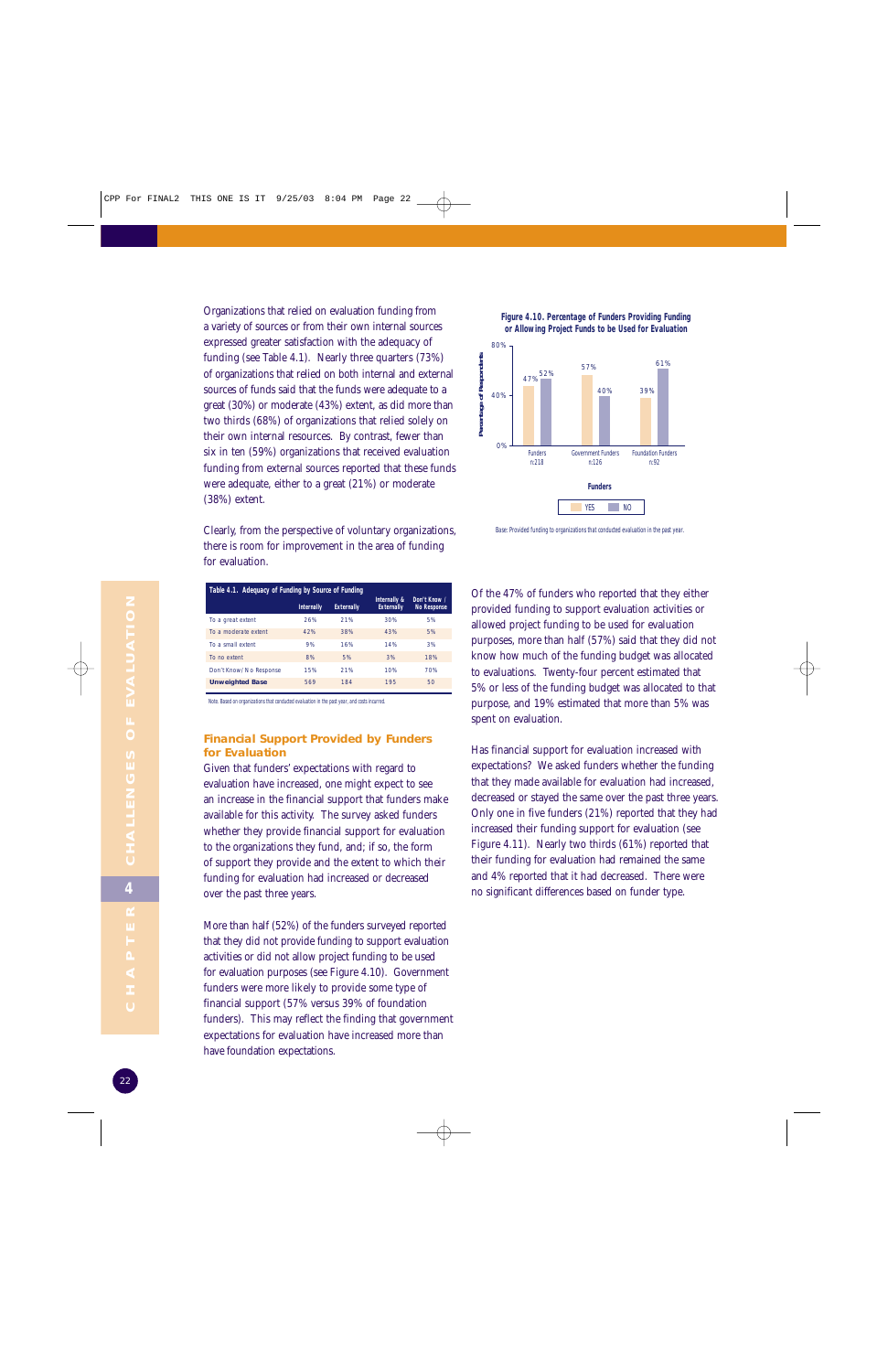Organizations that relied on evaluation funding from a variety of sources or from their own internal sources expressed greater satisfaction with the adequacy of funding (see Table 4.1). Nearly three quarters (73%) of organizations that relied on both internal and external sources of funds said that the funds were adequate to a great (30%) or moderate (43%) extent, as did more than two thirds (68%) of organizations that relied solely on their own internal resources. By contrast, fewer than six in ten (59%) organizations that received evaluation funding from external sources reported that these funds were adequate, either to a great (21%) or moderate (38%) extent.

Clearly, from the perspective of voluntary organizations, there is room for improvement in the area of funding for evaluation.

**Table 4.1. Adequacy of Funding by Source of Funding**

| | Internally | Externally | Internally & Externally | Don't Know / No Response |
|---|---|---|---|---|
| To a great extent | 26% | 21% | 30% | 5% |
| To a moderate extent | 42% | 38% | 43% | 5% |
| To a small extent | 9% | 16% | 14% | 3% |
| To no extent | 8% | 5% | 3% | 18% |
| Don't Know/ No Response | 15% | 21% | 10% | 70% |
| **Unweighted Base** | 569 | 184 | 195 | 50 |

Note: Based on organizations that conducted evaluation in the past year, and costs incurred.

**Figure 4.10. Percentage of Funders Providing Funding or Allowing Project Funds to be Used for Evaluation**

| Funders | YES | NO |
|---|---|---|
| Funders n:218 | 47% | 52% |
| Government Funders n:126 | 57% | 40% |
| Foundation Funders n:92 | 39% | 61% |

Base: Provided funding to organizations that conducted evaluation in the past year.

## Financial Support Provided by Funders for Evaluation

Given that funders' expectations with regard to evaluation have increased, one might expect to see an increase in the financial support that funders make available for this activity. The survey asked funders whether they provide financial support for evaluation to the organizations they fund, and; if so, the form of support they provide and the extent to which their funding for evaluation had increased or decreased over the past three years.

More than half (52%) of the funders surveyed reported that they did not provide funding to support evaluation activities or did not allow project funding to be used for evaluation purposes (see Figure 4.10). Government funders were more likely to provide some type of financial support (57% versus 39% of foundation funders). This may reflect the finding that government expectations for evaluation have increased more than have foundation expectations.

Of the 47% of funders who reported that they either provided funding to support evaluation activities or allowed project funding to be used for evaluation purposes, more than half (57%) said that they did not know how much of the funding budget was allocated to evaluations. Twenty-four percent estimated that 5% or less of the funding budget was allocated to that purpose, and 19% estimated that more than 5% was spent on evaluation.

Has financial support for evaluation increased with expectations? We asked funders whether the funding that they made available for evaluation had increased, decreased or stayed the same over the past three years. Only one in five funders (21%) reported that they had increased their funding support for evaluation (see Figure 4.11). Nearly two thirds (61%) reported that their funding for evaluation had remained the same and 4% reported that it had decreased. There were no significant differences based on funder type.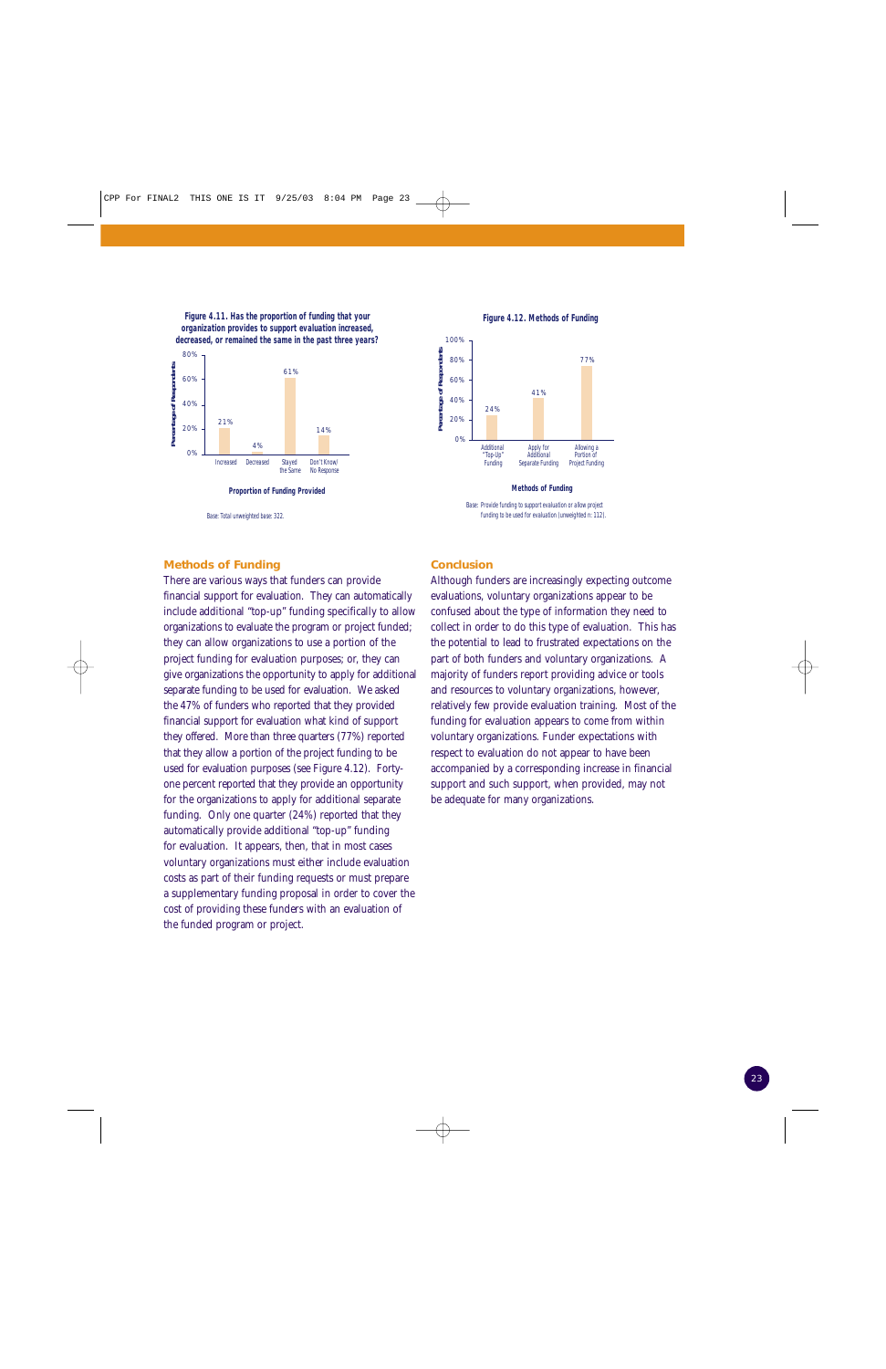**Figure 4.11. Has the proportion of funding that your organization provides to support evaluation increased, decreased, or remained the same in the past three years?**

| Proportion of Funding Provided | Percentage of Respondents |
|---|---|
| Increased | 21% |
| Decreased | 4% |
| Stayed the Same | 61% |
| Don't Know/ No Response | 14% |

Base: Total unweighted base: 322.

**Figure 4.12. Methods of Funding**

| Methods of Funding | Percentage of Respondents |
|---|---|
| Additional "Top-Up" Funding | 24% |
| Apply for Additional Separate Funding | 41% |
| Allowing a Portion of Project Funding | 77% |

Base: Provide funding to support evaluation or allow project funding to be used for evaluation (unweighted n: 112).

## Methods of Funding

There are various ways that funders can provide financial support for evaluation. They can automatically include additional "top-up" funding specifically to allow organizations to evaluate the program or project funded; they can allow organizations to use a portion of the project funding for evaluation purposes; or, they can give organizations the opportunity to apply for additional separate funding to be used for evaluation. We asked the 47% of funders who reported that they provided financial support for evaluation what kind of support they offered. More than three quarters (77%) reported that they allow a portion of the project funding to be used for evaluation purposes (see Figure 4.12). Forty-one percent reported that they provide an opportunity for the organizations to apply for additional separate funding. Only one quarter (24%) reported that they automatically provide additional "top-up" funding for evaluation. It appears, then, that in most cases voluntary organizations must either include evaluation costs as part of their funding requests or must prepare a supplementary funding proposal in order to cover the cost of providing these funders with an evaluation of the funded program or project.

## Conclusion

Although funders are increasingly expecting outcome evaluations, voluntary organizations appear to be confused about the type of information they need to collect in order to do this type of evaluation. This has the potential to lead to frustrated expectations on the part of both funders and voluntary organizations. A majority of funders report providing advice or tools and resources to voluntary organizations, however, relatively few provide evaluation training. Most of the funding for evaluation appears to come from within voluntary organizations. Funder expectations with respect to evaluation do not appear to have been accompanied by a corresponding increase in financial support and such support, when provided, may not be adequate for many organizations.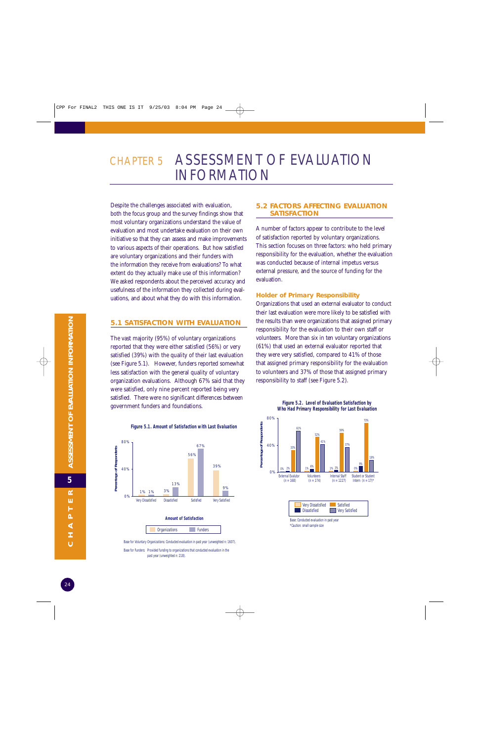# CHAPTER 5 ASSESSMENT OF EVALUATION INFORMATION

Despite the challenges associated with evaluation, both the focus group and the survey findings show that most voluntary organizations understand the value of evaluation and most undertake evaluation on their own initiative so that they can assess and make improvements to various aspects of their operations. But how satisfied are voluntary organizations and their funders with the information they receive from evaluations? To what extent do they actually make use of this information? We asked respondents about the perceived accuracy and usefulness of the information they collected during evaluations, and about what they do with this information.

## 5.1 SATISFACTION WITH EVALUATION

The vast majority (95%) of voluntary organizations reported that they were either satisfied (56%) or very satisfied (39%) with the quality of their last evaluation (see Figure 5.1). However, funders reported somewhat less satisfaction with the general quality of voluntary organization evaluations. Although 67% said that they were satisfied, only nine percent reported being very satisfied. There were no significant differences between government funders and foundations.

**Figure 5.1. Amount of Satisfaction with Last Evaluation**

| Amount of Satisfaction | Organizations | Funders |
|---|---|---|
| Very Dissatisfied | 1% | 1% |
| Dissatisfied | 3% | 13% |
| Satisfied | 56% | 67% |
| Very Satisfied | 39% | 9% |

Base for Voluntary Organizations: Conducted evaluation in past year (unweighted n: 1607).

Base for Funders: Provided funding to organizations that conducted evaluation in the past year (unweighted n: 218).

## 5.2 FACTORS AFFECTING EVALUATION SATISFACTION

A number of factors appear to contribute to the level of satisfaction reported by voluntary organizations. This section focuses on three factors: who held primary responsibility for the evaluation, whether the evaluation was conducted because of internal impetus versus external pressure, and the source of funding for the evaluation.

### Holder of Primary Responsibility

Organizations that used an external evaluator to conduct their last evaluation were more likely to be satisfied with the results than were organizations that assigned primary responsibility for the evaluation to their own staff or volunteers. More than six in ten voluntary organizations (61%) that used an external evaluator reported that they were very satisfied, compared to 41% of those that assigned primary responsibility for the evaluation to volunteers and 37% of those that assigned primary responsibility to staff (see Figure 5.2).

**Figure 5.2. Level of Evaluation Satisfaction by Who Had Primary Responsibility for Last Evaluation**

| | Very Dissatisfied | Dissatisfied | Satisfied | Very Satisfied |
|---|---|---|---|---|
| External Evaluator (n = 168) | 0% | 2% | 33% | 61% |
| Volunteers (n = 174) | 1% | 6% | 52% | 41% |
| Internal Staff (n = 1227) | 1% | 3% | 59% | 37% |
| Student or Student Intern (n = 17)* | 0% | 9% | 73% | 18% |

Base: Conducted evaluation in past year

*Caution: small sample size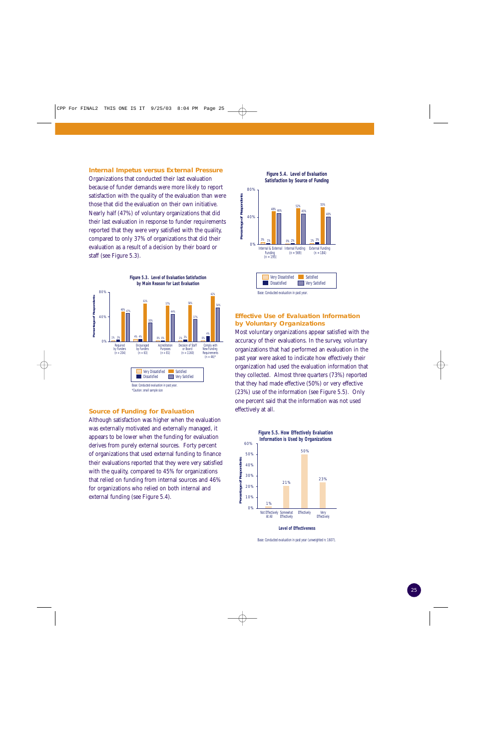## Internal Impetus versus External Pressure

Organizations that conducted their last evaluation because of funder demands were more likely to report satisfaction with the quality of the evaluation than were those that did the evaluation on their own initiative. Nearly half (47%) of voluntary organizations that did their last evaluation in response to funder requirements reported that they were very satisfied with the quality, compared to only 37% of organizations that did their evaluation as a result of a decision by their board or staff (see Figure 5.3).

**Figure 5.3. Level of Evaluation Satisfaction by Main Reason for Last Evaluation**

| Main Reason | Very Dissatisfied | Dissatisfied | Satisfied | Very Satisfied |
|---|---|---|---|---|
| Required by Funders (n = 204) | 1% | 3% | 48% | 47% |
| Encouraged by Funders (n = 63) | 4% | 4% | 61% | 30% |
| Accreditation Purposes (n = 81) | 0% | 0% | 57% | 44% |
| Decision of Staff or Board (n = 1160) | 1% | 3% | 58% | 37% |
| Comply with New Funding Requirements (n = 46)* | 0% | 4% | 41% | 54% |

Base: Conducted evaluation in past year.
*Caution: small sample size

## Source of Funding for Evaluation

Although satisfaction was higher when the evaluation was externally motivated and externally managed, it appears to be lower when the funding for evaluation derives from purely external sources. Forty percent of organizations that used external funding to finance their evaluations reported that they were very satisfied with the quality, compared to 45% for organizations that relied on funding from internal sources and 46% for organizations who relied on both internal and external funding (see Figure 5.4).

**Figure 5.4. Level of Evaluation Satisfaction by Source of Funding**

| Source of Funding | Very Dissatisfied | Dissatisfied | Satisfied | Very Satisfied |
|---|---|---|---|---|
| Internal & External Funding (n = 195) | 3% | 1% | 48% | 46% |
| Internal Funding (n = 569) | 0% | 2% | 52% | 45% |
| External Funding (n = 184) | 1% | 3% | 55% | 40% |

Base: Conducted evaluation in past year.

## Effective Use of Evaluation Information by Voluntary Organizations

Most voluntary organizations appear satisfied with the accuracy of their evaluations. In the survey, voluntary organizations that had performed an evaluation in the past year were asked to indicate how effectively their organization had used the evaluation information that they collected. Almost three quarters (73%) reported that they had made effective (50%) or very effective (23%) use of the information (see Figure 5.5). Only one percent said that the information was not used effectively at all.

**Figure 5.5. How Effectively Evaluation Information is Used by Organizations**

| Level of Effectiveness | Percentage of Respondents |
|---|---|
| Not Effectively At All | 1% |
| Somewhat Effectively | 21% |
| Effectively | 50% |
| Very Effectively | 23% |

Base: Conducted evaluation in past year (unweighted n: 1607).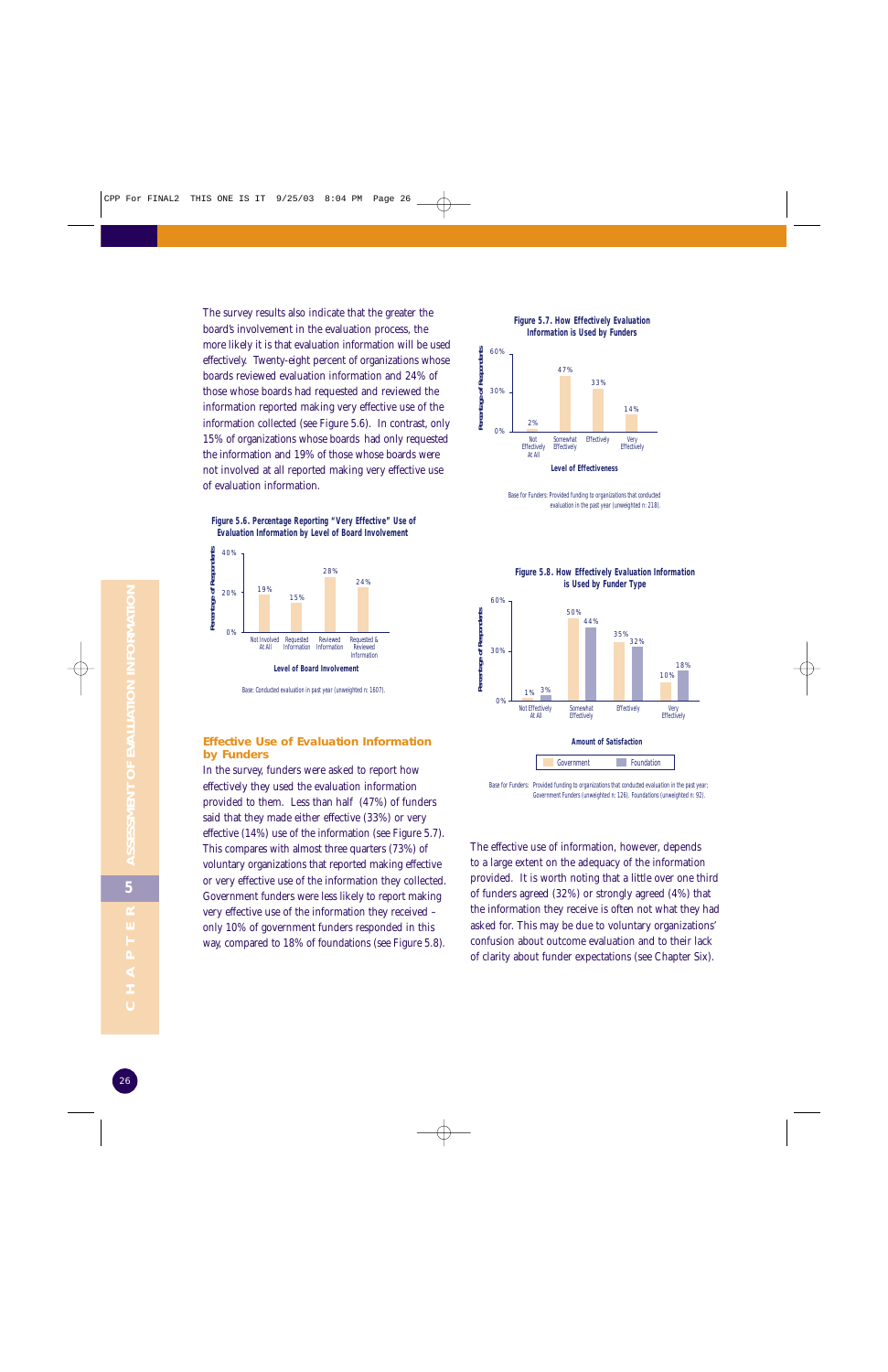The survey results also indicate that the greater the board's involvement in the evaluation process, the more likely it is that evaluation information will be used effectively. Twenty-eight percent of organizations whose boards reviewed evaluation information and 24% of those whose boards had requested and reviewed the information reported making very effective use of the information collected (see Figure 5.6). In contrast, only 15% of organizations whose boards had only requested the information and 19% of those whose boards were not involved at all reported making very effective use of evaluation information.

**Figure 5.6. Percentage Reporting "Very Effective" Use of Evaluation Information by Level of Board Involvement**

| Level of Board Involvement | Percentage of Respondents |
|---|---|
| Not Involved At All | 19% |
| Requested Information | 15% |
| Reviewed Information | 28% |
| Requested & Reviewed Information | 24% |

Base: Conducted evaluation in past year (unweighted n: 1607).

## Effective Use of Evaluation Information by Funders

In the survey, funders were asked to report how effectively they used the evaluation information provided to them. Less than half (47%) of funders said that they made either effective (33%) or very effective (14%) use of the information (see Figure 5.7). This compares with almost three quarters (73%) of voluntary organizations that reported making effective or very effective use of the information they collected. Government funders were less likely to report making very effective use of the information they received – only 10% of government funders responded in this way, compared to 18% of foundations (see Figure 5.8).

**Figure 5.7. How Effectively Evaluation Information is Used by Funders**

| Level of Effectiveness | Percentage of Respondents |
|---|---|
| Not Effectively At All | 2% |
| Somewhat Effectively | 47% |
| Effectively | 33% |
| Very Effectively | 14% |

Base for Funders: Provided funding to organizations that conducted evaluation in the past year (unweighted n: 218).

**Figure 5.8. How Effectively Evaluation Information is Used by Funder Type**

| Amount of Satisfaction | Government | Foundation |
|---|---|---|
| Not Effectively At All | 1% | 3% |
| Somewhat Effectively | 50% | 44% |
| Effectively | 35% | 32% |
| Very Effectively | 10% | 18% |

Base for Funders: Provided funding to organizations that conducted evaluation in the past year; Government Funders (unweighted n: 126). Foundations (unweighted n: 92).

The effective use of information, however, depends to a large extent on the adequacy of the information provided. It is worth noting that a little over one third of funders agreed (32%) or strongly agreed (4%) that the information they receive is often not what they had asked for. This may be due to voluntary organizations' confusion about outcome evaluation and to their lack of clarity about funder expectations (see Chapter Six).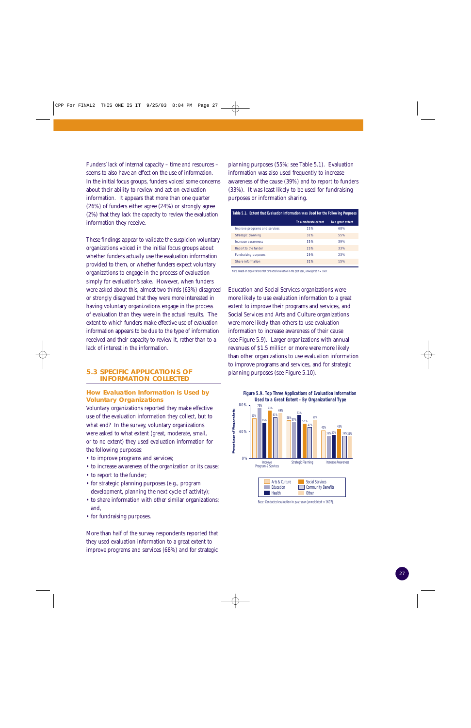Funders' lack of internal capacity – time and resources – seems to also have an effect on the use of information. In the initial focus groups, funders voiced some concerns about their ability to review and act on evaluation information. It appears that more than one quarter (26%) of funders either agree (24%) or strongly agree (2%) that they lack the capacity to review the evaluation information they receive.

These findings appear to validate the suspicion voluntary organizations voiced in the initial focus groups about whether funders actually use the evaluation information provided to them, or whether funders expect voluntary organizations to engage in the process of evaluation simply for evaluation's sake. However, when funders were asked about this, almost two thirds (63%) disagreed or strongly disagreed that they were more interested in having voluntary organizations engage in the process of evaluation than they were in the actual results. The extent to which funders make effective use of evaluation information appears to be due to the type of information received and their capacity to review it, rather than to a lack of interest in the information.

## 5.3 SPECIFIC APPLICATIONS OF INFORMATION COLLECTED

### How Evaluation Information is Used by Voluntary Organizations

Voluntary organizations reported they make effective use of the evaluation information they collect, but to what end? In the survey, voluntary organizations were asked to what extent (great, moderate, small, or to no extent) they used evaluation information for the following purposes:

- to improve programs and services;
- to increase awareness of the organization or its cause;
- to report to the funder;
- for strategic planning purposes (e.g., program development, planning the next cycle of activity);
- to share information with other similar organizations; and,
- for fundraising purposes.

More than half of the survey respondents reported that they used evaluation information to a great extent to improve programs and services (68%) and for strategic planning purposes (55%; see Table 5.1). Evaluation information was also used frequently to increase awareness of the cause (39%) and to report to funders (33%). It was least likely to be used for fundraising purposes or information sharing.

**Table 5.1. Extent that Evaluation Information was Used for the Following Purposes**

| | To a moderate extent | To a great extent |
|---|---|---|
| Improve programs and services | 23% | 68% |
| Strategic planning | 32% | 55% |
| Increase awareness | 35% | 39% |
| Report to the funder | 23% | 33% |
| Fundraising purposes | 29% | 23% |
| Share information | 32% | 15% |

Note: Based on organizations that conducted evaluation in the past year, unweighted n = 1607.

Education and Social Services organizations were more likely to use evaluation information to a great extent to improve their programs and services, and Social Services and Arts and Culture organizations were more likely than others to use evaluation information to increase awareness of their cause (see Figure 5.9). Larger organizations with annual revenues of $1.5 million or more were more likely than other organizations to use evaluation information to improve programs and services, and for strategic planning purposes (see Figure 5.10).

**Figure 5.9. Top Three Applications of Evaluation Information Used to a Great Extent - By Organizational Type**

| Percentage of Respondents | Arts & Culture | Education | Health | Social Services | Community Benefits | Other |
|---|---|---|---|---|---|---|
| Improve Program & Services | 63% | 75% | 65% | 73% | 61% | 68% |
| Strategic Planning | 58% | 57% | 63% | 53% | 47% | 59% |
| Increase Awareness | 42% | 35% | 37% | 43% | 36% | 35% |

Base: Conducted evaluation in past year (unweighted: n 1607).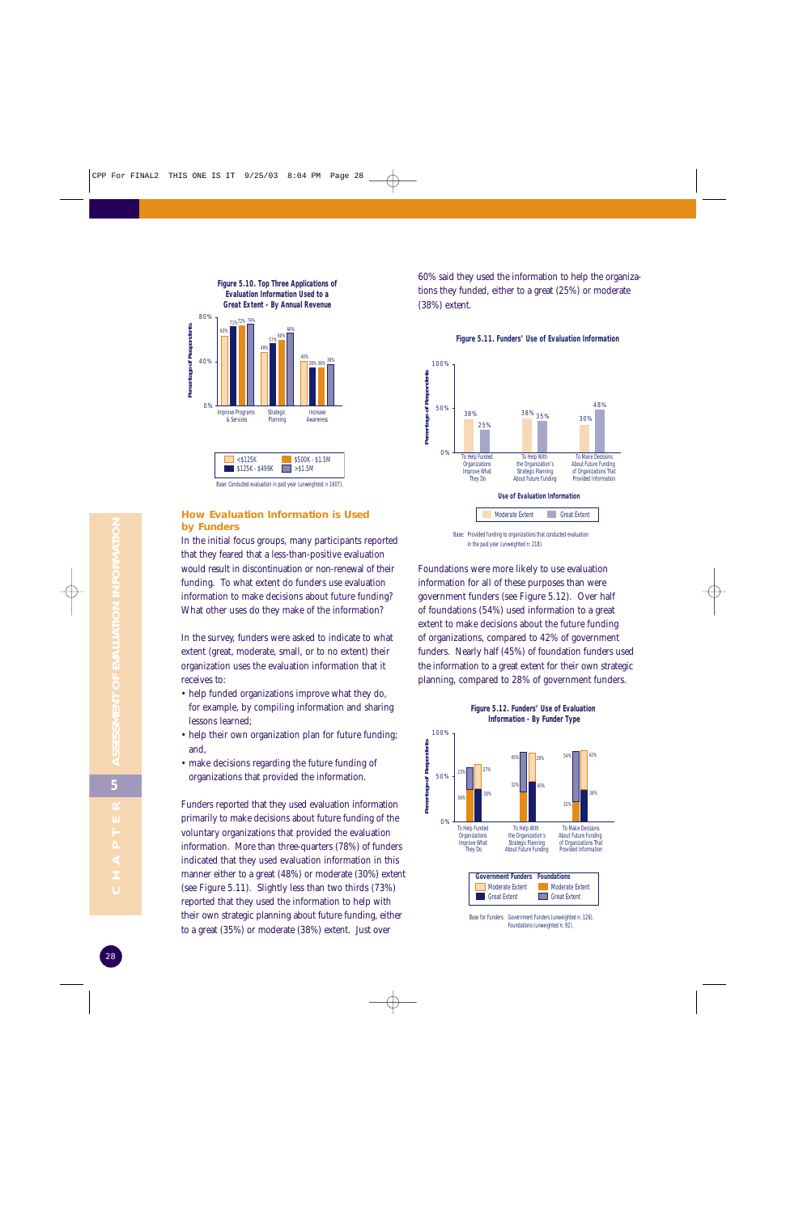**Figure 5.10. Top Three Applications of Evaluation Information Used to a Great Extent - By Annual Revenue**

| | <$125K | $125K - $499K | $500K - $1.5M | >$1.5M |
|---|---|---|---|---|
| Improve Programs & Services | 63% | 71% | 72% | 74% |
| Strategic Planning | 49% | 57% | 60% | 66% |
| Increase Awareness | 40% | 36% | 36% | 38% |

Base: Conducted evaluation in past year (unweighted n: 1607).

## How Evaluation Information is Used by Funders

In the initial focus groups, many participants reported that they feared that a less-than-positive evaluation would result in discontinuation or non-renewal of their funding. To what extent do funders use evaluation information to make decisions about future funding? What other uses do they make of the information?

In the survey, funders were asked to indicate to what extent (great, moderate, small, or to no extent) their organization uses the evaluation information that it receives to:

- help funded organizations improve what they do, for example, by compiling information and sharing lessons learned;
- help their own organization plan for future funding; and,
- make decisions regarding the future funding of organizations that provided the information.

Funders reported that they used evaluation information primarily to make decisions about future funding of the voluntary organizations that provided the evaluation information. More than three-quarters (78%) of funders indicated that they used evaluation information in this manner either to a great (48%) or moderate (30%) extent (see Figure 5.11). Slightly less than two thirds (73%) reported that they used the information to help with their own strategic planning about future funding, either to a great (35%) or moderate (38%) extent. Just over 60% said they used the information to help the organizations they funded, either to a great (25%) or moderate (38%) extent.

**Figure 5.11. Funders' Use of Evaluation Information**

| Use of Evaluation Information | Moderate Extent | Great Extent |
|---|---|---|
| To Help Funded Organizations Improve What They Do | 38% | 25% |
| To Help With the Organization's Strategic Planning About Future Funding | 38% | 35% |
| To Make Decisions About Future Funding of Organizations That Provided Information | 30% | 48% |

Base: Provided funding to organizations that conducted evaluation in the past year (unweighted n: 218).

Foundations were more likely to use evaluation information for all of these purposes than were government funders (see Figure 5.12). Over half of foundations (54%) used information to a great extent to make decisions about the future funding of organizations, compared to 42% of government funders. Nearly half (45%) of foundation funders used the information to a great extent for their own strategic planning, compared to 28% of government funders.

**Figure 5.12. Funders' Use of Evaluation Information - By Funder Type**

| | Government Funders: Moderate Extent | Government Funders: Great Extent | Foundations: Moderate Extent | Foundations: Great Extent |
|---|---|---|---|---|
| To Help Funded Organizations Improve What They Do | 27% | 38% | 36% | 23% |
| To Help With the Organization's Strategic Planning About Future Funding | 28% | 45% | 32% | 45% |
| To Make Decisions About Future Funding of Organizations That Provided Information | 42% | 36% | 22% | 54% |

Base for Funders: Government Funders (unweighted n: 126). Foundations (unweighted n: 92).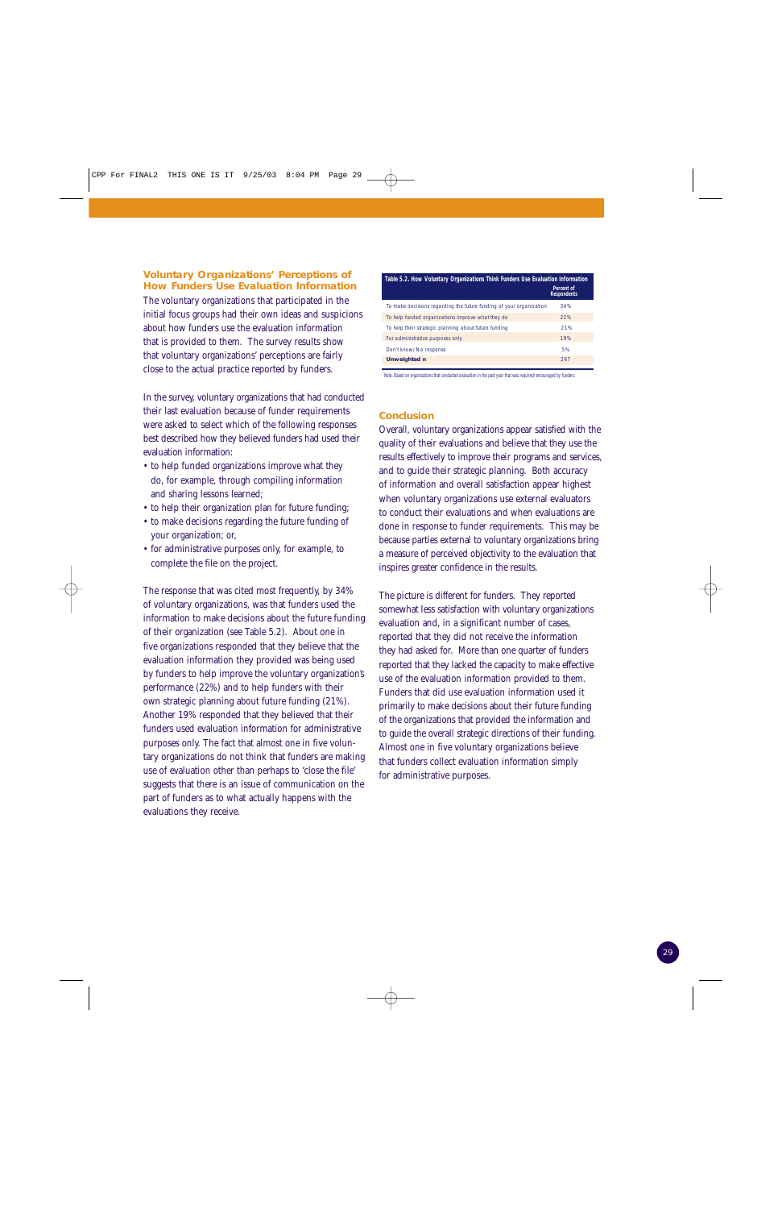## Voluntary Organizations' Perceptions of How Funders Use Evaluation Information

The voluntary organizations that participated in the initial focus groups had their own ideas and suspicions about how funders use the evaluation information that is provided to them. The survey results show that voluntary organizations' perceptions are fairly close to the actual practice reported by funders.

In the survey, voluntary organizations that had conducted their last evaluation because of funder requirements were asked to select which of the following responses best described how they believed funders had used their evaluation information:

- to help funded organizations improve what they do, for example, through compiling information and sharing lessons learned;
- to help their organization plan for future funding;
- to make decisions regarding the future funding of your organization; or,
- for administrative purposes only, for example, to complete the file on the project.

The response that was cited most frequently, by 34% of voluntary organizations, was that funders used the information to make decisions about the future funding of their organization (see Table 5.2). About one in five organizations responded that they believe that the evaluation information they provided was being used by funders to help improve the voluntary organization's performance (22%) and to help funders with their own strategic planning about future funding (21%). Another 19% responded that they believed that their funders used evaluation information for administrative purposes only. The fact that almost one in five voluntary organizations do not think that funders are making use of evaluation other than perhaps to 'close the file' suggests that there is an issue of communication on the part of funders as to what actually happens with the evaluations they receive.

**Table 5.2. How Voluntary Organizations Think Funders Use Evaluation Information**

| | Percent of Respondents |
|---|---|
| To make decisions regarding the future funding of your organization | 34% |
| To help funded organizations improve what they do | 22% |
| To help their strategic planning about future funding | 21% |
| For administrative purposes only | 19% |
| Don't know/ No response | 5% |
| **Unweighted n** | 267 |

Note. Based on organizations that conducted evaluation in the past year that was required/ encouraged by funders.

## Conclusion

Overall, voluntary organizations appear satisfied with the quality of their evaluations and believe that they use the results effectively to improve their programs and services, and to guide their strategic planning. Both accuracy of information and overall satisfaction appear highest when voluntary organizations use external evaluators to conduct their evaluations and when evaluations are done in response to funder requirements. This may be because parties external to voluntary organizations bring a measure of perceived objectivity to the evaluation that inspires greater confidence in the results.

The picture is different for funders. They reported somewhat less satisfaction with voluntary organizations evaluation and, in a significant number of cases, reported that they did not receive the information they had asked for. More than one quarter of funders reported that they lacked the capacity to make effective use of the evaluation information provided to them. Funders that did use evaluation information used it primarily to make decisions about their future funding of the organizations that provided the information and to guide the overall strategic directions of their funding. Almost one in five voluntary organizations believe that funders collect evaluation information simply for administrative purposes.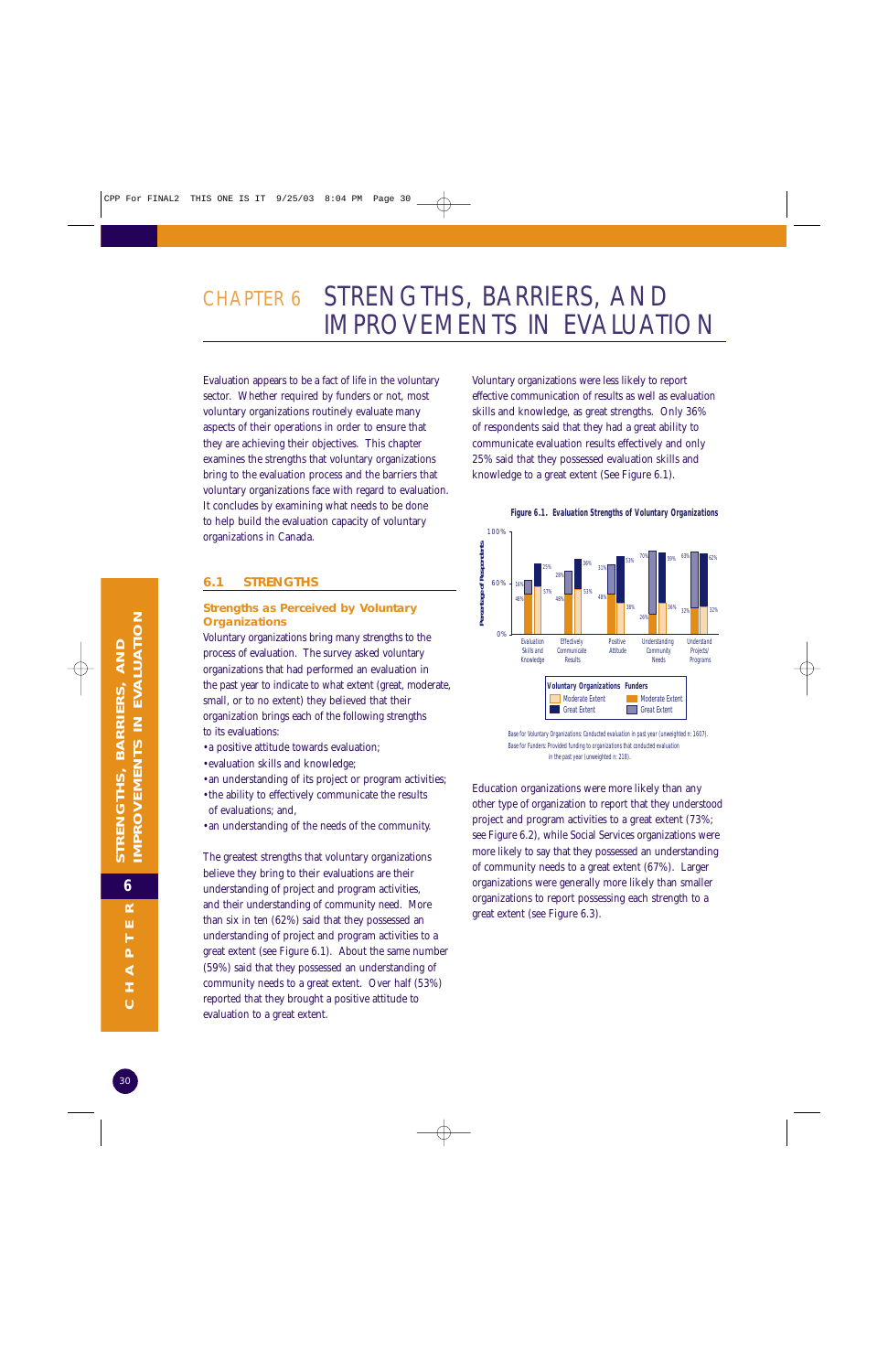# CHAPTER 6 STRENGTHS, BARRIERS, AND IMPROVEMENTS IN EVALUATION

Evaluation appears to be a fact of life in the voluntary sector. Whether required by funders or not, most voluntary organizations routinely evaluate many aspects of their operations in order to ensure that they are achieving their objectives. This chapter examines the strengths that voluntary organizations bring to the evaluation process and the barriers that voluntary organizations face with regard to evaluation. It concludes by examining what needs to be done to help build the evaluation capacity of voluntary organizations in Canada.

## 6.1 STRENGTHS

### Strengths as Perceived by Voluntary Organizations

Voluntary organizations bring many strengths to the process of evaluation. The survey asked voluntary organizations that had performed an evaluation in the past year to indicate to what extent (great, moderate, small, or to no extent) they believed that their organization brings each of the following strengths to its evaluations:

- a positive attitude towards evaluation;
- evaluation skills and knowledge;
- an understanding of its project or program activities;
- the ability to effectively communicate the results of evaluations; and,
- an understanding of the needs of the community.

The greatest strengths that voluntary organizations believe that they bring to their evaluations are their understanding of project and program activities, and their understanding of community need. More than six in ten (62%) said that they possessed an understanding of project and program activities to a great extent (see Figure 6.1). About the same number (59%) said that they possessed an understanding of community needs to a great extent. Over half (53%) reported that they brought a positive attitude to evaluation to a great extent.

Voluntary organizations were less likely to report effective communication of results as well as evaluation skills and knowledge, as great strengths. Only 36% of respondents said that they had a great ability to communicate evaluation results effectively and only 25% said that they possessed evaluation skills and knowledge to a great extent (See Figure 6.1).

**Figure 6.1. Evaluation Strengths of Voluntary Organizations**

| Strength | Voluntary Organizations – Moderate Extent | Voluntary Organizations – Great Extent | Funders – Moderate Extent | Funders – Great Extent |
|---|---|---|---|---|
| Evaluation Skills and Knowledge | 48% | 16% | 57% | 25% |
| Effectively Communicate Results | 48% | 28% | 53% | 36% |
| Positive Attitude | 48% | 31% | 38% | 53% |
| Understanding Community Needs | 26% | 70% | 36% | 59% |
| Understand Projects/Programs | 32% | 63% | 32% | 62% |

Base for Voluntary Organizations: Conducted evaluation in past year (unweighted n: 1607).
Base for Funders: Provided funding to organizations that conducted evaluation in the past year (unweighted n: 218).

Education organizations were more likely than any other type of organization to report that they understood project and program activities to a great extent (73%; see Figure 6.2), while Social Services organizations were more likely to say that they possessed an understanding of community needs to a great extent (67%). Larger organizations were generally more likely than smaller organizations to report possessing each strength to a great extent (see Figure 6.3).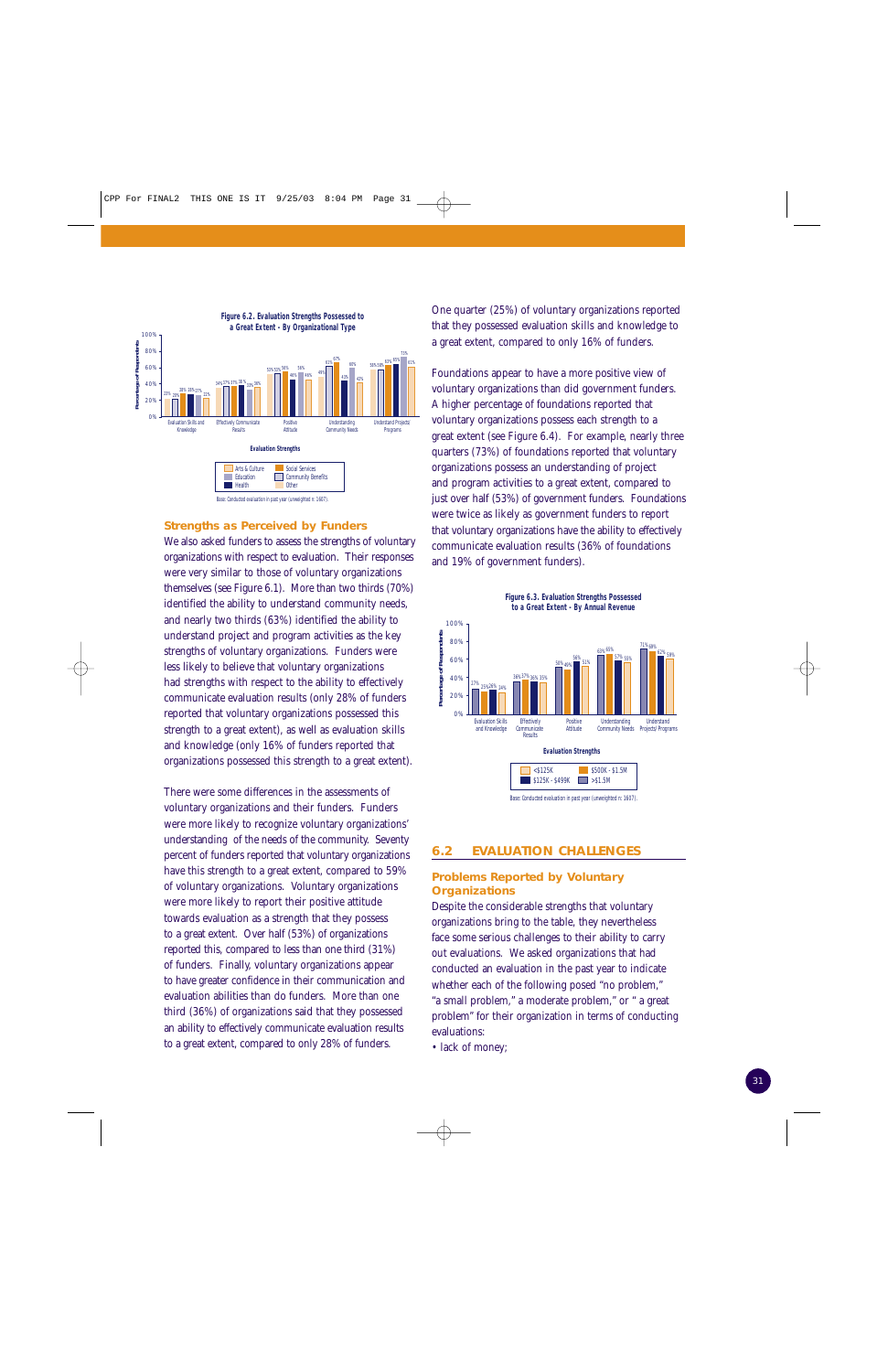**Figure 6.2. Evaluation Strengths Possessed to a Great Extent - By Organizational Type**

| Evaluation Strengths | Arts & Culture | Education | Health | Social Services | Community Benefits | Other |
|---|---|---|---|---|---|---|
| Evaluation Skills and Knowledge | 23% | 19% | 28% | 28% | 25% | 21% |
| Effectively Communicate Results | 34% | 37% | 37% | 38% | 31% | 36% |
| Positive Attitude | 55% | 53% | 56% | 46% | 56% | 46% |
| Understanding Community Needs | 49% | 61% | 67% | 43% | 60% | 42% |
| Understand Projects/Programs | 56% | 58% | 63% | 65% | 73% | 61% |

Base: Conducted evaluation in past year (unweighted n: 1607).

One quarter (25%) of voluntary organizations reported that they possessed evaluation skills and knowledge to a great extent, compared to only 16% of funders.

Foundations appear to have a more positive view of voluntary organizations than did government funders. A higher percentage of foundations reported that voluntary organizations possess each strength to a great extent (see Figure 6.4). For example, nearly three quarters (73%) of foundations reported that voluntary organizations possess an understanding of project and program activities to a great extent, compared to just over half (53%) of government funders. Foundations were twice as likely as government funders to report that voluntary organizations have the ability to effectively communicate evaluation results (36% of foundations and 19% of government funders).

### Strengths as Perceived by Funders

We also asked funders to assess the strengths of voluntary organizations with respect to evaluation. Their responses were very similar to those of voluntary organizations themselves (see Figure 6.1). More than two thirds (70%) identified the ability to understand community needs, and nearly two thirds (63%) identified the ability to understand project and program activities as the key strengths of voluntary organizations. Funders were less likely to believe that voluntary organizations had strengths with respect to the ability to effectively communicate evaluation results (only 28% of funders reported that voluntary organizations possessed this strength to a great extent), as well as evaluation skills and knowledge (only 16% of funders reported that organizations possessed this strength to a great extent).

There were some differences in the assessments of voluntary organizations and their funders. Funders were more likely to recognize voluntary organizations' understanding of the needs of the community. Seventy percent of funders reported that voluntary organizations have this strength to a great extent, compared to 59% of voluntary organizations. Voluntary organizations were more likely to report their positive attitude towards evaluation as a strength that they possess to a great extent. Over half (53%) of organizations reported this, compared to less than one third (31%) of funders. Finally, voluntary organizations appear to have greater confidence in their communication and evaluation abilities than do funders. More than one third (36%) of organizations said that they possessed an ability to effectively communicate evaluation results to a great extent, compared to only 28% of funders.

**Figure 6.3. Evaluation Strengths Possessed to a Great Extent - By Annual Revenue**

| Evaluation Strengths | <$125K | $125K - $499K | $500K - $1.5M | >$1.5M |
|---|---|---|---|---|
| Evaluation Skills and Knowledge | 27% | 25% | 26% | 24% |
| Effectively Communicate Results | 36% | 37% | 36% | 35% |
| Positive Attitude | 50% | 49% | 56% | 51% |
| Understanding Community Needs | 63% | 66% | 57% | 55% |
| Understand Projects/Programs | 71% | 68% | 62% | 58% |

Base: Conducted evaluation in past year (unweighted n: 1607).

## 6.2 EVALUATION CHALLENGES

### Problems Reported by Voluntary Organizations

Despite the considerable strengths that voluntary organizations bring to the table, they nevertheless face some serious challenges to their ability to carry out evaluations. We asked organizations that had conducted an evaluation in the past year to indicate whether each of the following posed "no problem," "a small problem," a moderate problem," or " a great problem" for their organization in terms of conducting evaluations:

- lack of money;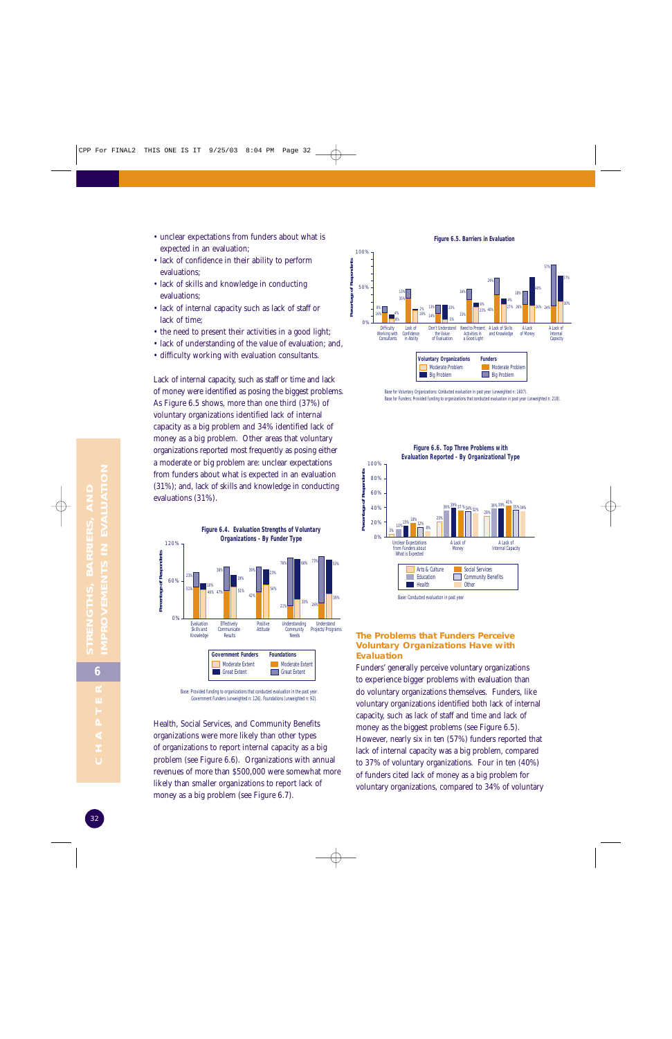- unclear expectations from funders about what is expected in an evaluation;
- lack of confidence in their ability to perform evaluations;
- lack of skills and knowledge in conducting evaluations;
- lack of internal capacity such as lack of staff or lack of time;
- the need to present their activities in a good light;
- lack of understanding of the value of evaluation; and,
- difficulty working with evaluation consultants.

Lack of internal capacity, such as staff or time and lack of money were identified as posing the biggest problems. As Figure 6.5 shows, more than one third (37%) of voluntary organizations identified lack of internal capacity as a big problem and 34% identified lack of money as a big problem. Other areas that voluntary organizations reported most frequently as posing either a moderate or big problem are: unclear expectations from funders about what is expected in an evaluation (31%); and, lack of skills and knowledge in conducting evaluations (31%).

**Figure 6.4. Evaluation Strengths of Voluntary Organizations - By Funder Type**

| | Government Funders – Moderate Extent | Government Funders – Great Extent | Foundations – Moderate Extent | Foundations – Great Extent |
|---|---|---|---|---|
| Evaluation Skills and Knowledge | 51% | 33% | 46% | 18% |
| Effectively Communicate Results | 47% | 36% | 51% | 18% |
| Positive Attitude | 42% | 39% | 54% | 33% |
| Understanding Community Needs | 21% | 76% | 30% | 66% |
| Understand Projects/Programs | 26% | 73% | 39% | 53% |

Base: Provided funding to organizations that conducted evaluation in the past year. Government Funders (unweighted n: 126). Foundations (unweighted n: 92).

Health, Social Services, and Community Benefits organizations were more likely than other types of organizations to report internal capacity as a big problem (see Figure 6.6). Organizations with annual revenues of more than $500,000 were somewhat more likely than smaller organizations to report lack of money as a big problem (see Figure 6.7).

**Figure 6.5. Barriers in Evaluation**

| | Voluntary Organizations – Moderate Problem | Voluntary Organizations – Big Problem | Funders – Moderate Problem | Funders – Big Problem |
|---|---|---|---|---|
| Difficulty Working with Consultants | 16% | 6% | 4% | 8% |
| Lack of Confidence in Ability | 35% | 13% | 18% | 2% |
| Don't Understand the Value of Evaluation | 14% | 13% | 5% | 20% |
| Need to Present Activities in a Good Light | 33% | 16% | 23% | 6% |
| A Lack of Skills and Knowledge | 40% | 24% | 27% | 6% |
| A Lack of Money | 26% | 18% | 26% | 40% |
| A Lack of Internal Capacity | 24% | 57% | 30% | 37% |

Base for Voluntary Organizations: Conducted evaluation in past year (unweighted n: 1607).
Base for Funders: Provided funding to organizations that conducted evaluation in past year (unweighted n: 218).

**Figure 6.6. Top Three Problems with Evaluation Reported - By Organizational Type**

| | Arts & Culture | Education | Health | Social Services | Community Benefits | Other |
|---|---|---|---|---|---|---|
| Unclear Expectations from Funders about What is Expected | 3% | 10% | 15% | 18% | 12% | 8% |
| A Lack of Money | 20% | 36% | 39% | 37% | 34% | 32% |
| A Lack of Internal Capacity | 28% | 36% | 39% | 41% | 35% | 34% |

Base: Conducted evaluation in past year

## The Problems that Funders Perceive Voluntary Organizations Have with Evaluation

Funders' generally perceive voluntary organizations to experience bigger problems with evaluation than do voluntary organizations themselves. Funders, like voluntary organizations identified both lack of internal capacity, such as lack of staff and time and lack of money as the biggest problems (see Figure 6.5). However, nearly six in ten (57%) funders reported that lack of internal capacity was a big problem, compared to 37% of voluntary organizations. Four in ten (40%) of funders cited lack of money as a big problem for voluntary organizations, compared to 34% of voluntary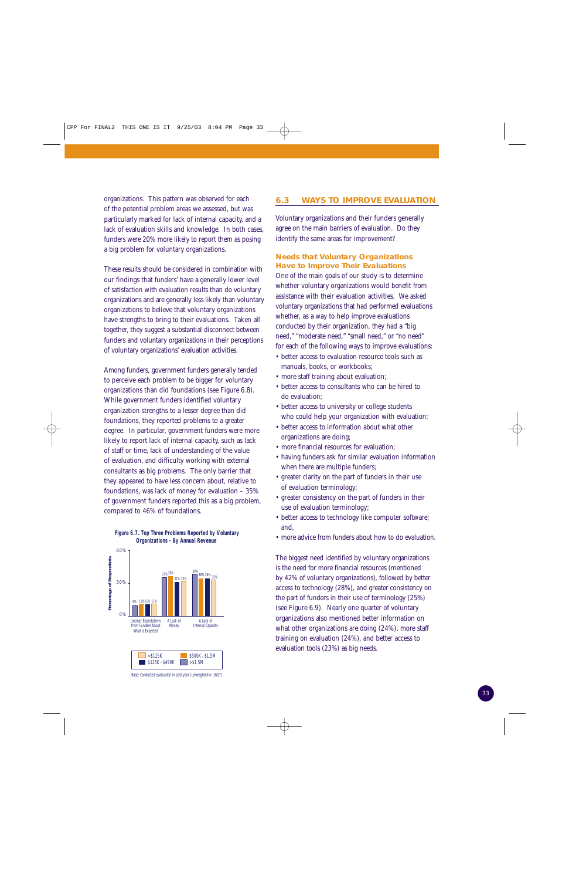organizations. This pattern was observed for each of the potential problem areas we assessed, but was particularly marked for lack of internal capacity, and a lack of evaluation skills and knowledge. In both cases, funders were 20% more likely to report them as posing a big problem for voluntary organizations.

These results should be considered in combination with our findings that funders' have a generally lower level of satisfaction with evaluation results than do voluntary organizations and are generally less likely than voluntary organizations to believe that voluntary organizations have strengths to bring to their evaluations. Taken all together, they suggest a substantial disconnect between funders and voluntary organizations in their perceptions of voluntary organizations' evaluation activities.

Among funders, government funders generally tended to perceive each problem to be bigger for voluntary organizations than did foundations (see Figure 6.8). While government funders identified voluntary organization strengths to a lesser degree than did foundations, they reported problems to a greater degree. In particular, government funders were more likely to report lack of internal capacity, such as lack of staff or time, lack of understanding of the value of evaluation, and difficulty working with external consultants as big problems. The only barrier that they appeared to have less concern about, relative to foundations, was lack of money for evaluation – 35% of government funders reported this as a big problem, compared to 46% of foundations.

**Figure 6.7. Top Three Problems Reported by Voluntary Organizations - By Annual Revenue**

| Problem | <$125K | $125K - $499K | $500K - $1.5M | >$1.5M |
|---|---|---|---|---|
| Unclear Expectations from Funders About What is Expected | 9% | 11% | 11% | 11% |
| A Lack of Money | 37% | 32% | 38% | 32% |
| A Lack of Internal Capacity | 39% | 36% | 36% | 35% |

Base: Conducted evaluation in past year (unweighted n: 1607).

## 6.3 WAYS TO IMPROVE EVALUATION

Voluntary organizations and their funders generally agree on the main barriers of evaluation. Do they identify the same areas for improvement?

### Needs that Voluntary Organizations Have to Improve Their Evaluations

One of the main goals of our study is to determine whether voluntary organizations would benefit from assistance with their evaluation activities. We asked voluntary organizations that had performed evaluations whether, as a way to help improve evaluations conducted by their organization, they had a "big need," "moderate need," "small need," or "no need" for each of the following ways to improve evaluations:

- better access to evaluation resource tools such as manuals, books, or workbooks;
- more staff training about evaluation;
- better access to consultants who can be hired to do evaluation;
- better access to university or college students who could help your organization with evaluation;
- better access to information about what other organizations are doing;
- more financial resources for evaluation;
- having funders ask for similar evaluation information when there are multiple funders;
- greater clarity on the part of funders in their use of evaluation terminology;
- greater consistency on the part of funders in their use of evaluation terminology;
- better access to technology like computer software; and,
- more advice from funders about how to do evaluation.

The biggest need identified by voluntary organizations is the need for more financial resources (mentioned by 42% of voluntary organizations), followed by better access to technology (28%), and greater consistency on the part of funders in their use of terminology (25%) (see Figure 6.9). Nearly one quarter of voluntary organizations also mentioned better information on what other organizations are doing (24%), more staff training on evaluation (24%), and better access to evaluation tools (23%) as big needs.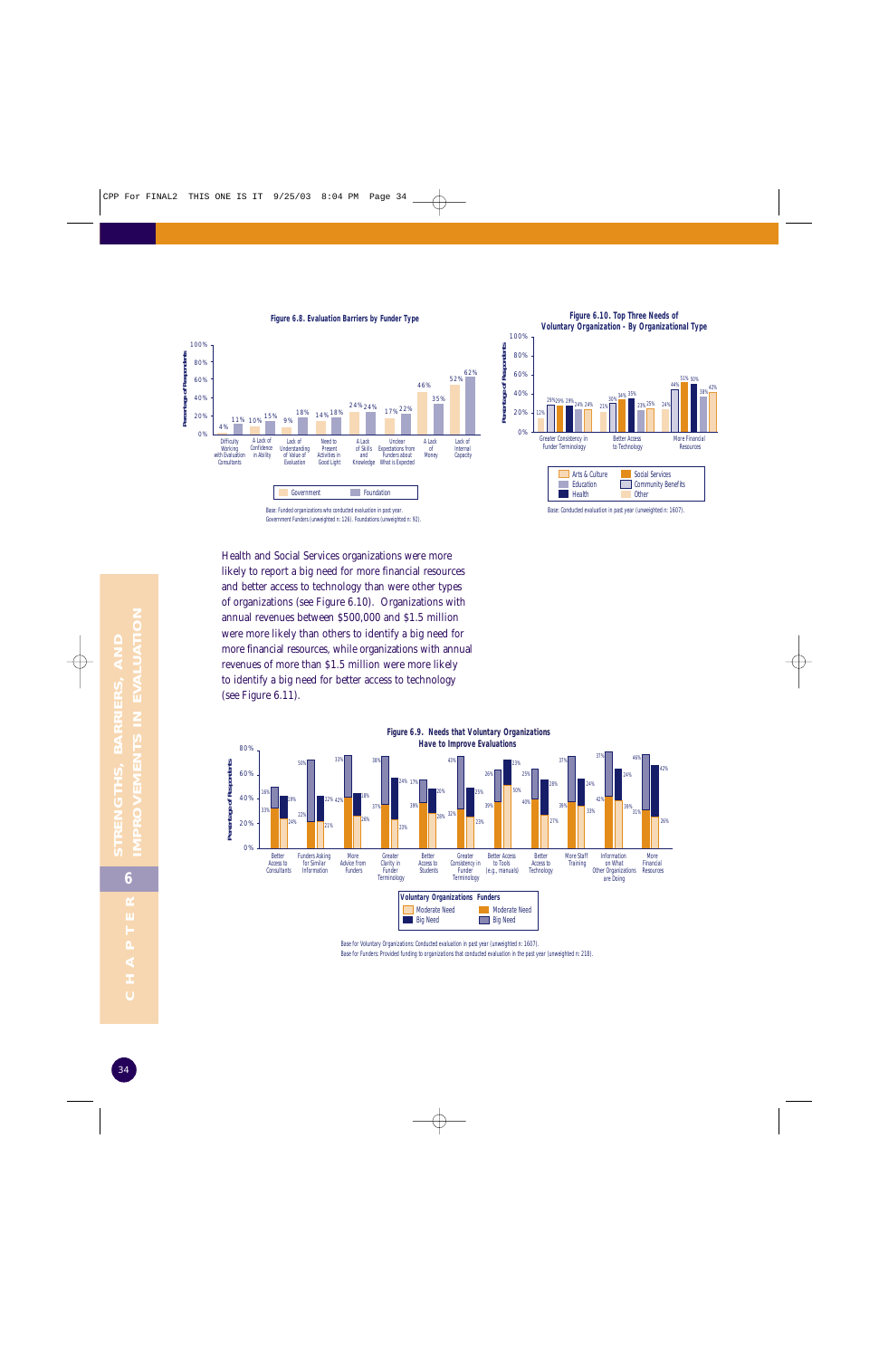**Figure 6.8. Evaluation Barriers by Funder Type**

| Barrier | Government | Foundation |
|---|---|---|
| Difficulty Working with Evaluation Consultants | 4% | 11% |
| A Lack of Confidence in Ability | 10% | 15% |
| Lack of Understanding of Value of Evaluation | 9% | 18% |
| Need to Present Activities in Good Light | 14% | 18% |
| A Lack of Skills and Knowledge | 24% | 24% |
| Unclear Expectations from Funders about What is Expected | 17% | 22% |
| A Lack of Money | 46% | 35% |
| Lack of Internal Capacity | 52% | 62% |

Base: Funded organizations who conducted evaluation in past year. Government Funders (unweighted n: 126), Foundations (unweighted n: 92).

**Figure 6.10. Top Three Needs of Voluntary Organization - By Organizational Type**

| Need | Arts & Culture | Education | Health | Social Services | Community Benefits | Other |
|---|---|---|---|---|---|---|
| Greater Consistency in Funder Terminology | 11% | 29% | 28% | 29% | 24% | 24% |
| Better Access to Technology | 21% | 30% | 35% | 34% | 23% | 25% |
| More Financial Resources | 24% | 44% | 50% | 51% | 38% | 42% |

Base: Conducted evaluation in past year (unweighted n: 1607).

Health and Social Services organizations were more likely to report a big need for more financial resources and better access to technology than were other types of organizations (see Figure 6.10). Organizations with annual revenues between $500,000 and $1.5 million were more likely than others to identify a big need for more financial resources, while organizations with annual revenues of more than $1.5 million were more likely to identify a big need for better access to technology (see Figure 6.11).

**Figure 6.9. Needs that Voluntary Organizations Have to Improve Evaluations**

| Need | Voluntary Organizations: Moderate Need | Voluntary Organizations: Big Need | Funders: Moderate Need | Funders: Big Need |
|---|---|---|---|---|
| Better Access to Consultants | 24% | 19% | 33% | 16% |
| Funders Asking for Similar Information | 21% | 22% | 22% | 50% |
| More Advice from Funders | 26% | 18% | 42% | 33% |
| Greater Clarity in Funder Terminology | 23% | 24% | 37% | 38% |
| Better Access to Students | 28% | 20% | 39% | 17% |
| Greater Consistency in Funder Terminology | 23% | 25% | 32% | 43% |
| Better Access to Tools (e.g., manuals) | 50% | 23% | 39% | 26% |
| Better Access to Technology | 27% | 28% | 40% | 25% |
| More Staff Training | 33% | 24% | 38% | 37% |
| Information on What Other Organizations are Doing | 38% | 24% | 42% | 37% |
| More Financial Resources | 26% | 42% | 31% | 46% |

Base for Voluntary Organizations: Conducted evaluation in past year (unweighted n: 1607).
Base for Funders: Provided funding to organizations that conducted evaluation in the past year (unweighted n: 218).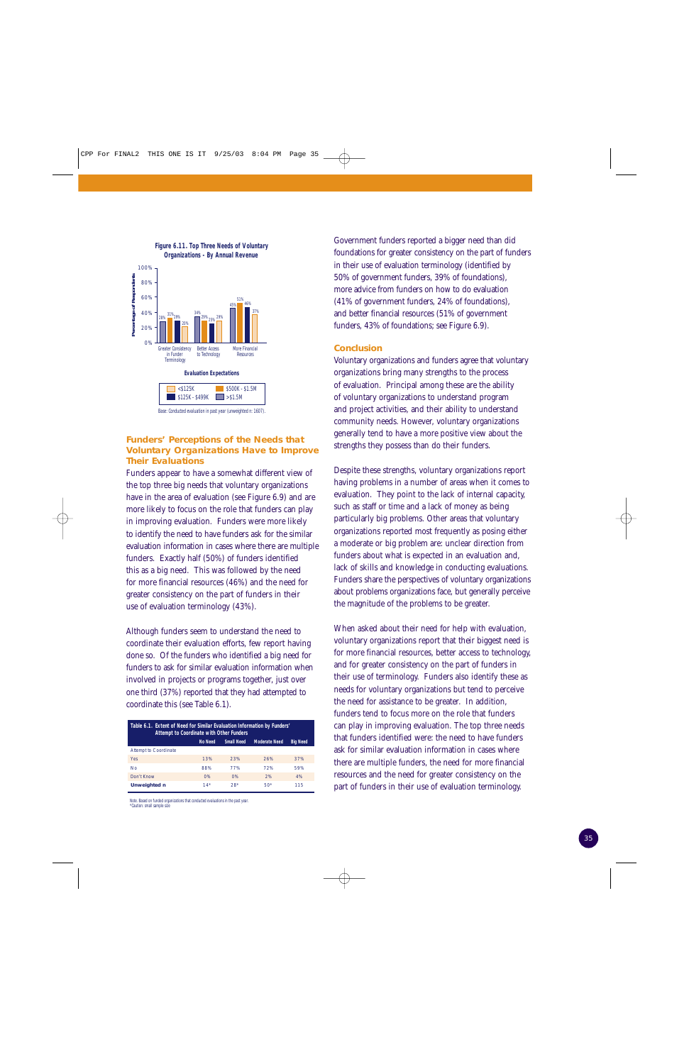**Figure 6.11. Top Three Needs of Voluntary Organizations - By Annual Revenue**

| Evaluation Expectations | <$125K | $125K - $499K | $500K - $1.5M | >$1.5M |
|---|---|---|---|---|
| Greater Consistency in Funder Terminology | 28% | 31% | 29% | 20% |
| Better Access to Technology | 34% | 29% | 25% | 29% |
| More Financial Resources | 45% | 51% | 46% | 37% |

Base: Conducted evaluation in past year (unweighted n: 1607).

## Funders' Perceptions of the Needs that Voluntary Organizations Have to Improve Their Evaluations

Funders appear to have a somewhat different view of the top three big needs that voluntary organizations have in the area of evaluation (see Figure 6.9) and are more likely to focus on the role that funders can play in improving evaluation. Funders were more likely to identify the need to have funders ask for the similar evaluation information in cases where there are multiple funders. Exactly half (50%) of funders identified this as a big need. This was followed by the need for more financial resources (46%) and the need for greater consistency on the part of funders in their use of evaluation terminology (43%).

Although funders seem to understand the need to coordinate their evaluation efforts, few report having done so. Of the funders who identified a big need for funders to ask for similar evaluation information when involved in projects or programs together, just over one third (37%) reported that they had attempted to coordinate this (see Table 6.1).

**Table 6.1. Extent of Need for Similar Evaluation Information by Funders' Attempt to Coordinate with Other Funders**

| | No Need | Small Need | Moderate Need | Big Need |
|---|---|---|---|---|
| Attempt to Coordinate | | | | |
| Yes | 13% | 23% | 26% | 37% |
| No | 88% | 77% | 72% | 59% |
| Don't Know | 0% | 0% | 2% | 4% |
| **Unweighted n** | 14* | 28* | 50* | 115 |

Note: Based on funded organizations that conducted evaluations in the past year.
*Caution: small sample size

Government funders reported a bigger need than did foundations for greater consistency on the part of funders in their use of evaluation terminology (identified by 50% of government funders, 39% of foundations), more advice from funders on how to do evaluation (41% of government funders, 24% of foundations), and better financial resources (51% of government funders, 43% of foundations; see Figure 6.9).

## Conclusion

Voluntary organizations and funders agree that voluntary organizations bring many strengths to the process of evaluation. Principal among these are the ability of voluntary organizations to understand program and project activities, and their ability to understand community needs. However, voluntary organizations generally tend to have a more positive view about the strengths they possess than do their funders.

Despite these strengths, voluntary organizations report having problems in a number of areas when it comes to evaluation. They point to the lack of internal capacity, such as staff or time and a lack of money as being particularly big problems. Other areas that voluntary organizations reported most frequently as posing either a moderate or big problem are: unclear direction from funders about what is expected in an evaluation and, lack of skills and knowledge in conducting evaluations. Funders share the perspectives of voluntary organizations about problems organizations face, but generally perceive the magnitude of the problems to be greater.

When asked about their need for help with evaluation, voluntary organizations report that their biggest need is for more financial resources, better access to technology, and for greater consistency on the part of funders in their use of terminology. Funders also identify these as needs for voluntary organizations but tend to perceive the need for assistance to be greater. In addition, funders tend to focus more on the role that funders can play in improving evaluation. The top three needs that funders identified were: the need to have funders ask for similar evaluation information in cases where there are multiple funders, the need for more financial resources and the need for greater consistency on the part of funders in their use of evaluation terminology.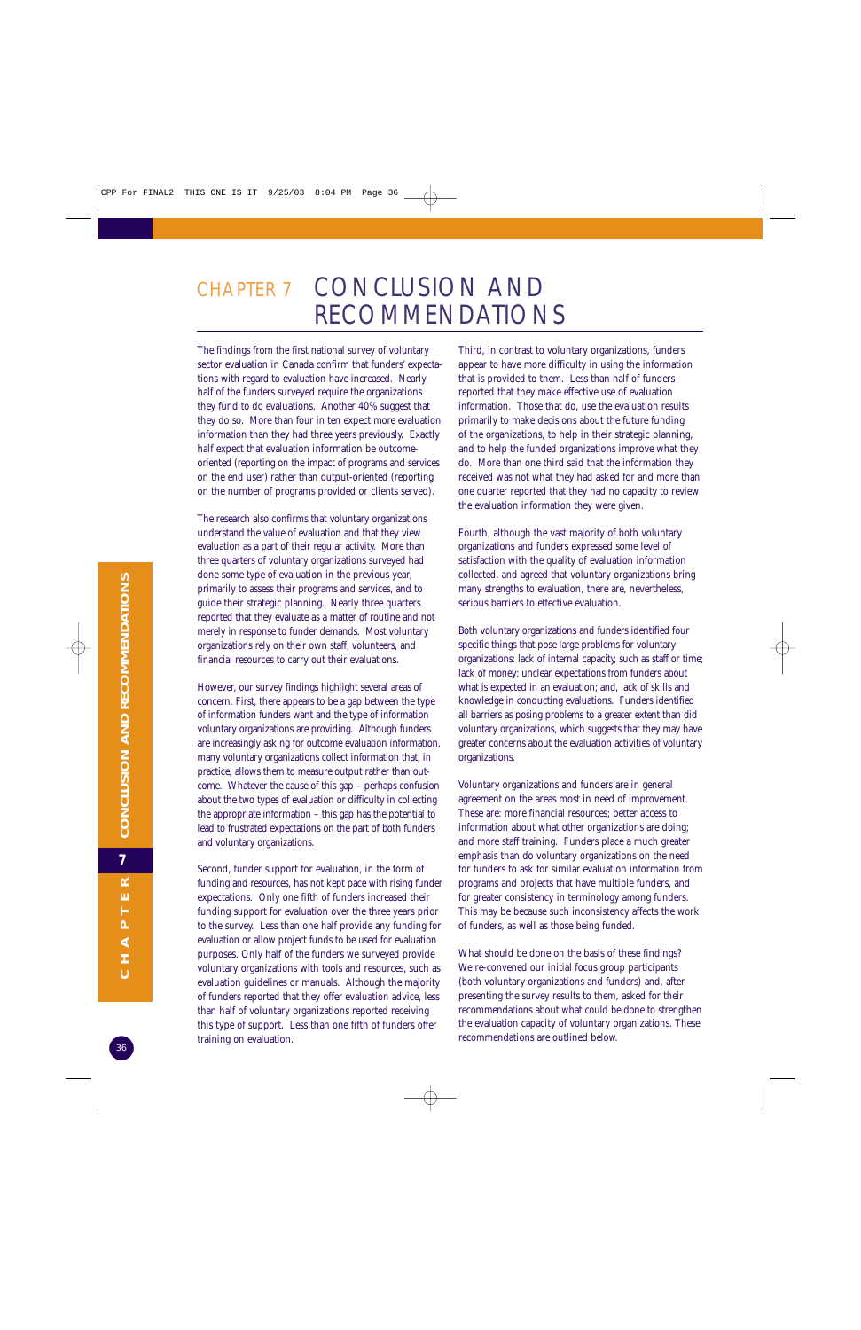# CHAPTER 7 CONCLUSION AND RECOMMENDATIONS

The findings from the first national survey of voluntary sector evaluation in Canada confirm that funders' expectations with regard to evaluation have increased. Nearly half of the funders surveyed require the organizations they fund to do evaluations. Another 40% suggest that they do so. More than four in ten expect more evaluation information than they had three years previously. Exactly half expect that evaluation information be outcome-oriented (reporting on the impact of programs and services on the end user) rather than output-oriented (reporting on the number of programs provided or clients served).

The research also confirms that voluntary organizations understand the value of evaluation and that they view evaluation as a part of their regular activity. More than three quarters of voluntary organizations surveyed had done some type of evaluation in the previous year, primarily to assess their programs and services, and to guide their strategic planning. Nearly three quarters reported that they evaluate as a matter of routine and not merely in response to funder demands. Most voluntary organizations rely on their own staff, volunteers, and financial resources to carry out their evaluations.

However, our survey findings highlight several areas of concern. First, there appears to be a gap between the type of information funders want and the type of information voluntary organizations are providing. Although funders are increasingly asking for outcome evaluation information, many voluntary organizations collect information that, in practice, allows them to measure output rather than outcome. Whatever the cause of this gap – perhaps confusion about the two types of evaluation or difficulty in collecting the appropriate information – this gap has the potential to lead to frustrated expectations on the part of both funders and voluntary organizations.

Second, funder support for evaluation, in the form of funding and resources, has not kept pace with rising funder expectations. Only one fifth of funders increased their funding support for evaluation over the three years prior to the survey. Less than one half provide any funding for evaluation or allow project funds to be used for evaluation purposes. Only half of the funders we surveyed provide voluntary organizations with tools and resources, such as evaluation guidelines or manuals. Although the majority of funders reported that they offer evaluation advice, less than half of voluntary organizations reported receiving this type of support. Less than one fifth of funders offer training on evaluation.

Third, in contrast to voluntary organizations, funders appear to have more difficulty in using the information that is provided to them. Less than half of funders reported that they make effective use of evaluation information. Those that do, use the evaluation results primarily to make decisions about the future funding of the organizations, to help in their strategic planning, and to help the funded organizations improve what they do. More than one third said that the information they received was not what they had asked for and more than one quarter reported that they had no capacity to review the evaluation information they were given.

Fourth, although the vast majority of both voluntary organizations and funders expressed some level of satisfaction with the quality of evaluation information collected, and agreed that voluntary organizations bring many strengths to evaluation, there are, nevertheless, serious barriers to effective evaluation.

Both voluntary organizations and funders identified four specific things that pose large problems for voluntary organizations: lack of internal capacity, such as staff or time; lack of money; unclear expectations from funders about what is expected in an evaluation; and, lack of skills and knowledge in conducting evaluations. Funders identified all barriers as posing problems to a greater extent than did voluntary organizations, which suggests that they may have greater concerns about the evaluation activities of voluntary organizations.

Voluntary organizations and funders are in general agreement on the areas most in need of improvement. These are: more financial resources; better access to information about what other organizations are doing; and more staff training. Funders place a much greater emphasis than do voluntary organizations on the need for funders to ask for similar evaluation information from programs and projects that have multiple funders, and for greater consistency in terminology among funders. This may be because such inconsistency affects the work of funders, as well as those being funded.

What should be done on the basis of these findings? We re-convened our initial focus group participants (both voluntary organizations and funders) and, after presenting the survey results to them, asked for their recommendations about what could be done to strengthen the evaluation capacity of voluntary organizations. These recommendations are outlined below.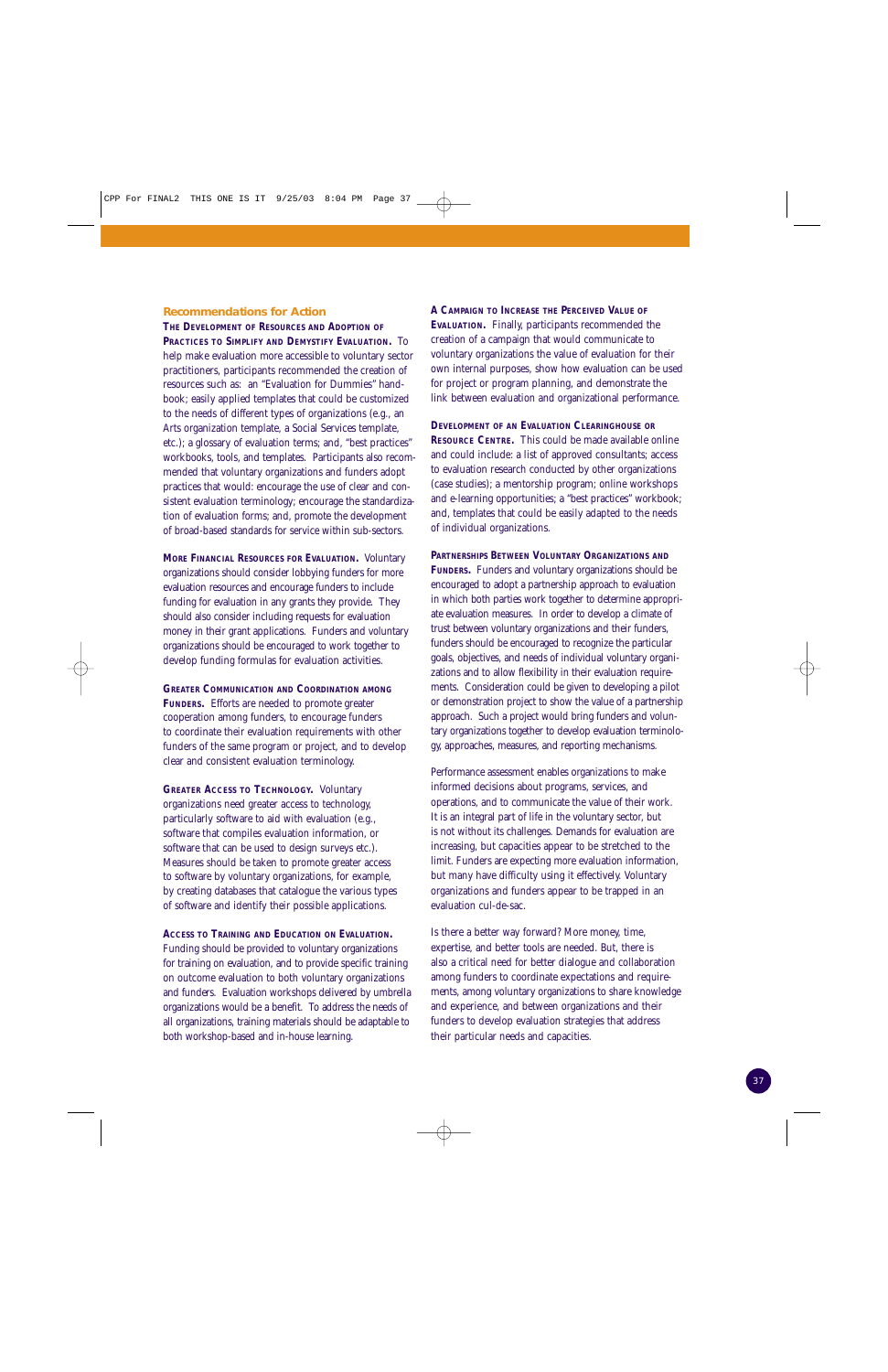## Recommendations for Action

**The Development of Resources and Adoption of Practices to Simplify and Demystify Evaluation.** To help make evaluation more accessible to voluntary sector practitioners, participants recommended the creation of resources such as: an "Evaluation for Dummies" handbook; easily applied templates that could be customized to the needs of different types of organizations (e.g., an Arts organization template, a Social Services template, etc.); a glossary of evaluation terms; and, "best practices" workbooks, tools, and templates. Participants also recommended that voluntary organizations and funders adopt practices that would: encourage the use of clear and consistent evaluation terminology; encourage the standardization of evaluation forms; and, promote the development of broad-based standards for service within sub-sectors.

**More Financial Resources for Evaluation.** Voluntary organizations should consider lobbying funders for more evaluation resources and encourage funders to include funding for evaluation in any grants they provide. They should also consider including requests for evaluation money in their grant applications. Funders and voluntary organizations should be encouraged to work together to develop funding formulas for evaluation activities.

**Greater Communication and Coordination among Funders.** Efforts are needed to promote greater cooperation among funders, to encourage funders to coordinate their evaluation requirements with other funders of the same program or project, and to develop clear and consistent evaluation terminology.

**Greater Access to Technology.** Voluntary organizations need greater access to technology, particularly software to aid with evaluation (e.g., software that compiles evaluation information, or software that can be used to design surveys etc.). Measures should be taken to promote greater access to software by voluntary organizations, for example, by creating databases that catalogue the various types of software and identify their possible applications.

**Access to Training and Education on Evaluation.** Funding should be provided to voluntary organizations for training on evaluation, and to provide specific training on outcome evaluation to both voluntary organizations and funders. Evaluation workshops delivered by umbrella organizations would be a benefit. To address the needs of all organizations, training materials should be adaptable to both workshop-based and in-house learning.

**A Campaign to Increase the Perceived Value of Evaluation.** Finally, participants recommended the creation of a campaign that would communicate to voluntary organizations the value of evaluation for their own internal purposes, show how evaluation can be used for project or program planning, and demonstrate the link between evaluation and organizational performance.

**Development of an Evaluation Clearinghouse or Resource Centre.** This could be made available online and could include: a list of approved consultants; access to evaluation research conducted by other organizations (case studies); a mentorship program; online workshops and e-learning opportunities; a "best practices" workbook; and, templates that could be easily adapted to the needs of individual organizations.

**Partnerships Between Voluntary Organizations and Funders.** Funders and voluntary organizations should be encouraged to adopt a partnership approach to evaluation in which both parties work together to determine appropriate evaluation measures. In order to develop a climate of trust between voluntary organizations and their funders, funders should be encouraged to recognize the particular goals, objectives, and needs of individual voluntary organizations and to allow flexibility in their evaluation requirements. Consideration could be given to developing a pilot or demonstration project to show the value of a partnership approach. Such a project would bring funders and voluntary organizations together to develop evaluation terminology, approaches, measures, and reporting mechanisms.

Performance assessment enables organizations to make informed decisions about programs, services, and operations, and to communicate the value of their work. It is an integral part of life in the voluntary sector, but is not without its challenges. Demands for evaluation are increasing, but capacities appear to be stretched to the limit. Funders are expecting more evaluation information, but many have difficulty using it effectively. Voluntary organizations and funders appear to be trapped in an evaluation cul-de-sac.

Is there a better way forward? More money, time, expertise, and better tools are needed. But, there is also a critical need for better dialogue and collaboration among funders to coordinate expectations and requirements, among voluntary organizations to share knowledge and experience, and between organizations and their funders to develop evaluation strategies that address their particular needs and capacities.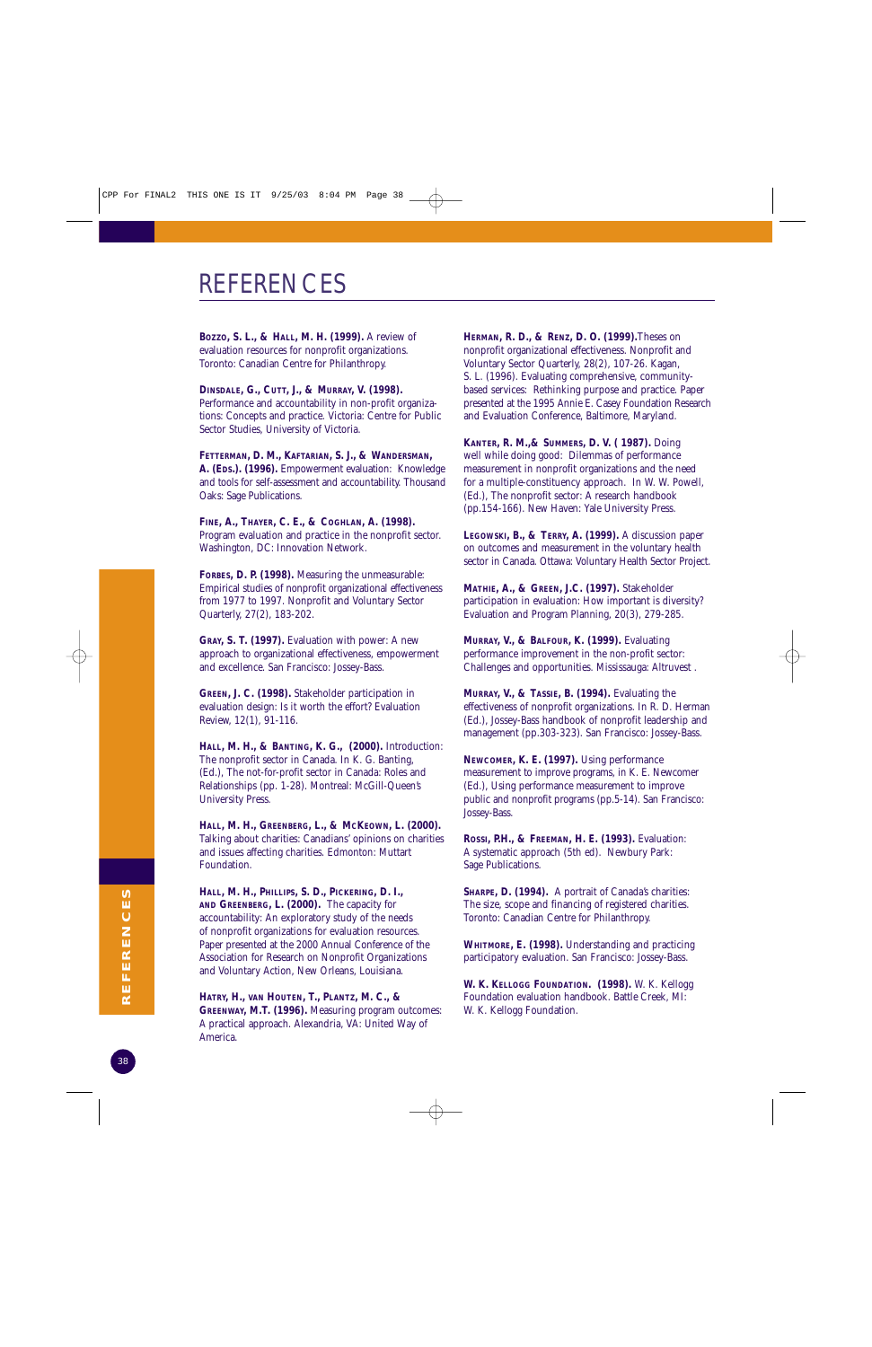# REFERENCES

**Bozzo, S. L., & Hall, M. H. (1999).** A review of evaluation resources for nonprofit organizations. Toronto: Canadian Centre for Philanthropy.

**Dinsdale, G., Cutt, J., & Murray, V. (1998).** Performance and accountability in non-profit organizations: Concepts and practice. Victoria: Centre for Public Sector Studies, University of Victoria.

**Fetterman, D. M., Kaftarian, S. J., & Wandersman, A. (Eds.). (1996).** Empowerment evaluation: Knowledge and tools for self-assessment and accountability. Thousand Oaks: Sage Publications.

**Fine, A., Thayer, C. E., & Coghlan, A. (1998).** Program evaluation and practice in the nonprofit sector. Washington, DC: Innovation Network.

**Forbes, D. P. (1998).** Measuring the unmeasurable: Empirical studies of nonprofit organizational effectiveness from 1977 to 1997. Nonprofit and Voluntary Sector Quarterly, 27(2), 183-202.

**Gray, S. T. (1997).** Evaluation with power: A new approach to organizational effectiveness, empowerment and excellence. San Francisco: Jossey-Bass.

**Green, J. C. (1998).** Stakeholder participation in evaluation design: Is it worth the effort? Evaluation Review, 12(1), 91-116.

**Hall, M. H., & Banting, K. G., (2000).** Introduction: The nonprofit sector in Canada. In K. G. Banting, (Ed.), The not-for-profit sector in Canada: Roles and Relationships (pp. 1-28). Montreal: McGill-Queen's University Press.

**Hall, M. H., Greenberg, L., & McKeown, L. (2000).** Talking about charities: Canadians' opinions on charities and issues affecting charities. Edmonton: Muttart Foundation.

**Hall, M. H., Phillips, S. D., Pickering, D. I., and Greenberg, L. (2000).** The capacity for accountability: An exploratory study of the needs of nonprofit organizations for evaluation resources. Paper presented at the 2000 Annual Conference of the Association for Research on Nonprofit Organizations and Voluntary Action, New Orleans, Louisiana.

**Hatry, H., van Houten, T., Plantz, M. C., & Greenway, M.T. (1996).** Measuring program outcomes: A practical approach. Alexandria, VA: United Way of America.

**Herman, R. D., & Renz, D. O. (1999).** Theses on nonprofit organizational effectiveness. Nonprofit and Voluntary Sector Quarterly, 28(2), 107-26. Kagan, S. L. (1996). Evaluating comprehensive, community-based services: Rethinking purpose and practice. Paper presented at the 1995 Annie E. Casey Foundation Research and Evaluation Conference, Baltimore, Maryland.

**Kanter, R. M.,& Summers, D. V. ( 1987).** Doing well while doing good: Dilemmas of performance measurement in nonprofit organizations and the need for a multiple-constituency approach. In W. W. Powell, (Ed.), The nonprofit sector: A research handbook (pp.154-166). New Haven: Yale University Press.

**Legowski, B., & Terry, A. (1999).** A discussion paper on outcomes and measurement in the voluntary health sector in Canada. Ottawa: Voluntary Health Sector Project.

**Mathie, A., & Green, J.C. (1997).** Stakeholder participation in evaluation: How important is diversity? Evaluation and Program Planning, 20(3), 279-285.

**Murray, V., & Balfour, K. (1999).** Evaluating performance improvement in the non-profit sector: Challenges and opportunities. Mississauga: Altruvest .

**Murray, V., & Tassie, B. (1994).** Evaluating the effectiveness of nonprofit organizations. In R. D. Herman (Ed.), Jossey-Bass handbook of nonprofit leadership and management (pp.303-323). San Francisco: Jossey-Bass.

**Newcomer, K. E. (1997).** Using performance measurement to improve programs, in K. E. Newcomer (Ed.), Using performance measurement to improve public and nonprofit programs (pp.5-14). San Francisco: Jossey-Bass.

**Rossi, P.H., & Freeman, H. E. (1993).** Evaluation: A systematic approach (5th ed). Newbury Park: Sage Publications.

**Sharpe, D. (1994).** A portrait of Canada's charities: The size, scope and financing of registered charities. Toronto: Canadian Centre for Philanthropy.

**Whitmore, E. (1998).** Understanding and practicing participatory evaluation. San Francisco: Jossey-Bass.

**W. K. Kellogg Foundation. (1998).** W. K. Kellogg Foundation evaluation handbook. Battle Creek, MI: W. K. Kellogg Foundation.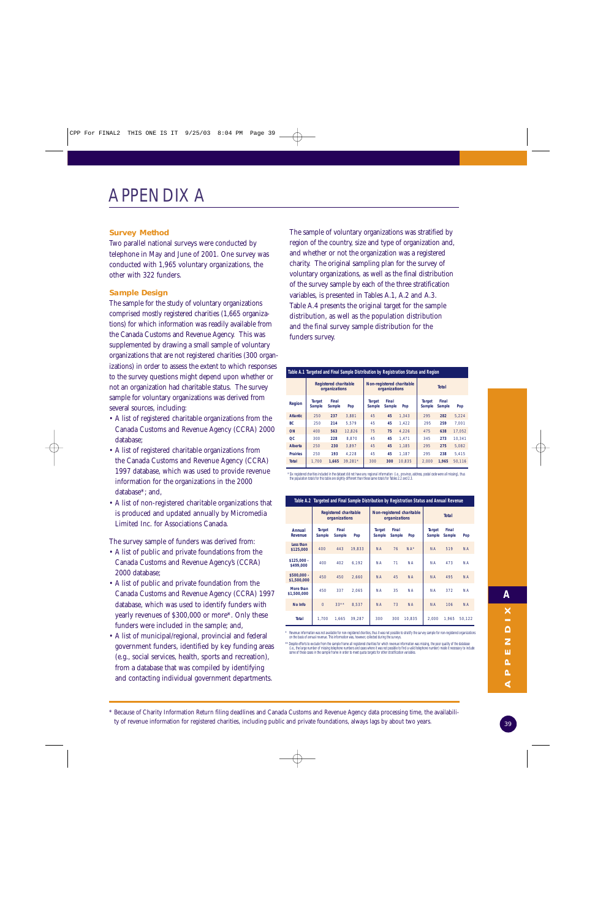# APPENDIX A

### Survey Method

Two parallel national surveys were conducted by telephone in May and June of 2001. One survey was conducted with 1,965 voluntary organizations, the other with 322 funders.

### Sample Design

The sample for the study of voluntary organizations comprised mostly registered charities (1,665 organizations) for which information was readily available from the Canada Customs and Revenue Agency. This was supplemented by drawing a small sample of voluntary organizations that are not registered charities (300 organizations) in order to assess the extent to which responses to the survey questions might depend upon whether or not an organization had charitable status. The survey sample for voluntary organizations was derived from several sources, including:

- A list of registered charitable organizations from the Canada Customs and Revenue Agency (CCRA) 2000 database;
- A list of registered charitable organizations from the Canada Customs and Revenue Agency (CCRA) 1997 database, which was used to provide revenue information for the organizations in the 2000 database*; and,
- A list of non-registered charitable organizations that is produced and updated annually by Micromedia Limited Inc. for Associations Canada.

The survey sample of funders was derived from:

- A list of public and private foundations from the Canada Customs and Revenue Agency's (CCRA) 2000 database;
- A list of public and private foundation from the Canada Customs and Revenue Agency (CCRA) 1997 database, which was used to identify funders with yearly revenues of $300,000 or more*. Only these funders were included in the sample; and,
- A list of municipal/regional, provincial and federal government funders, identified by key funding areas (e.g., social services, health, sports and recreation), from a database that was compiled by identifying and contacting individual government departments.

The sample of voluntary organizations was stratified by region of the country, size and type of organization and, and whether or not the organization was a registered charity. The original sampling plan for the survey of voluntary organizations, as well as the final distribution of the survey sample by each of the three stratification variables, is presented in Tables A.1, A.2 and A.3. Table A.4 presents the original target for the sample distribution, as well as the population distribution and the final survey sample distribution for the funders survey.

**Table A.1 Targeted and Final Sample Distribution by Registration Status and Region**

| Region | Registered charitable organizations | | | Non-registered charitable organizations | | | Total | | |
|---|---|---|---|---|---|---|---|---|---|
| | Target Sample | Final Sample | Pop | Target Sample | Final Sample | Pop | Target Sample | Final Sample | Pop |
| Atlantic | 250 | 237 | 3,881 | 45 | 45 | 1,343 | 295 | 282 | 5,224 |
| BC | 250 | 214 | 5,579 | 45 | 45 | 1,422 | 295 | 259 | 7,001 |
| ON | 400 | 563 | 12,826 | 75 | 75 | 4,226 | 475 | 638 | 17,052 |
| QC | 300 | 228 | 8,870 | 45 | 45 | 1,471 | 345 | 273 | 10,341 |
| Alberta | 250 | 230 | 3,897 | 45 | 45 | 1,185 | 295 | 275 | 5,082 |
| Prairies | 250 | 193 | 4,228 | 45 | 45 | 1,187 | 295 | 238 | 5,415 |
| Total | 1,700 | 1,665 | 39,281* | 300 | 300 | 10,835 | 2,000 | 1,965 | 50,116 |

\* Six registered charities included in the dataset did not have any regional information (i.e., province, address, postal code were all missing), thus the population totals for this table are slightly different than those same totals for Tables 2.2 and 2.3.

**Table A.2 Targeted and Final Sample Distribution by Registration Status and Annual Revenue**

| Annual Revenue | Registered charitable organizations | | | Non-registered charitable organizations | | | Total | | |
|---|---|---|---|---|---|---|---|---|---|
| | Target Sample | Final Sample | Pop | Target Sample | Final Sample | Pop | Target Sample | Final Sample | Pop |
| Less than $125,000 | 400 | 443 | 19,833 | NA | 76 | NA* | NA | 519 | NA |
| $125,000 - $499,000 | 400 | 402 | 6,192 | NA | 71 | NA | NA | 473 | NA |
| $500,000 - $1,500,000 | 450 | 450 | 2,660 | NA | 45 | NA | NA | 495 | NA |
| More than $1,500,000 | 450 | 337 | 2,065 | NA | 35 | NA | NA | 372 | NA |
| No Info | 0 | 33** | 8,537 | NA | 73 | NA | NA | 106 | NA |
| Total | 1,700 | 1,665 | 39,287 | 300 | 300 | 10,835 | 2,000 | 1,965 | 50,122 |

\* Revenue information was not available for non-registered charities, thus it was not possible to stratify the survey sample for non-registered organizations on the basis of annual revenue. This information was, however, collected during the surveys.

\*\* Despite efforts to exclude from the sample frame all registered charities for which revenue information was missing, the poor quality of the database (i.e., the large number of missing telephone numbers and cases where it was not possible to find a valid telephone number) made it necessary to include some of these cases in the sample frame in order to meet quota targets for other stratification variables.

---

\* Because of Charity Information Return filing deadlines and Canada Customs and Revenue Agency data processing time, the availability of revenue information for registered charities, including public and private foundations, always lags by about two years.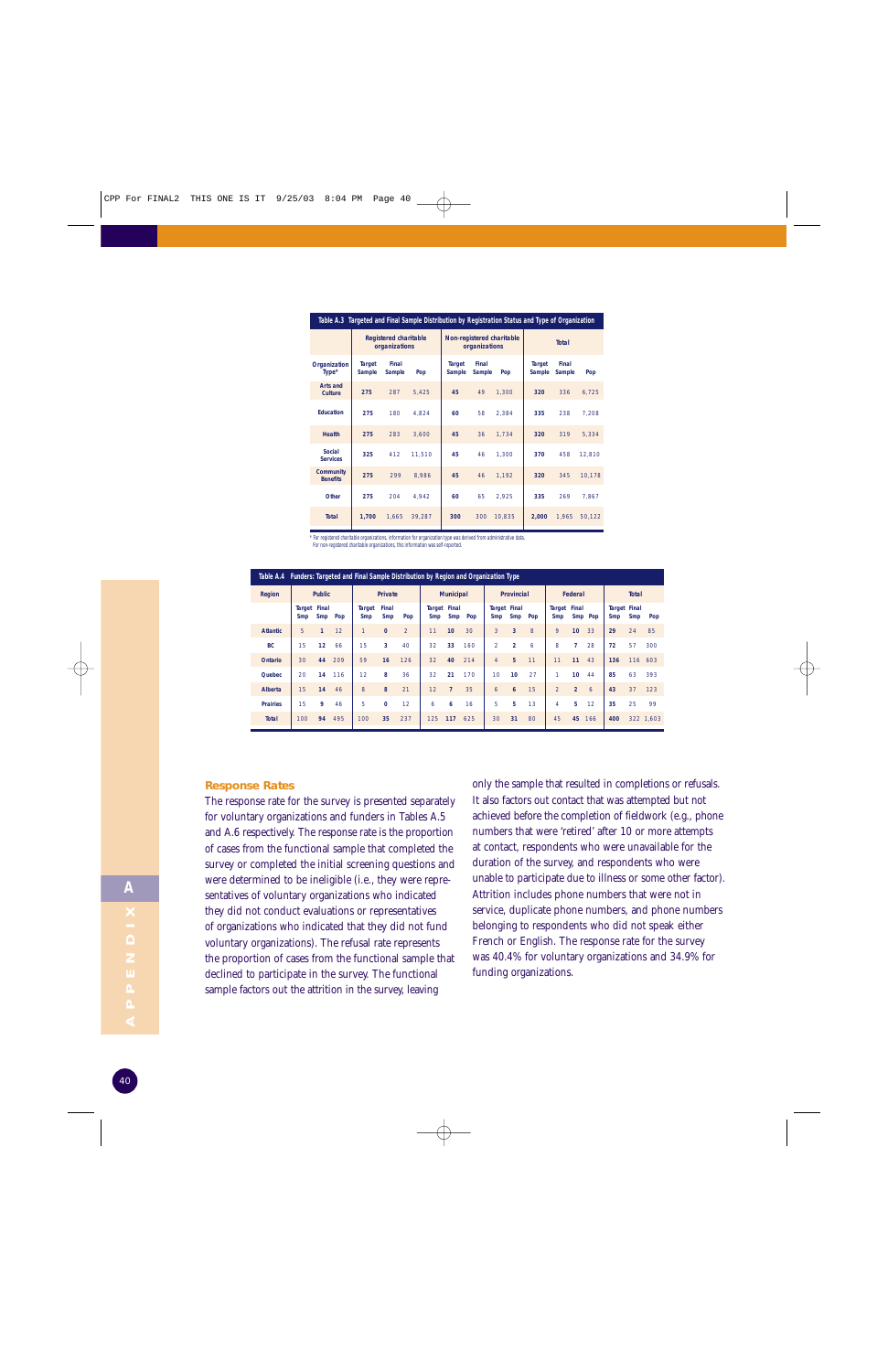Table A.3 Targeted and Final Sample Distribution by Registration Status and Type of Organization

| Organization Type* | Registered charitable organizations | | | Non-registered charitable organizations | | | Total | | |
|---|---|---|---|---|---|---|---|---|---|
| | Target Sample | Final Sample | Pop | Target Sample | Final Sample | Pop | Target Sample | Final Sample | Pop |
| Arts and Culture | 275 | 287 | 5,425 | 45 | 49 | 1,300 | 320 | 336 | 6,725 |
| Education | 275 | 180 | 4,824 | 60 | 58 | 2,384 | 335 | 238 | 7,208 |
| Health | 275 | 283 | 3,600 | 45 | 36 | 1,734 | 320 | 319 | 5,334 |
| Social Services | 325 | 412 | 11,510 | 45 | 46 | 1,300 | 370 | 458 | 12,810 |
| Community Benefits | 275 | 299 | 8,986 | 45 | 46 | 1,192 | 320 | 345 | 10,178 |
| Other | 275 | 204 | 4,942 | 60 | 65 | 2,925 | 335 | 269 | 7,867 |
| Total | 1,700 | 1,665 | 39,287 | 300 | 300 | 10,835 | 2,000 | 1,965 | 50,122 |

* For registered charitable organizations, information for organization type was derived from administrative data.
For non-registered charitable organizations, this information was self-reported.

Table A.4 Funders: Targeted and Final Sample Distribution by Region and Organization Type

| Region | Public | | | Private | | | Municipal | | | Provincial | | | Federal | | | Total | | |
|---|---|---|---|---|---|---|---|---|---|---|---|---|---|---|---|---|---|---|
| | Target Smp | Final Smp | Pop | Target Smp | Final Smp | Pop | Target Smp | Final Smp | Pop | Target Smp | Final Smp | Pop | Target Smp | Final Smp | Pop | Target Smp | Final Smp | Pop |
| Atlantic | 5 | 1 | 12 | 1 | 0 | 2 | 11 | 10 | 30 | 3 | 3 | 8 | 9 | 10 | 33 | 29 | 24 | 85 |
| BC | 15 | 12 | 66 | 15 | 3 | 40 | 32 | 33 | 160 | 2 | 2 | 6 | 8 | 7 | 28 | 72 | 57 | 300 |
| Ontario | 30 | 44 | 209 | 59 | 16 | 126 | 32 | 40 | 214 | 4 | 5 | 11 | 11 | 11 | 43 | 136 | 116 | 603 |
| Quebec | 20 | 14 | 116 | 12 | 8 | 36 | 32 | 21 | 170 | 10 | 10 | 27 | 1 | 10 | 44 | 85 | 63 | 393 |
| Alberta | 15 | 14 | 46 | 8 | 8 | 21 | 12 | 7 | 35 | 6 | 6 | 15 | 2 | 2 | 6 | 43 | 37 | 123 |
| Prairies | 15 | 9 | 46 | 5 | 0 | 12 | 6 | 6 | 16 | 5 | 5 | 13 | 4 | 5 | 12 | 35 | 25 | 99 |
| Total | 100 | 94 | 495 | 100 | 35 | 237 | 125 | 117 | 625 | 30 | 31 | 80 | 45 | 45 | 166 | 400 | 322 | 1,603 |

## Response Rates

The response rate for the survey is presented separately for voluntary organizations and funders in Tables A.5 and A.6 respectively. The response rate is the proportion of cases from the functional sample that completed the survey or completed the initial screening questions and were determined to be ineligible (i.e., they were representatives of voluntary organizations who indicated they did not conduct evaluations or representatives of organizations who indicated that they did not fund voluntary organizations). The refusal rate represents the proportion of cases from the functional sample that declined to participate in the survey. The functional sample factors out the attrition in the survey, leaving only the sample that resulted in completions or refusals. It also factors out contact that was attempted but not achieved before the completion of fieldwork (e.g., phone numbers that were 'retired' after 10 or more attempts at contact, respondents who were unavailable for the duration of the survey, and respondents who were unable to participate due to illness or some other factor). Attrition includes phone numbers that were not in service, duplicate phone numbers, and phone numbers belonging to respondents who did not speak either French or English. The response rate for the survey was 40.4% for voluntary organizations and 34.9% for funding organizations.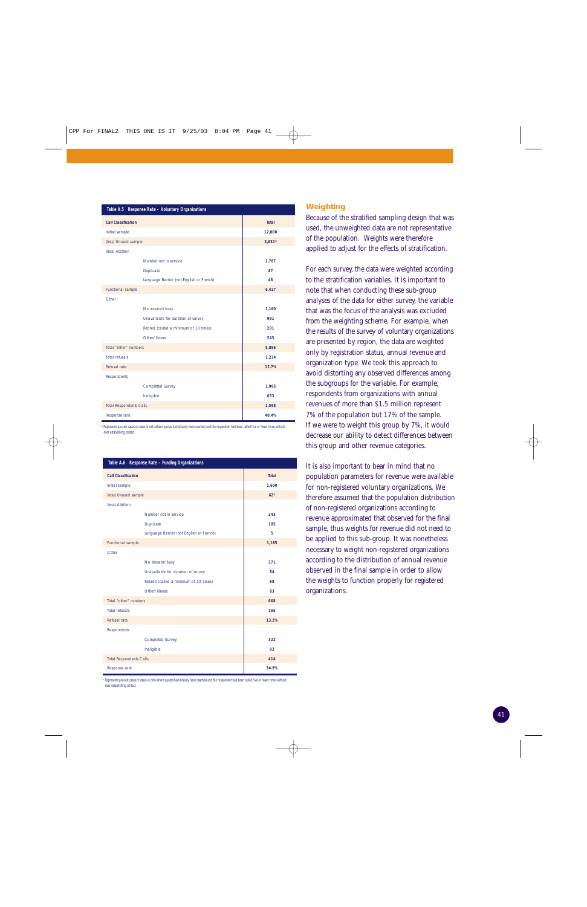**Table A.5 Response Rate – Voluntary Organizations**

| Call Classification | Total |
|---|---|
| Initial sample | 12,000 |
| (less) Unused sample | 3,651* |
| (less) Attrition | |
| Number not in service | 1,787 |
| Duplicate | 87 |
| Language Barrier (not English or French) | 48 |
| Functional sample | 6,427 |
| Other | |
| No answer/ busy | 1,160 |
| Unavailable for duration of survey | 991 |
| Retired (called a minimum of 10 times) | 201 |
| Other/ illness | 243 |
| Total "other" numbers | 5,896 |
| Total refusals | 1,234 |
| Refusal rate | 12.7% |
| Respondents | |
| Completed Survey | 1,965 |
| Ineligible | 633 |
| Total Respondents Calls | 2,598 |
| Response rate | 40.4% |

\* Represents pre-test cases or cases in cells where quotas had already been reached and the respondent had been called five or fewer times without ever establishing contact.

**Table A.6 Response Rate – Funding Organizations**

| Call Classification | Total |
|---|---|
| Initial sample | 1,600 |
| (less) Unused sample | 62* |
| (less) Attrition | |
| Number not in service | 243 |
| Duplicate | 105 |
| Language Barrier (not English or French) | 5 |
| Functional sample | 1,185 |
| Other | |
| No answer/ busy | 371 |
| Unavailable for duration of survey | 84 |
| Retired (called a minimum of 10 times) | 68 |
| Other/ illness | 83 |
| Total "other" numbers | 668 |
| Total refusals | 165 |
| Refusal rate | 13.2% |
| Respondents | |
| Completed Survey | 322 |
| Ineligible | 92 |
| Total Respondents Calls | 414 |
| Response rate | 34.9% |

\* Represents pre-test cases or cases in cells where quotas had already been reached and the respondent had been called five or fewer times without ever establishing contact.

## Weighting

Because of the stratified sampling design that was used, the unweighted data are not representative of the population. Weights were therefore applied to adjust for the effects of stratification.

For each survey, the data were weighted according to the stratification variables. It is important to note that when conducting these sub-group analyses of the data for either survey, the variable that was the focus of the analysis was excluded from the weighting scheme. For example, when the results of the survey of voluntary organizations are presented by region, the data are weighted only by registration status, annual revenue and organization type. We took this approach to avoid distorting any observed differences among the subgroups for the variable. For example, respondents from organizations with annual revenues of more than $1.5 million represent 7% of the population but 17% of the sample. If we were to weight this group by 7%, it would decrease our ability to detect differences between this group and other revenue categories.

It is also important to bear in mind that no population parameters for revenue were available for non-registered voluntary organizations. We therefore assumed that the population distribution of non-registered organizations according to revenue approximated that observed for the final sample, thus weights for revenue did not need to be applied to this sub-group. It was nonetheless necessary to weight non-registered organizations according to the distribution of annual revenue observed in the final sample in order to allow the weights to function properly for registered organizations.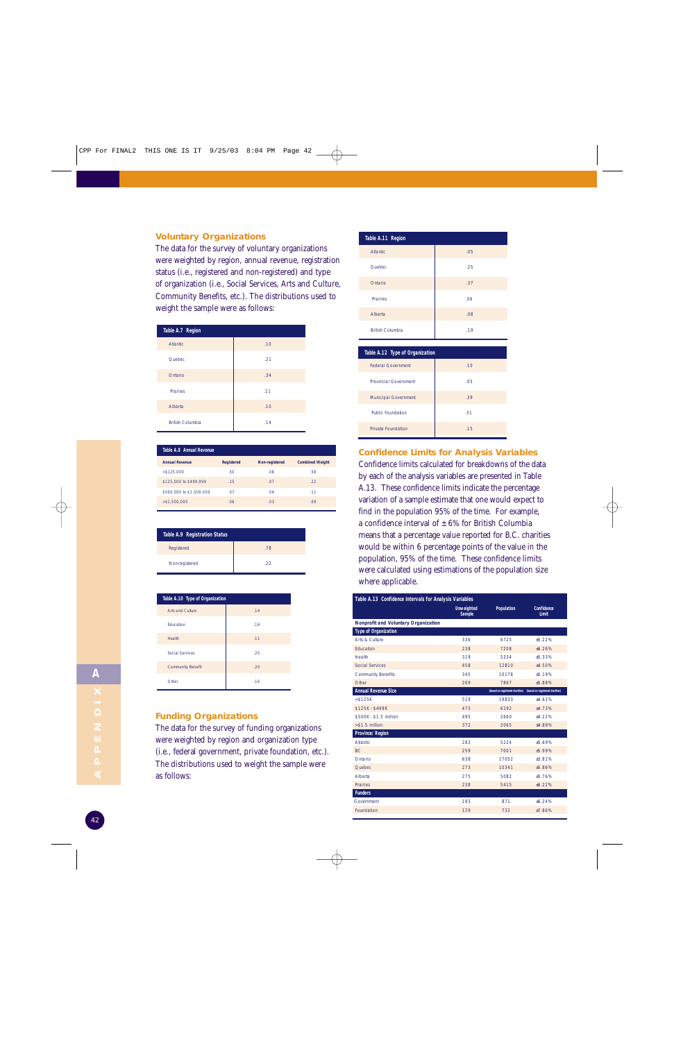## Voluntary Organizations

The data for the survey of voluntary organizations were weighted by region, annual revenue, registration status (i.e., registered and non-registered) and type of organization (i.e., Social Services, Arts and Culture, Community Benefits, etc.). The distributions used to weight the sample were as follows:

| Table A.7 Region | |
|---|---|
| Atlantic | .10 |
| Quebec | .21 |
| Ontario | .34 |
| Prairies | .11 |
| Alberta | .10 |
| British Columbia | .14 |

| Table A.8 Annual Revenue | | | |
|---|---|---|---|
| Annual Revenue | Registered | Non-registered | Combined Weight |
| <$125,000 | .50 | .08 | .58 |
| $125,000 to $499,999 | .15 | .07 | .22 |
| $500,000 to $1,500,000 | .07 | .04 | .11 |
| >$1,500,000 | .06 | .03 | .09 |

| Table A.9 Registration Status | |
|---|---|
| Registered | .78 |
| Nonregistered | .22 |

| Table A.10 Type of Organization | |
|---|---|
| Arts and Culture | .14 |
| Education | .14 |
| Health | .11 |
| Social Services | .25 |
| Community Benefit | .20 |
| Other | .16 |

## Funding Organizations

The data for the survey of funding organizations were weighted by region and organization type (i.e., federal government, private foundation, etc.). The distributions used to weight the sample were as follows:

| Table A.11 Region | |
|---|---|
| Atlantic | .05 |
| Quebec | .25 |
| Ontario | .37 |
| Prairies | .06 |
| Alberta | .08 |
| British Columbia | .19 |

| Table A.12 Type of Organization | |
|---|---|
| Federal Government | .10 |
| Provincial Government | .05 |
| Municipal Government | .39 |
| Public Foundation | .31 |
| Private Foundation | .15 |

## Confidence Limits for Analysis Variables

Confidence limits calculated for breakdowns of the data by each of the analysis variables are presented in Table A.13. These confidence limits indicate the percentage variation of a sample estimate that one would expect to find in the population 95% of the time. For example, a confidence interval of ± 6% for British Columbia means that a percentage value reported for B.C. charities would be within 6 percentage points of the value in the population, 95% of the time. These confidence limits were calculated using estimations of the population size where applicable.

| Table A.13 Confidence Intervals for Analysis Variables | Unweighted Sample | Population | Confidence Limit |
|---|---|---|---|
| **Nonprofit and Voluntary Organization** | | | |
| **Type of Organization** | | | |
| Arts & Culture | 336 | 6725 | ±5.22% |
| Education | 238 | 7208 | ±6.26% |
| Health | 319 | 5334 | ±5.33% |
| Social Services | 458 | 12810 | ±4.50% |
| Community Benefits | 345 | 10178 | ±5.19% |
| Other | 269 | 7867 | ±5.88% |
| **Annual Revenue Size** | | (based on registered charities) | (based on registered charities) |
| <$125K | 519 | 19833 | ±4.61% |
| $125K - $499K | 473 | 6192 | ±4.73% |
| $500K - $1.5 million | 495 | 2660 | ±4.22% |
| >$1.5 million | 372 | 2065 | ±4.89% |
| **Province/Region** | | | |
| Atlantic | 282 | 5224 | ±5.69% |
| BC | 259 | 7001 | ±5.99% |
| Ontario | 638 | 17052 | ±3.81% |
| Quebec | 273 | 10341 | ±5.86% |
| Alberta | 275 | 5082 | ±5.76% |
| Prairies | 238 | 5415 | ±6.22% |
| **Funders** | | | |
| Government | 193 | 871 | ±6.24% |
| Foundation | 129 | 732 | ±7.86% |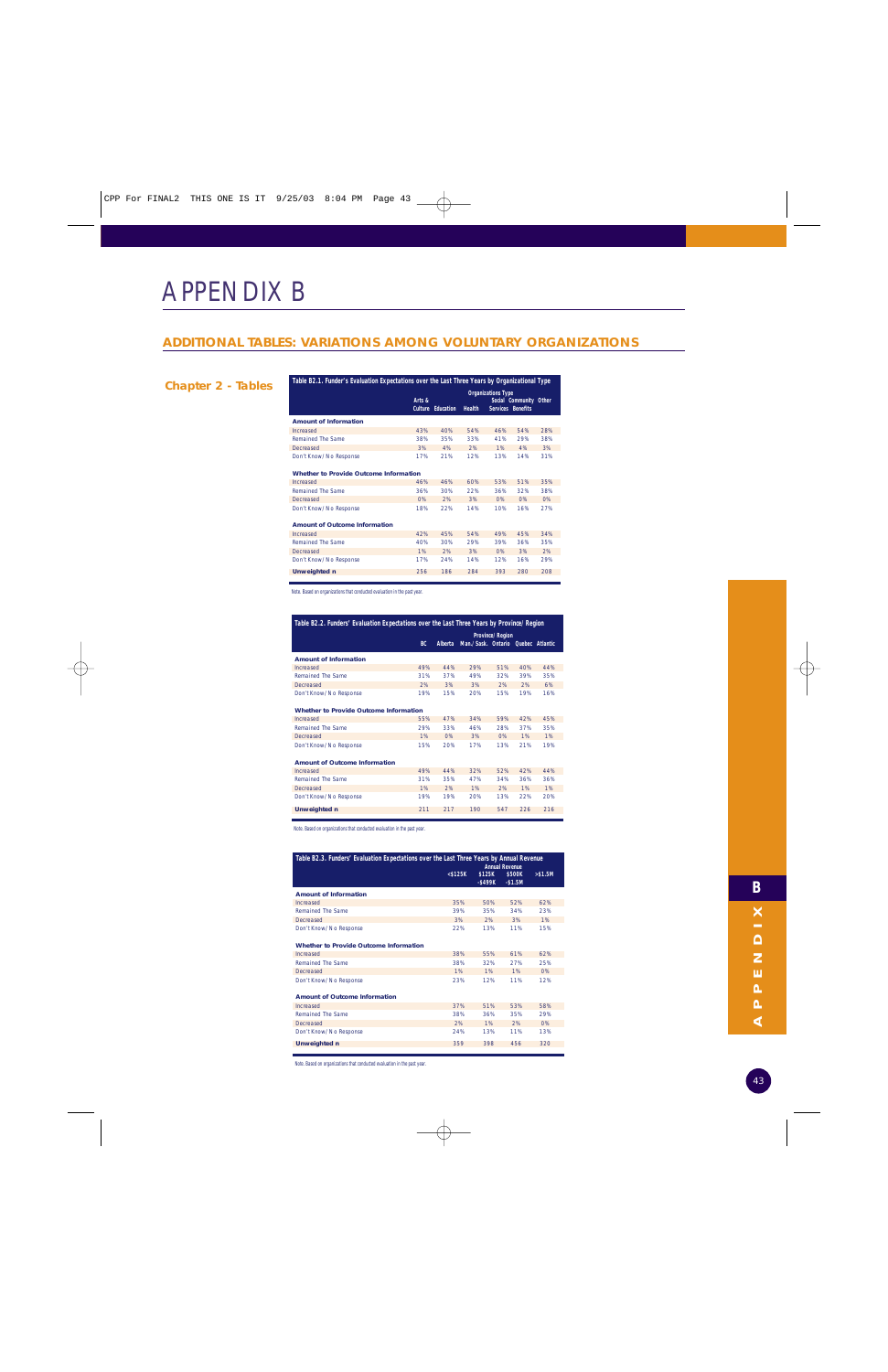# APPENDIX B

## ADDITIONAL TABLES: VARIATIONS AMONG VOLUNTARY ORGANIZATIONS

### Chapter 2 - Tables

**Table B2.1. Funder's Evaluation Expectations over the Last Three Years by Organizational Type**

| | Organizations Type | | | | | |
|---|---|---|---|---|---|---|
| | Arts & Culture | Education | Health | Social Services | Community Benefits | Other |
| **Amount of Information** | | | | | | |
| Increased | 43% | 40% | 54% | 46% | 54% | 28% |
| Remained The Same | 38% | 35% | 33% | 41% | 29% | 38% |
| Decreased | 3% | 4% | 2% | 1% | 4% | 3% |
| Don't Know/No Response | 17% | 21% | 12% | 13% | 14% | 31% |
| **Whether to Provide Outcome Information** | | | | | | |
| Increased | 46% | 46% | 60% | 53% | 51% | 35% |
| Remained The Same | 36% | 30% | 22% | 36% | 32% | 38% |
| Decreased | 0% | 2% | 3% | 0% | 0% | 0% |
| Don't Know/No Response | 18% | 22% | 14% | 10% | 16% | 27% |
| **Amount of Outcome Information** | | | | | | |
| Increased | 42% | 45% | 54% | 49% | 45% | 34% |
| Remained The Same | 40% | 30% | 29% | 39% | 36% | 35% |
| Decreased | 1% | 2% | 3% | 0% | 3% | 2% |
| Don't Know/No Response | 17% | 24% | 14% | 12% | 16% | 29% |
| **Unweighted n** | 256 | 186 | 284 | 393 | 280 | 208 |

Note. Based on organizations that conducted evaluation in the past year.

**Table B2.2. Funders' Evaluation Expectations over the Last Three Years by Province/Region**

| | Province/Region | | | | | |
|---|---|---|---|---|---|---|
| | BC | Alberta | Man./Sask. | Ontario | Quebec | Atlantic |
| **Amount of Information** | | | | | | |
| Increased | 49% | 44% | 29% | 51% | 40% | 44% |
| Remained The Same | 31% | 37% | 49% | 32% | 39% | 35% |
| Decreased | 2% | 3% | 3% | 2% | 2% | 6% |
| Don't Know/No Response | 19% | 15% | 20% | 15% | 19% | 16% |
| **Whether to Provide Outcome Information** | | | | | | |
| Increased | 55% | 47% | 34% | 59% | 42% | 45% |
| Remained The Same | 29% | 33% | 46% | 28% | 37% | 35% |
| Decreased | 1% | 0% | 3% | 0% | 1% | 1% |
| Don't Know/No Response | 15% | 20% | 17% | 13% | 21% | 19% |
| **Amount of Outcome Information** | | | | | | |
| Increased | 49% | 44% | 32% | 52% | 42% | 44% |
| Remained The Same | 31% | 35% | 47% | 34% | 36% | 36% |
| Decreased | 1% | 2% | 1% | 2% | 1% | 1% |
| Don't Know/No Response | 19% | 19% | 20% | 13% | 22% | 20% |
| **Unweighted n** | 211 | 217 | 190 | 547 | 226 | 216 |

Note. Based on organizations that conducted evaluation in the past year.

**Table B2.3. Funders' Evaluation Expectations over the Last Three Years by Annual Revenue**

| | Annual Revenue | | | |
|---|---|---|---|---|
| | <$125K | $125K -$499K | $500K -$1.5M | >$1.5M |
| **Amount of Information** | | | | |
| Increased | 35% | 50% | 52% | 62% |
| Remained The Same | 39% | 35% | 34% | 23% |
| Decreased | 3% | 2% | 3% | 1% |
| Don't Know/No Response | 22% | 13% | 11% | 15% |
| **Whether to Provide Outcome Information** | | | | |
| Increased | 38% | 55% | 61% | 62% |
| Remained The Same | 38% | 32% | 27% | 25% |
| Decreased | 1% | 1% | 1% | 0% |
| Don't Know/No Response | 23% | 12% | 11% | 12% |
| **Amount of Outcome Information** | | | | |
| Increased | 37% | 51% | 53% | 58% |
| Remained The Same | 38% | 36% | 35% | 29% |
| Decreased | 2% | 1% | 2% | 0% |
| Don't Know/No Response | 24% | 13% | 11% | 13% |
| **Unweighted n** | 359 | 398 | 456 | 320 |

Note. Based on organizations that conducted evaluation in the past year.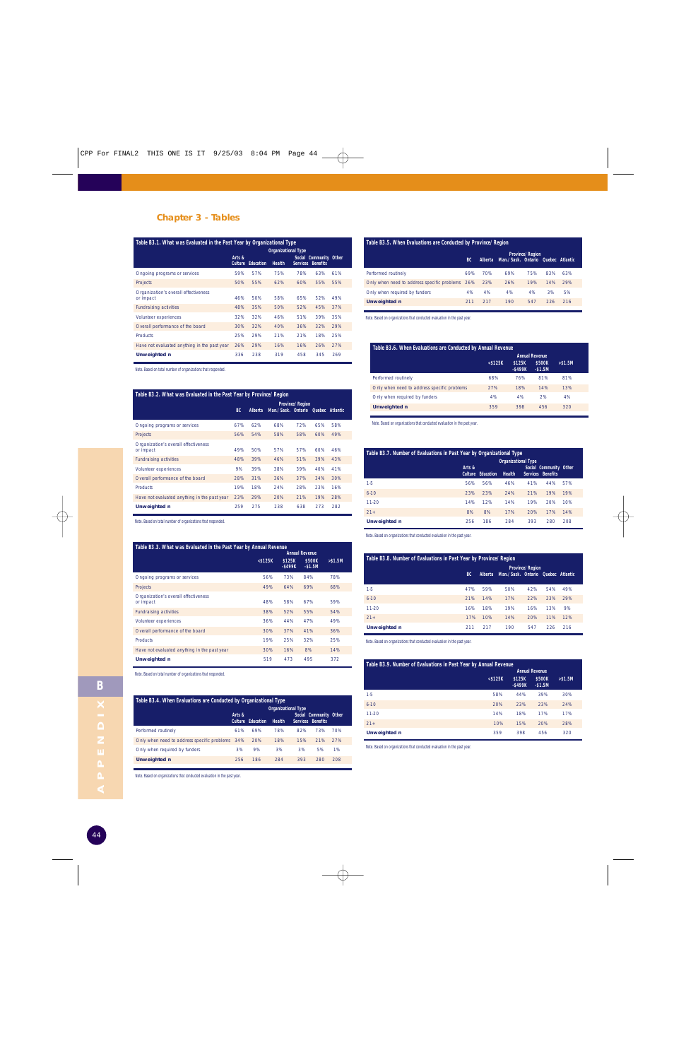## Chapter 3 - Tables

**Table B3.1. What was Evaluated in the Past Year by Organizational Type**

| | Organizational Type | | | | | |
|---|---|---|---|---|---|---|
| | Arts & Culture | Education | Health | Social Services | Community Benefits | Other |
| Ongoing programs or services | 59% | 57% | 75% | 78% | 63% | 61% |
| Projects | 50% | 55% | 62% | 60% | 55% | 55% |
| Organization's overall effectiveness or impact | 46% | 50% | 58% | 65% | 52% | 49% |
| Fundraising activities | 48% | 35% | 50% | 52% | 45% | 37% |
| Volunteer experiences | 32% | 32% | 46% | 51% | 39% | 35% |
| Overall performance of the board | 30% | 32% | 40% | 36% | 32% | 29% |
| Products | 25% | 29% | 21% | 21% | 18% | 25% |
| Have not evaluated anything in the past year | 26% | 29% | 16% | 16% | 26% | 27% |
| **Unweighted n** | 336 | 238 | 319 | 458 | 345 | 269 |

Note. Based on total number of organizations that responded.

**Table B3.2. What was Evaluated in the Past Year by Province/Region**

| | Province/Region | | | | | |
|---|---|---|---|---|---|---|
| | BC | Alberta | Man./Sask. | Ontario | Quebec | Atlantic |
| Ongoing programs or services | 67% | 62% | 68% | 72% | 65% | 58% |
| Projects | 56% | 54% | 58% | 58% | 60% | 49% |
| Organization's overall effectiveness or impact | 49% | 50% | 57% | 57% | 60% | 46% |
| Fundraising activities | 48% | 39% | 46% | 51% | 39% | 43% |
| Volunteer experiences | 9% | 39% | 38% | 39% | 40% | 41% |
| Overall performance of the board | 28% | 31% | 36% | 37% | 34% | 30% |
| Products | 19% | 18% | 24% | 28% | 23% | 16% |
| Have not evaluated anything in the past year | 23% | 29% | 20% | 21% | 19% | 28% |
| **Unweighted n** | 259 | 275 | 238 | 638 | 273 | 282 |

Note. Based on total number of organizations that responded.

**Table B3.3. What was Evaluated in the Past Year by Annual Revenue**

| | Annual Revenue | | | |
|---|---|---|---|---|
| | <$125K | $125K -$499K | $500K -$1.5M | >$1.5M |
| Ongoing programs or services | 56% | 73% | 84% | 78% |
| Projects | 49% | 64% | 69% | 68% |
| Organization's overall effectiveness or impact | 48% | 58% | 67% | 59% |
| Fundraising activities | 38% | 52% | 55% | 54% |
| Volunteer experiences | 36% | 44% | 47% | 49% |
| Overall performance of the board | 30% | 37% | 41% | 36% |
| Products | 19% | 25% | 32% | 25% |
| Have not evaluated anything in the past year | 30% | 16% | 8% | 14% |
| **Unweighted n** | 519 | 473 | 495 | 372 |

Note. Based on total number of organizations that responded.

**Table B3.4. When Evaluations are Conducted by Organizational Type**

| | Organizational Type | | | | | |
|---|---|---|---|---|---|---|
| | Arts & Culture | Education | Health | Social Services | Community Benefits | Other |
| Performed routinely | 61% | 69% | 78% | 82% | 73% | 70% |
| Only when need to address specific problems | 34% | 20% | 18% | 15% | 21% | 27% |
| Only when required by funders | 3% | 9% | 3% | 3% | 5% | 1% |
| **Unweighted n** | 256 | 186 | 284 | 393 | 280 | 208 |

Note. Based on organizations that conducted evaluation in the past year.

**Table B3.5. When Evaluations are Conducted by Province/Region**

| | Province/Region | | | | | |
|---|---|---|---|---|---|---|
| | BC | Alberta | Man./Sask. | Ontario | Quebec | Atlantic |
| Performed routinely | 69% | 70% | 69% | 75% | 83% | 63% |
| Only when need to address specific problems | 26% | 23% | 26% | 19% | 14% | 29% |
| Only when required by funders | 4% | 4% | 4% | 4% | 3% | 5% |
| **Unweighted n** | 211 | 217 | 190 | 547 | 226 | 216 |

Note. Based on organizations that conducted evaluation in the past year.

**Table B3.6. When Evaluations are Conducted by Annual Revenue**

| | Annual Revenue | | | |
|---|---|---|---|---|
| | <$125K | $125K -$499K | $500K -$1.5M | >$1.5M |
| Performed routinely | 68% | 76% | 81% | 81% |
| Only when need to address specific problems | 27% | 18% | 14% | 13% |
| Only when required by funders | 4% | 4% | 2% | 4% |
| **Unweighted n** | 359 | 398 | 456 | 320 |

Note. Based on organizations that conducted evaluation in the past year.

**Table B3.7. Number of Evaluations in Past Year by Organizational Type**

| | Organizational Type | | | | | |
|---|---|---|---|---|---|---|
| | Arts & Culture | Education | Health | Social Services | Community Benefits | Other |
| 1-5 | 56% | 56% | 46% | 41% | 44% | 57% |
| 6-10 | 23% | 23% | 24% | 21% | 19% | 19% |
| 11-20 | 14% | 12% | 14% | 19% | 20% | 10% |
| 21+ | 8% | 8% | 17% | 20% | 17% | 14% |
| **Unweighted n** | 256 | 186 | 284 | 393 | 280 | 208 |

Note. Based on organizations that conducted evaluation in the past year.

**Table B3.8. Number of Evaluations in Past Year by Province/Region**

| | Province/Region | | | | | |
|---|---|---|---|---|---|---|
| | BC | Alberta | Man./Sask. | Ontario | Quebec | Atlantic |
| 1-5 | 47% | 59% | 50% | 42% | 54% | 49% |
| 6-10 | 21% | 14% | 17% | 22% | 23% | 29% |
| 11-20 | 16% | 18% | 19% | 16% | 13% | 9% |
| 21+ | 17% | 10% | 14% | 20% | 11% | 12% |
| **Unweighted n** | 211 | 217 | 190 | 547 | 226 | 216 |

Note. Based on organizations that conducted evaluation in the past year.

**Table B3.9. Number of Evaluations in Past Year by Annual Revenue**

| | Annual Revenue | | | |
|---|---|---|---|---|
| | <$125K | $125K -$499K | $500K -$1.5M | >$1.5M |
| 1-5 | 58% | 44% | 39% | 30% |
| 6-10 | 20% | 23% | 23% | 24% |
| 11-20 | 14% | 18% | 17% | 17% |
| 21+ | 10% | 15% | 20% | 28% |
| **Unweighted n** | 359 | 398 | 456 | 320 |

Note. Based on organizations that conducted evaluation in the past year.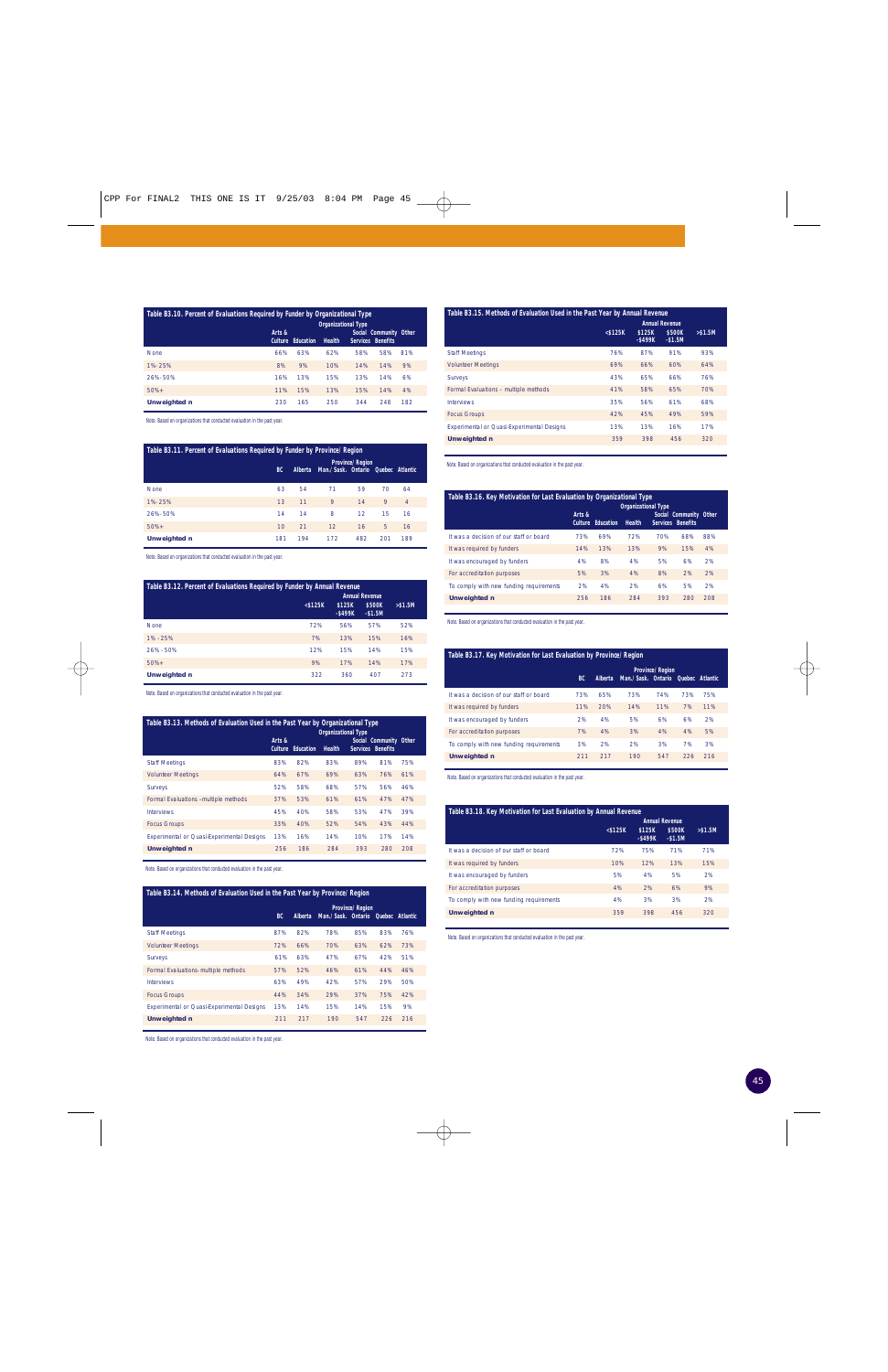### Table B3.10. Percent of Evaluations Required by Funder by Organizational Type

| | Organizational Type | | | | | |
|---|---|---|---|---|---|---|
| | Arts & Culture | Education | Health | Social Services | Community Benefits | Other |
| None | 66% | 63% | 62% | 58% | 58% | 81% |
| 1%-25% | 8% | 9% | 10% | 14% | 14% | 9% |
| 26%-50% | 16% | 13% | 15% | 13% | 14% | 6% |
| 50%+ | 11% | 15% | 13% | 15% | 14% | 4% |
| **Unweighted n** | 230 | 165 | 250 | 344 | 248 | 182 |

Note. Based on organizations that conducted evaluation in the past year.

### Table B3.11. Percent of Evaluations Required by Funder by Province/Region

| | Province/Region | | | | | |
|---|---|---|---|---|---|---|
| | BC | Alberta | Man./Sask. | Ontario | Quebec | Atlantic |
| None | 63 | 54 | 71 | 59 | 70 | 64 |
| 1%-25% | 13 | 11 | 9 | 14 | 9 | 4 |
| 26%-50% | 14 | 14 | 8 | 12 | 15 | 16 |
| 50%+ | 10 | 21 | 12 | 16 | 5 | 16 |
| **Unweighted n** | 181 | 194 | 172 | 482 | 201 | 189 |

Note. Based on organizations that conducted evaluation in the past year.

### Table B3.12. Percent of Evaluations Required by Funder by Annual Revenue

| | Annual Revenue | | | |
|---|---|---|---|---|
| | <$125K | $125K -$499K | $500K -$1.5M | >$1.5M |
| None | 72% | 56% | 57% | 52% |
| 1% - 25% | 7% | 13% | 15% | 16% |
| 26% - 50% | 12% | 15% | 14% | 15% |
| 50%+ | 9% | 17% | 14% | 17% |
| **Unweighted n** | 322 | 360 | 407 | 273 |

Note. Based on organizations that conducted evaluation in the past year.

### Table B3.13. Methods of Evaluation Used in the Past Year by Organizational Type

| | Organizational Type | | | | | |
|---|---|---|---|---|---|---|
| | Arts & Culture | Education | Health | Social Services | Community Benefits | Other |
| Staff Meetings | 83% | 82% | 83% | 89% | 81% | 75% |
| Volunteer Meetings | 64% | 67% | 69% | 63% | 76% | 61% |
| Surveys | 52% | 58% | 68% | 57% | 56% | 46% |
| Formal Evaluations - multiple methods | 37% | 53% | 61% | 61% | 47% | 47% |
| Interviews | 45% | 40% | 58% | 53% | 47% | 39% |
| Focus Groups | 33% | 40% | 52% | 54% | 43% | 44% |
| Experimental or Quasi-Experimental Designs | 13% | 16% | 14% | 10% | 17% | 14% |
| **Unweighted n** | 256 | 186 | 284 | 393 | 280 | 208 |

Note. Based on organizations that conducted evaluation in the past year.

### Table B3.14. Methods of Evaluation Used in the Past Year by Province/Region

| | Province/Region | | | | | |
|---|---|---|---|---|---|---|
| | BC | Alberta | Man./Sask. | Ontario | Quebec | Atlantic |
| Staff Meetings | 87% | 82% | 78% | 85% | 83% | 76% |
| Volunteer Meetings | 72% | 66% | 70% | 63% | 62% | 73% |
| Surveys | 61% | 63% | 47% | 67% | 42% | 51% |
| Formal Evaluations- multiple methods | 57% | 52% | 46% | 61% | 44% | 46% |
| Interviews | 63% | 49% | 42% | 57% | 29% | 50% |
| Focus Groups | 44% | 34% | 29% | 37% | 75% | 42% |
| Experimental or Quasi-Experimental Designs | 13% | 14% | 15% | 14% | 15% | 9% |
| **Unweighted n** | 211 | 217 | 190 | 547 | 226 | 216 |

Note. Based on organizations that conducted evaluation in the past year.

### Table B3.15. Methods of Evaluation Used in the Past Year by Annual Revenue

| | Annual Revenue | | | |
|---|---|---|---|---|
| | <$125K | $125K -$499K | $500K -$1.5M | >$1.5M |
| Staff Meetings | 76% | 87% | 91% | 93% |
| Volunteer Meetings | 69% | 66% | 60% | 64% |
| Surveys | 43% | 65% | 66% | 76% |
| Formal Evaluations – multiple methods | 41% | 58% | 65% | 70% |
| Interviews | 35% | 56% | 61% | 68% |
| Focus Groups | 42% | 45% | 49% | 59% |
| Experimental or Quasi-Experimental Designs | 13% | 13% | 16% | 17% |
| **Unweighted n** | 359 | 398 | 456 | 320 |

Note. Based on organizations that conducted evaluation in the past year.

### Table B3.16. Key Motivation for Last Evaluation by Organizational Type

| | Organizational Type | | | | | |
|---|---|---|---|---|---|---|
| | Arts & Culture | Education | Health | Social Services | Community Benefits | Other |
| It was a decision of our staff or board | 73% | 69% | 72% | 70% | 68% | 88% |
| It was required by funders | 14% | 13% | 13% | 9% | 15% | 4% |
| It was encouraged by funders | 4% | 8% | 4% | 5% | 6% | 2% |
| For accreditation purposes | 5% | 3% | 4% | 8% | 2% | 2% |
| To comply with new funding requirements | 2% | 4% | 2% | 6% | 5% | 2% |
| **Unweighted n** | 256 | 186 | 284 | 393 | 280 | 208 |

Note. Based on organizations that conducted evaluation in the past year.

### Table B3.17. Key Motivation for Last Evaluation by Province/Region

| | Province/Region | | | | | |
|---|---|---|---|---|---|---|
| | BC | Alberta | Man./Sask. | Ontario | Quebec | Atlantic |
| It was a decision of our staff or board | 73% | 65% | 73% | 74% | 73% | 75% |
| It was required by funders | 11% | 20% | 14% | 11% | 7% | 11% |
| It was encouraged by funders | 2% | 4% | 5% | 6% | 6% | 2% |
| For accreditation purposes | 7% | 4% | 3% | 4% | 4% | 5% |
| To comply with new funding requirements | 3% | 2% | 2% | 3% | 7% | 3% |
| **Unweighted n** | 211 | 217 | 190 | 547 | 226 | 216 |

Note. Based on organizations that conducted evaluation in the past year.

### Table B3.18. Key Motivation for Last Evaluation by Annual Revenue

| | Annual Revenue | | | |
|---|---|---|---|---|
| | <$125K | $125K -$499K | $500K -$1.5M | >$1.5M |
| It was a decision of our staff or board | 72% | 75% | 71% | 71% |
| It was required by funders | 10% | 12% | 13% | 15% |
| It was encouraged by funders | 5% | 4% | 5% | 2% |
| For accreditation purposes | 4% | 2% | 6% | 9% |
| To comply with new funding requirements | 4% | 3% | 3% | 2% |
| **Unweighted n** | 359 | 398 | 456 | 320 |

Note. Based on organizations that conducted evaluation in the past year.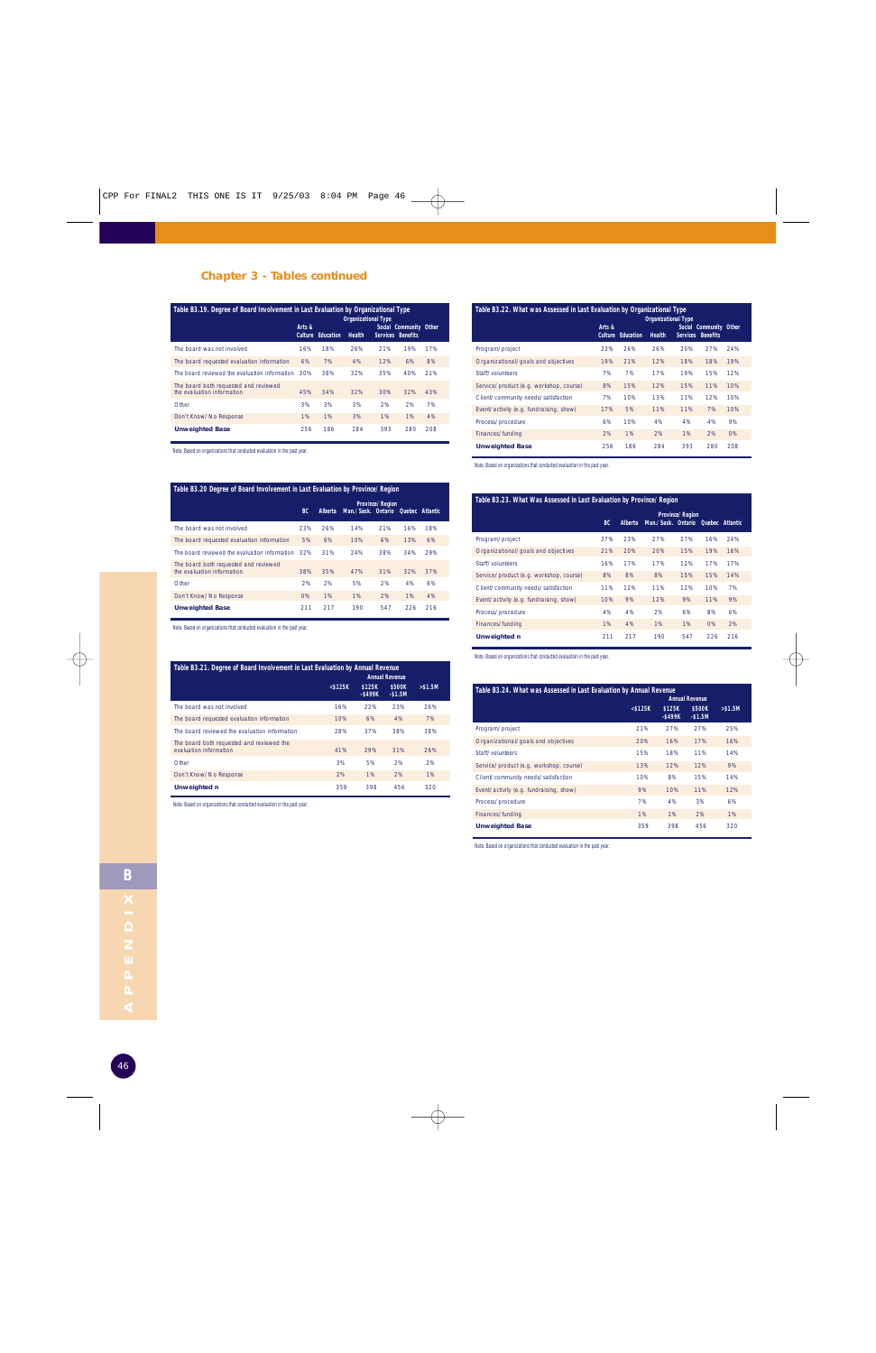## Chapter 3 - Tables continued

**Table B3.19. Degree of Board Involvement in Last Evaluation by Organizational Type**

| | Organizational Type | | | | | |
|---|---|---|---|---|---|---|
| | Arts & Culture | Education | Health | Social Services | Community Benefits | Other |
| The board was not involved | 16% | 18% | 26% | 21% | 19% | 17% |
| The board requested evaluation information | 6% | 7% | 4% | 12% | 6% | 8% |
| The board reviewed the evaluation information | 30% | 38% | 32% | 35% | 40% | 21% |
| The board both requested and reviewed the evaluation information | 45% | 34% | 32% | 30% | 32% | 43% |
| Other | 3% | 3% | 3% | 2% | 2% | 7% |
| Don't Know/No Response | 1% | 1% | 3% | 1% | 1% | 4% |
| **Unweighted Base** | 256 | 186 | 284 | 393 | 280 | 208 |

Note. Based on organizations that conducted evaluation in the past year.

**Table B3.20 Degree of Board Involvement in Last Evaluation by Province/Region**

| | Province/Region | | | | | |
|---|---|---|---|---|---|---|
| | BC | Alberta | Man./Sask. | Ontario | Quebec | Atlantic |
| The board was not involved | 23% | 26% | 14% | 21% | 16% | 18% |
| The board requested evaluation information | 5% | 6% | 10% | 6% | 13% | 6% |
| The board reviewed the evaluation information | 32% | 31% | 24% | 38% | 34% | 29% |
| The board both requested and reviewed the evaluation information | 38% | 35% | 47% | 31% | 32% | 37% |
| Other | 2% | 2% | 5% | 2% | 4% | 6% |
| Don't Know/No Response | 0% | 1% | 1% | 2% | 1% | 4% |
| **Unweighted Base** | 211 | 217 | 190 | 547 | 226 | 216 |

Note. Based on organizations that conducted evaluation in the past year.

**Table B3.21. Degree of Board Involvement in Last Evaluation by Annual Revenue**

| | Annual Revenue | | | |
|---|---|---|---|---|
| | <$125K | $125K -$499K | $500K -$1.5M | >$1.5M |
| The board was not involved | 16% | 22% | 23% | 26% |
| The board requested evaluation information | 10% | 6% | 4% | 7% |
| The board reviewed the evaluation information | 28% | 37% | 38% | 38% |
| The board both requested and reviewed the evaluation information | 41% | 29% | 31% | 26% |
| Other | 3% | 5% | 2% | 2% |
| Don't Know/No Response | 2% | 1% | 2% | 1% |
| **Unweighted n** | 359 | 398 | 456 | 320 |

Note. Based on organizations that conducted evaluation in the past year.

**Table B3.22. What was Assessed in Last Evaluation by Organizational Type**

| | Organizational Type | | | | | |
|---|---|---|---|---|---|---|
| | Arts & Culture | Education | Health | Social Services | Community Benefits | Other |
| Program/project | 23% | 26% | 26% | 20% | 27% | 24% |
| Organizational/goals and objectives | 19% | 21% | 12% | 18% | 18% | 19% |
| Staff/volunteers | 7% | 7% | 17% | 19% | 15% | 12% |
| Service/product (e.g. workshop, course) | 8% | 15% | 12% | 15% | 11% | 10% |
| Client/community needs/satisfaction | 7% | 10% | 13% | 11% | 12% | 10% |
| Event/activity (e.g. fundraising, show) | 17% | 5% | 11% | 11% | 7% | 10% |
| Process/procedure | 6% | 10% | 4% | 4% | 4% | 9% |
| Finances/funding | 2% | 1% | 2% | 1% | 2% | 0% |
| **Unweighted Base** | 256 | 186 | 284 | 393 | 280 | 208 |

Note. Based on organizations that conducted evaluation in the past year.

**Table B3.23. What Was Assessed in Last Evaluation by Province/Region**

| | Province/Region | | | | | |
|---|---|---|---|---|---|---|
| | BC | Alberta | Man./Sask. | Ontario | Quebec | Atlantic |
| Program/project | 27% | 23% | 27% | 27% | 16% | 24% |
| Organizational/goals and objectives | 21% | 20% | 20% | 15% | 19% | 16% |
| Staff/volunteers | 16% | 17% | 17% | 12% | 17% | 17% |
| Service/product (e.g. workshop, course) | 8% | 8% | 8% | 15% | 15% | 14% |
| Client/community needs/satisfaction | 11% | 12% | 11% | 12% | 10% | 7% |
| Event/activity (e.g. fundraising, show) | 10% | 9% | 12% | 9% | 11% | 9% |
| Process/procedure | 4% | 4% | 2% | 6% | 8% | 6% |
| Finances/funding | 1% | 4% | 1% | 1% | 0% | 2% |
| **Unweighted n** | 211 | 217 | 190 | 547 | 226 | 216 |

Note. Based on organizations that conducted evaluation in the past year.

**Table B3.24. What was Assessed in Last Evaluation by Annual Revenue**

| | Annual Revenue | | | |
|---|---|---|---|---|
| | <$125K | $125K -$499K | $500K -$1.5M | >$1.5M |
| Program/project | 21% | 27% | 27% | 25% |
| Organizational/goals and objectives | 20% | 16% | 17% | 16% |
| Staff/volunteers | 15% | 18% | 11% | 14% |
| Service/product (e.g. workshop, course) | 13% | 12% | 12% | 9% |
| Client/community needs/satisfaction | 10% | 8% | 15% | 14% |
| Event/activity (e.g. fundraising, show) | 9% | 10% | 11% | 12% |
| Process/procedure | 7% | 4% | 3% | 6% |
| Finances/funding | 1% | 1% | 2% | 1% |
| **Unweighted Base** | 359 | 398 | 456 | 320 |

Note. Based on organizations that conducted evaluation in the past year.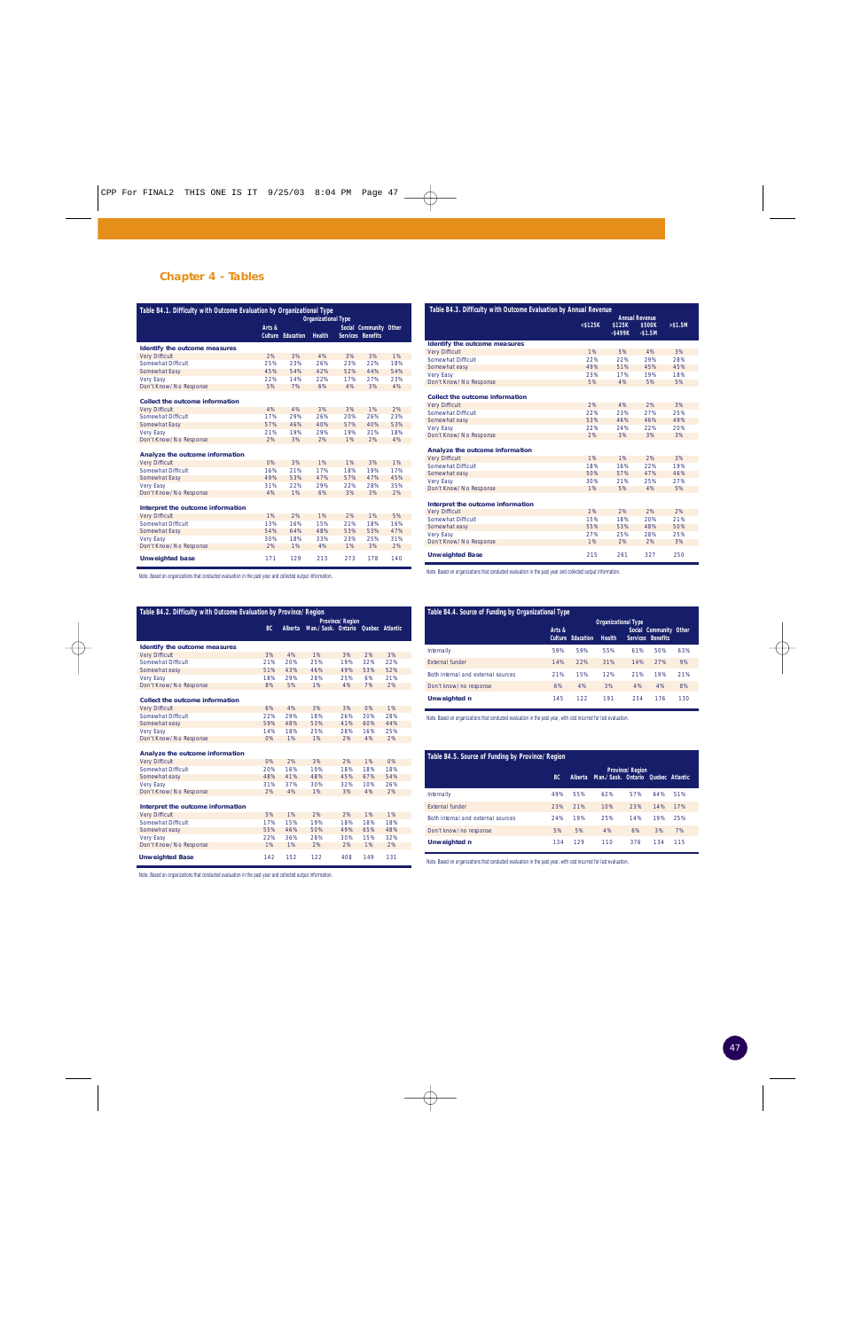## Chapter 4 - Tables

**Table B4.1. Difficulty with Outcome Evaluation by Organizational Type**

| | Organizational Type | | | | | |
|---|---|---|---|---|---|---|
| | Arts & Culture | Education | Health | Social Services | Community Benefits | Other |
| **Identify the outcome measures** | | | | | | |
| Very Difficult | 2% | 3% | 4% | 3% | 3% | 1% |
| Somewhat Difficult | 25% | 23% | 26% | 23% | 22% | 18% |
| Somewhat Easy | 45% | 54% | 42% | 52% | 44% | 54% |
| Very Easy | 22% | 14% | 22% | 17% | 27% | 23% |
| Don't Know/No Response | 5% | 7% | 6% | 4% | 3% | 4% |
| **Collect the outcome information** | | | | | | |
| Very Difficult | 4% | 4% | 3% | 3% | 1% | 2% |
| Somewhat Difficult | 17% | 29% | 26% | 20% | 26% | 23% |
| Somewhat Easy | 57% | 46% | 40% | 57% | 40% | 53% |
| Very Easy | 21% | 19% | 29% | 19% | 31% | 18% |
| Don't Know/No Response | 2% | 3% | 2% | 1% | 2% | 4% |
| **Analyze the outcome information** | | | | | | |
| Very Difficult | 0% | 3% | 1% | 1% | 3% | 1% |
| Somewhat Difficult | 16% | 21% | 17% | 18% | 19% | 17% |
| Somewhat Easy | 49% | 53% | 47% | 57% | 47% | 45% |
| Very Easy | 31% | 22% | 29% | 22% | 28% | 35% |
| Don't Know/No Response | 4% | 1% | 6% | 3% | 3% | 2% |
| **Interpret the outcome information** | | | | | | |
| Very Difficult | 1% | 2% | 1% | 2% | 1% | 5% |
| Somewhat Difficult | 13% | 16% | 15% | 21% | 18% | 16% |
| Somewhat Easy | 54% | 64% | 48% | 53% | 53% | 47% |
| Very Easy | 30% | 18% | 33% | 23% | 25% | 31% |
| Don't Know/No Response | 2% | 1% | 4% | 1% | 3% | 2% |
| **Unweighted base** | 171 | 129 | 213 | 273 | 178 | 140 |

Note. Based on organizations that conducted evaluation in the past year and collected output information.

**Table B4.2. Difficulty with Outcome Evaluation by Province/Region**

| | Province/Region | | | | | |
|---|---|---|---|---|---|---|
| | BC | Alberta | Man./Sask. | Ontario | Quebec | Atlantic |
| **Identify the outcome measures** | | | | | | |
| Very Difficult | 3% | 4% | 1% | 3% | 2% | 3% |
| Somewhat Difficult | 21% | 20% | 25% | 19% | 32% | 22% |
| Somewhat easy | 51% | 43% | 46% | 49% | 53% | 52% |
| Very Easy | 18% | 29% | 28% | 25% | 6% | 21% |
| Don't Know/No Response | 8% | 5% | 1% | 4% | 7% | 2% |
| **Collect the outcome information** | | | | | | |
| Very Difficult | 6% | 4% | 3% | 3% | 0% | 1% |
| Somewhat Difficult | 22% | 29% | 18% | 26% | 20% | 28% |
| Somewhat easy | 59% | 48% | 53% | 41% | 60% | 44% |
| Very Easy | 14% | 18% | 25% | 28% | 16% | 25% |
| Don't Know/No Response | 0% | 1% | 1% | 2% | 4% | 2% |
| **Analyze the outcome information** | | | | | | |
| Very Difficult | 0% | 2% | 3% | 2% | 1% | 0% |
| Somewhat Difficult | 20% | 16% | 19% | 18% | 18% | 18% |
| Somewhat easy | 48% | 41% | 48% | 45% | 67% | 54% |
| Very Easy | 31% | 37% | 30% | 32% | 10% | 26% |
| Don't Know/No Response | 2% | 4% | 1% | 3% | 4% | 2% |
| **Interpret the outcome information** | | | | | | |
| Very Difficult | 5% | 1% | 2% | 2% | 1% | 1% |
| Somewhat Difficult | 17% | 15% | 19% | 18% | 18% | 18% |
| Somewhat easy | 55% | 46% | 50% | 49% | 65% | 48% |
| Very Easy | 22% | 36% | 28% | 30% | 15% | 32% |
| Don't Know/No Response | 1% | 1% | 2% | 2% | 1% | 2% |
| **Unweighted Base** | 142 | 152 | 122 | 408 | 149 | 131 |

Note. Based on organizations that conducted evaluation in the past year and collected output information.

**Table B4.3. Difficulty with Outcome Evaluation by Annual Revenue**

| | Annual Revenue | | | |
|---|---|---|---|---|
| | <$125K | $125K -$499K | $500K -$1.5M | >$1.5M |
| **Identify the outcome measures** | | | | |
| Very Difficult | 1% | 5% | 4% | 3% |
| Somewhat Difficult | 22% | 22% | 29% | 28% |
| Somewhat easy | 49% | 51% | 45% | 45% |
| Very Easy | 23% | 17% | 19% | 18% |
| Don't Know/No Response | 5% | 4% | 5% | 5% |
| **Collect the outcome information** | | | | |
| Very Difficult | 2% | 4% | 2% | 3% |
| Somewhat Difficult | 22% | 23% | 27% | 25% |
| Somewhat easy | 53% | 46% | 46% | 49% |
| Very Easy | 22% | 24% | 22% | 20% |
| Don't Know/No Response | 2% | 3% | 3% | 3% |
| **Analyze the outcome information** | | | | |
| Very Difficult | 1% | 1% | 2% | 3% |
| Somewhat Difficult | 18% | 16% | 22% | 19% |
| Somewhat easy | 50% | 57% | 47% | 46% |
| Very Easy | 30% | 21% | 25% | 27% |
| Don't Know/No Response | 1% | 5% | 4% | 5% |
| **Interpret the outcome information** | | | | |
| Very Difficult | 2% | 2% | 2% | 2% |
| Somewhat Difficult | 15% | 18% | 20% | 21% |
| Somewhat easy | 55% | 53% | 48% | 50% |
| Very Easy | 27% | 25% | 28% | 25% |
| Don't Know/No Response | 1% | 2% | 2% | 3% |
| **Unweighted Base** | 215 | 261 | 327 | 250 |

Note. Based on organizations that conducted evaluation in the past year and collected output information.

**Table B4.4. Source of Funding by Organizational Type**

| | Organizational Type | | | | | |
|---|---|---|---|---|---|---|
| | Arts & Culture | Education | Health | Social Services | Community Benefits | Other |
| Internally | 59% | 59% | 55% | 61% | 50% | 63% |
| External funder | 14% | 22% | 31% | 14% | 27% | 9% |
| Both internal and external sources | 21% | 15% | 12% | 21% | 19% | 21% |
| Don't know/no response | 6% | 4% | 3% | 4% | 4% | 8% |
| **Unweighted n** | 145 | 122 | 191 | 234 | 176 | 130 |

Note. Based on organizations that conducted evaluation in the past year, with cost incurred for last evaluation.

**Table B4.5. Source of Funding by Province/Region**

| | Province/Region | | | | | |
|---|---|---|---|---|---|---|
| | BC | Alberta | Man./Sask. | Ontario | Quebec | Atlantic |
| Internally | 49% | 55% | 62% | 57% | 64% | 51% |
| External funder | 23% | 21% | 10% | 23% | 14% | 17% |
| Both internal and external sources | 24% | 19% | 25% | 14% | 19% | 25% |
| Don't know/no response | 5% | 5% | 4% | 6% | 3% | 7% |
| **Unweighted n** | 134 | 129 | 110 | 376 | 134 | 115 |

Note. Based on organizations that conducted evaluation in the past year, with cost incurred for last evaluation.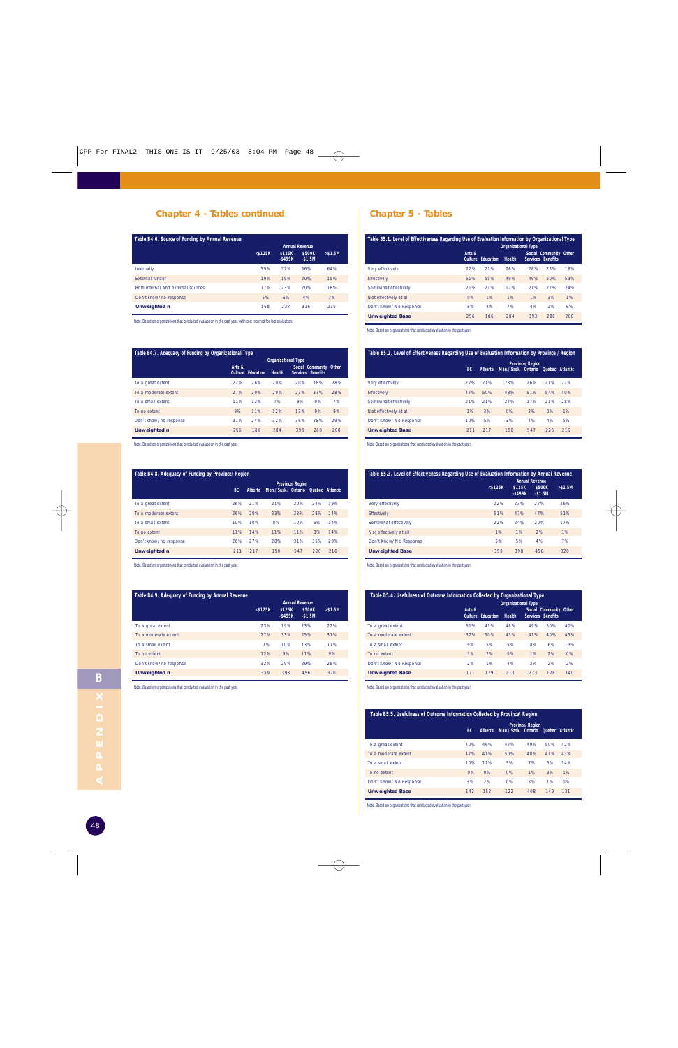## Chapter 4 - Tables continued

**Table B4.6. Source of Funding by Annual Revenue**

| | Annual Revenue | | | |
|---|---|---|---|---|
| | <$125K | $125K -$499K | $500K -$1.5M | >$1.5M |
| Internally | 59% | 52% | 56% | 64% |
| External funder | 19% | 19% | 20% | 15% |
| Both internal and external sources | 17% | 23% | 20% | 18% |
| Don't know/no response | 5% | 6% | 4% | 3% |
| **Unweighted n** | 168 | 237 | 316 | 230 |

Note: Based on organizations that conducted evaluation in the past year, with cost incurred for last evaluation.

**Table B4.7. Adequacy of Funding by Organizational Type**

| | Organizational Type | | | | | |
|---|---|---|---|---|---|---|
| | Arts & Culture | Education | Health | Social Services | Community Benefits | Other |
| To a great extent | 22% | 26% | 20% | 20% | 18% | 28% |
| To a moderate extent | 27% | 29% | 29% | 23% | 37% | 28% |
| To a small extent | 11% | 12% | 7% | 9% | 9% | 7% |
| To no extent | 9% | 11% | 12% | 13% | 9% | 9% |
| Don't know/no response | 31% | 24% | 32% | 36% | 28% | 29% |
| **Unweighted n** | 256 | 186 | 284 | 393 | 280 | 208 |

Note: Based on organizations that conducted evaluation in the past year.

**Table B4.8. Adequacy of Funding by Province/Region**

| | Province/Region | | | | | |
|---|---|---|---|---|---|---|
| | BC | Alberta | Man./Sask. | Ontario | Quebec | Atlantic |
| To a great extent | 26% | 21% | 21% | 20% | 24% | 19% |
| To a moderate extent | 26% | 28% | 33% | 28% | 28% | 24% |
| To a small extent | 10% | 10% | 8% | 10% | 5% | 14% |
| To no extent | 11% | 14% | 11% | 11% | 8% | 14% |
| Don't know/no response | 26% | 27% | 28% | 31% | 35% | 29% |
| **Unweighted n** | 211 | 217 | 190 | 547 | 226 | 216 |

Note: Based on organizations that conducted evaluation in the past year.

**Table B4.9. Adequacy of Funding by Annual Revenue**

| | Annual Revenue | | | |
|---|---|---|---|---|
| | <$125K | $125K -$499K | $500K -$1.5M | >$1.5M |
| To a great extent | 23% | 19% | 23% | 22% |
| To a moderate extent | 27% | 33% | 25% | 31% |
| To a small extent | 7% | 10% | 13% | 11% |
| To no extent | 12% | 9% | 11% | 9% |
| Don't know/no response | 32% | 29% | 29% | 28% |
| **Unweighted n** | 359 | 398 | 456 | 320 |

Note: Based on organizations that conducted evaluation in the past year.

## Chapter 5 - Tables

**Table B5.1. Level of Effectiveness Regarding Use of Evaluation Information by Organizational Type**

| | Organizational Type | | | | | |
|---|---|---|---|---|---|---|
| | Arts & Culture | Education | Health | Social Services | Community Benefits | Other |
| Very effectively | 22% | 21% | 26% | 28% | 23% | 16% |
| Effectively | 50% | 55% | 49% | 46% | 50% | 53% |
| Somewhat effectively | 21% | 21% | 17% | 21% | 22% | 24% |
| Not effectively at all | 0% | 1% | 1% | 1% | 3% | 1% |
| Don't Know/No Response | 8% | 4% | 7% | 4% | 2% | 6% |
| **Unweighted Base** | 256 | 186 | 284 | 393 | 280 | 208 |

Note: Based on organizations that conducted evaluation in the past year.

**Table B5.2. Level of Effectiveness Regarding Use of Evaluation Information by Province/Region**

| | Province/Region | | | | | |
|---|---|---|---|---|---|---|
| | BC | Alberta | Man./Sask. | Ontario | Quebec | Atlantic |
| Very effectively | 22% | 21% | 23% | 26% | 21% | 27% |
| Effectively | 47% | 50% | 48% | 51% | 54% | 40% |
| Somewhat effectively | 21% | 21% | 27% | 17% | 21% | 28% |
| Not effectively at all | 1% | 3% | 0% | 2% | 0% | 1% |
| Don't Know/No Response | 10% | 5% | 3% | 4% | 4% | 5% |
| **Unweighted Base** | 211 | 217 | 190 | 547 | 226 | 216 |

Note: Based on organizations that conducted evaluation in the past year.

**Table B5.3. Level of Effectiveness Regarding Use of Evaluation Information by Annual Revenue**

| | Annual Revenue | | | |
|---|---|---|---|---|
| | <$125K | $125K -$499K | $500K -$1.5M | >$1.5M |
| Very effectively | 22% | 23% | 27% | 26% |
| Effectively | 51% | 47% | 47% | 51% |
| Somewhat effectively | 22% | 24% | 20% | 17% |
| Not effectively at all | 1% | 1% | 2% | 1% |
| Don't Know/No Response | 5% | 5% | 4% | 7% |
| **Unweighted Base** | 359 | 398 | 456 | 320 |

Note: Based on organizations that conducted evaluation in the past year.

**Table B5.4. Usefulness of Outcome Information Collected by Organizational Type**

| | Organizational Type | | | | | |
|---|---|---|---|---|---|---|
| | Arts & Culture | Education | Health | Social Services | Community Benefits | Other |
| To a great extent | 51% | 41% | 48% | 49% | 50% | 40% |
| To a moderate extent | 37% | 50% | 43% | 41% | 40% | 45% |
| To a small extent | 9% | 5% | 5% | 8% | 6% | 13% |
| To no extent | 1% | 2% | 0% | 1% | 2% | 0% |
| Don't Know/No Response | 2% | 1% | 4% | 2% | 2% | 2% |
| **Unweighted Base** | 171 | 129 | 213 | 273 | 178 | 140 |

Note: Based on organizations that conducted evaluation in the past year.

**Table B5.5. Usefulness of Outcome Information Collected by Province/Region**

| | Province/Region | | | | | |
|---|---|---|---|---|---|---|
| | BC | Alberta | Man./Sask. | Ontario | Quebec | Atlantic |
| To a great extent | 40% | 46% | 47% | 49% | 50% | 42% |
| To a moderate extent | 47% | 41% | 50% | 40% | 41% | 43% |
| To a small extent | 10% | 11% | 3% | 7% | 5% | 14% |
| To no extent | 0% | 0% | 0% | 1% | 3% | 1% |
| Don't Know/No Response | 3% | 2% | 0% | 3% | 1% | 0% |
| **Unweighted Base** | 142 | 152 | 122 | 408 | 149 | 131 |

Note: Based on organizations that conducted evaluation in the past year.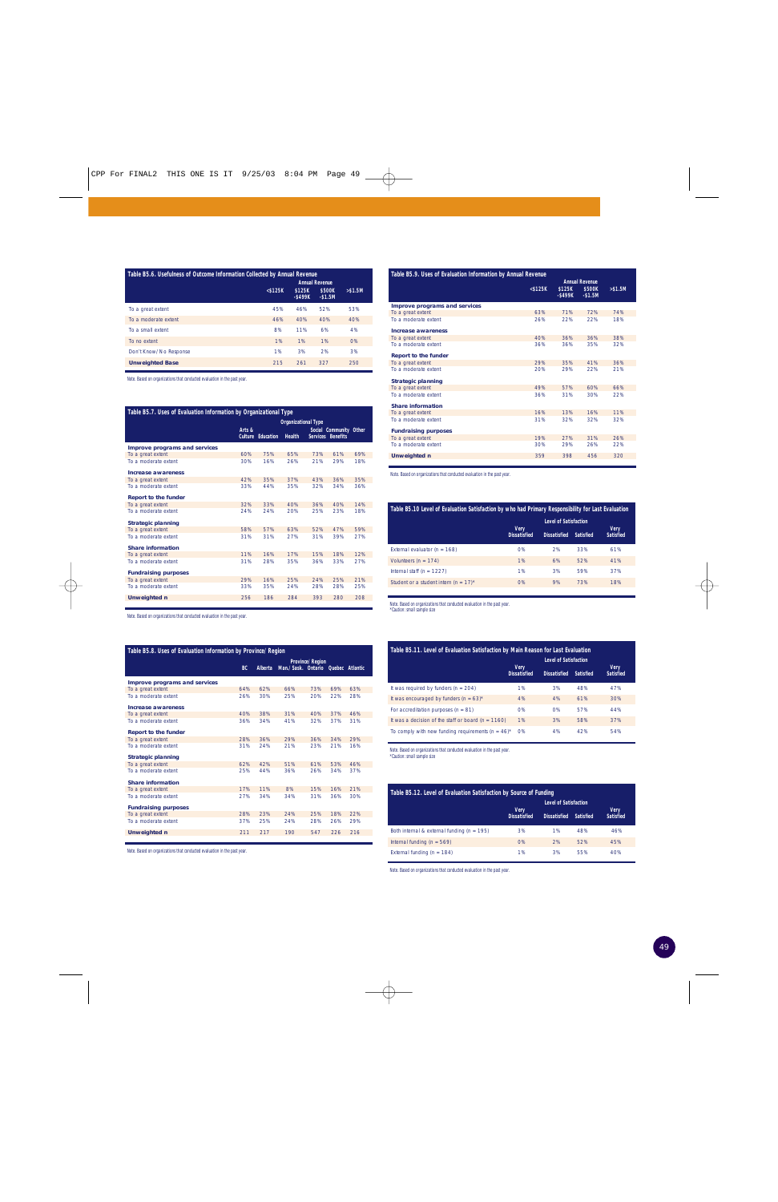**Table B5.6. Usefulness of Outcome Information Collected by Annual Revenue**

| | Annual Revenue | | | |
|---|---|---|---|---|
| | <$125K | $125K -$499K | $500K -$1.5M | >$1.5M |
| To a great extent | 45% | 46% | 52% | 53% |
| To a moderate extent | 46% | 40% | 40% | 40% |
| To a small extent | 8% | 11% | 6% | 4% |
| To no extent | 1% | 1% | 1% | 0% |
| Don't Know/No Response | 1% | 3% | 2% | 3% |
| **Unweighted Base** | 215 | 261 | 327 | 250 |

Note. Based on organizations that conducted evaluation in the past year.

**Table B5.7. Uses of Evaluation Information by Organizational Type**

| | Organizational Type | | | | | |
|---|---|---|---|---|---|---|
| | Arts & Culture | Education | Health | Social Services | Community Benefits | Other |
| **Improve programs and services** | | | | | | |
| To a great extent | 60% | 75% | 65% | 73% | 61% | 69% |
| To a moderate extent | 30% | 16% | 26% | 21% | 29% | 18% |
| **Increase awareness** | | | | | | |
| To a great extent | 42% | 35% | 37% | 43% | 36% | 35% |
| To a moderate extent | 33% | 44% | 35% | 32% | 34% | 36% |
| **Report to the funder** | | | | | | |
| To a great extent | 32% | 33% | 40% | 36% | 40% | 14% |
| To a moderate extent | 24% | 24% | 20% | 25% | 23% | 18% |
| **Strategic planning** | | | | | | |
| To a great extent | 58% | 57% | 63% | 52% | 47% | 59% |
| To a moderate extent | 31% | 31% | 27% | 31% | 39% | 27% |
| **Share information** | | | | | | |
| To a great extent | 11% | 16% | 17% | 15% | 18% | 12% |
| To a moderate extent | 31% | 28% | 35% | 36% | 33% | 27% |
| **Fundraising purposes** | | | | | | |
| To a great extent | 29% | 16% | 25% | 24% | 25% | 21% |
| To a moderate extent | 33% | 35% | 24% | 28% | 28% | 25% |
| **Unweighted n** | 256 | 186 | 284 | 393 | 280 | 208 |

Note. Based on organizations that conducted evaluation in the past year.

**Table B5.8. Uses of Evaluation Information by Province/Region**

| | Province/Region | | | | | |
|---|---|---|---|---|---|---|
| | BC | Alberta | Man./Sask. | Ontario | Quebec | Atlantic |
| **Improve programs and services** | | | | | | |
| To a great extent | 64% | 62% | 66% | 73% | 69% | 63% |
| To a moderate extent | 26% | 30% | 25% | 20% | 22% | 28% |
| **Increase awareness** | | | | | | |
| To a great extent | 40% | 38% | 31% | 40% | 37% | 46% |
| To a moderate extent | 36% | 34% | 41% | 32% | 37% | 31% |
| **Report to the funder** | | | | | | |
| To a great extent | 28% | 36% | 29% | 36% | 34% | 29% |
| To a moderate extent | 31% | 24% | 21% | 23% | 21% | 16% |
| **Strategic planning** | | | | | | |
| To a great extent | 62% | 42% | 51% | 61% | 53% | 46% |
| To a moderate extent | 25% | 44% | 36% | 26% | 34% | 37% |
| **Share information** | | | | | | |
| To a great extent | 17% | 11% | 8% | 15% | 16% | 21% |
| To a moderate extent | 27% | 34% | 34% | 31% | 36% | 30% |
| **Fundraising purposes** | | | | | | |
| To a great extent | 28% | 23% | 24% | 25% | 18% | 22% |
| To a moderate extent | 37% | 25% | 24% | 28% | 26% | 29% |
| **Unweighted n** | 211 | 217 | 190 | 547 | 226 | 216 |

Note. Based on organizations that conducted evaluation in the past year.

**Table B5.9. Uses of Evaluation Information by Annual Revenue**

| | Annual Revenue | | | |
|---|---|---|---|---|
| | <$125K | $125K -$499K | $500K -$1.5M | >$1.5M |
| **Improve programs and services** | | | | |
| To a great extent | 63% | 71% | 72% | 74% |
| To a moderate extent | 26% | 22% | 22% | 18% |
| **Increase awareness** | | | | |
| To a great extent | 40% | 36% | 36% | 38% |
| To a moderate extent | 36% | 36% | 35% | 32% |
| **Report to the funder** | | | | |
| To a great extent | 29% | 35% | 41% | 36% |
| To a moderate extent | 20% | 29% | 22% | 21% |
| **Strategic planning** | | | | |
| To a great extent | 49% | 57% | 60% | 66% |
| To a moderate extent | 36% | 31% | 30% | 22% |
| **Share information** | | | | |
| To a great extent | 16% | 13% | 16% | 11% |
| To a moderate extent | 31% | 32% | 32% | 32% |
| **Fundraising purposes** | | | | |
| To a great extent | 19% | 27% | 31% | 26% |
| To a moderate extent | 30% | 29% | 26% | 22% |
| **Unweighted n** | 359 | 398 | 456 | 320 |

Note. Based on organizations that conducted evaluation in the past year.

**Table B5.10 Level of Evaluation Satisfaction by who had Primary Responsibility for Last Evaluation**

| | Level of Satisfaction | | | |
|---|---|---|---|---|
| | Very Dissatisfied | Dissatisfied | Satisfied | Very Satisfied |
| External evaluator (n = 168) | 0% | 2% | 33% | 61% |
| Volunteers (n = 174) | 1% | 6% | 52% | 41% |
| Internal staff (n = 1227) | 1% | 3% | 59% | 37% |
| Student or a student intern (n = 17)* | 0% | 9% | 73% | 18% |

Note. Based on organizations that conducted evaluation in the past year.
*Caution: small sample size

**Table B5.11. Level of Evaluation Satisfaction by Main Reason for Last Evaluation**

| | Level of Satisfaction | | | |
|---|---|---|---|---|
| | Very Dissatisfied | Dissatisfied | Satisfied | Very Satisfied |
| It was required by funders (n = 204) | 1% | 3% | 48% | 47% |
| It was encouraged by funders (n = 63)* | 4% | 4% | 61% | 30% |
| For accreditation purposes (n = 81) | 0% | 0% | 57% | 44% |
| It was a decision of the staff or board (n = 1160) | 1% | 3% | 58% | 37% |
| To comply with new funding requirements (n = 46)* | 0% | 4% | 42% | 54% |

Note. Based on organizations that conducted evaluation in the past year.
*Caution: small sample size

**Table B5.12. Level of Evaluation Satisfaction by Source of Funding**

| | Level of Satisfaction | | | |
|---|---|---|---|---|
| | Very Dissatisfied | Dissatisfied | Satisfied | Very Satisfied |
| Both internal & external funding (n = 195) | 3% | 1% | 48% | 46% |
| Internal funding (n = 569) | 0% | 2% | 52% | 45% |
| External funding (n = 184) | 1% | 3% | 55% | 40% |

Note. Based on organizations that conducted evaluation in the past year.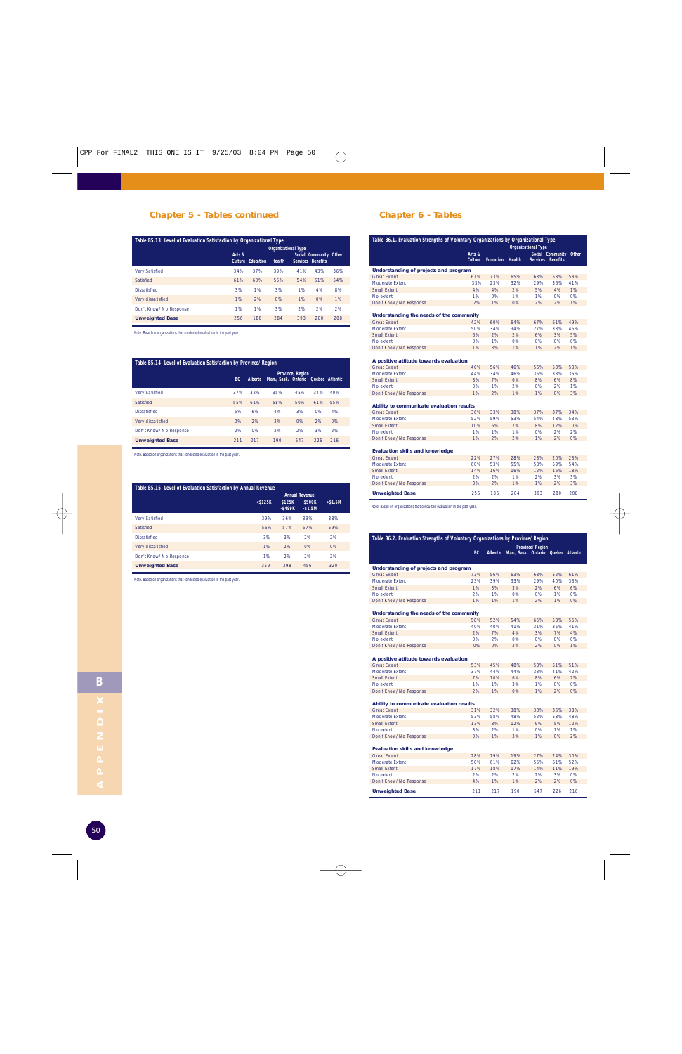## Chapter 5 - Tables continued

**Table B5.13. Level of Evaluation Satisfaction by Organizational Type**

| | Organizational Type | | | | | |
|---|---|---|---|---|---|---|
| | Arts & Culture | Education | Health | Social Services | Community Benefits | Other |
| Very Satisfied | 34% | 37% | 39% | 41% | 43% | 36% |
| Satisfied | 61% | 60% | 55% | 54% | 51% | 54% |
| Dissatisfied | 3% | 1% | 3% | 1% | 4% | 8% |
| Very dissatisfied | 1% | 2% | 0% | 1% | 0% | 1% |
| Don't Know/No Response | 1% | 1% | 3% | 2% | 2% | 2% |
| **Unweighted Base** | 256 | 186 | 284 | 393 | 280 | 208 |

Note. Based on organizations that conducted evaluation in the past year.

**Table B5.14. Level of Evaluation Satisfaction by Province/Region**

| | Province/Region | | | | | |
|---|---|---|---|---|---|---|
| | BC | Alberta | Man./Sask. | Ontario | Quebec | Atlantic |
| Very Satisfied | 37% | 32% | 35% | 45% | 34% | 40% |
| Satisfied | 55% | 61% | 58% | 50% | 61% | 55% |
| Dissatisfied | 5% | 6% | 4% | 3% | 0% | 4% |
| Very dissatisfied | 0% | 2% | 2% | 0% | 2% | 0% |
| Don't Know/No Response | 2% | 0% | 2% | 2% | 3% | 2% |
| **Unweighted Base** | 211 | 217 | 190 | 547 | 226 | 216 |

Note. Based on organizations that conducted evaluation in the past year.

**Table B5.15. Level of Evaluation Satisfaction by Annual Revenue**

| | Annual Revenue | | | |
|---|---|---|---|---|
| | <$125K | $125K -$499K | $500K -$1.5M | >$1.5M |
| Very Satisfied | 39% | 36% | 39% | 38% |
| Satisfied | 56% | 57% | 57% | 59% |
| Dissatisfied | 3% | 3% | 2% | 2% |
| Very dissatisfied | 1% | 2% | 0% | 0% |
| Don't Know/No Response | 1% | 2% | 2% | 2% |
| **Unweighted Base** | 359 | 398 | 456 | 320 |

Note. Based on organizations that conducted evaluation in the past year.

## Chapter 6 - Tables

**Table B6.1. Evaluation Strengths of Voluntary Organizations by Organizational Type**

| | Organizational Type | | | | | |
|---|---|---|---|---|---|---|
| | Arts & Culture | Education | Health | Social Services | Community Benefits | Other |
| **Understanding of projects and program** | | | | | | |
| Great Extent | 61% | 73% | 65% | 63% | 58% | 58% |
| Moderate Extent | 33% | 23% | 32% | 29% | 36% | 41% |
| Small Extent | 4% | 4% | 2% | 5% | 4% | 1% |
| No extent | 1% | 0% | 1% | 1% | 0% | 0% |
| Don't Know/No Response | 2% | 1% | 0% | 2% | 2% | 1% |
| **Understanding the needs of the community** | | | | | | |
| Great Extent | 42% | 60% | 64% | 67% | 61% | 49% |
| Moderate Extent | 50% | 34% | 34% | 27% | 33% | 45% |
| Small Extent | 6% | 2% | 2% | 6% | 3% | 5% |
| No extent | 0% | 1% | 0% | 0% | 0% | 0% |
| Don't Know/No Response | 1% | 3% | 1% | 1% | 2% | 1% |
| **A positive attitude towards evaluation** | | | | | | |
| Great Extent | 46% | 56% | 46% | 56% | 53% | 53% |
| Moderate Extent | 44% | 34% | 46% | 35% | 38% | 36% |
| Small Extent | 8% | 7% | 6% | 8% | 6% | 8% |
| No extent | 0% | 1% | 2% | 0% | 2% | 1% |
| Don't Know/No Response | 1% | 2% | 1% | 1% | 0% | 3% |
| **Ability to communicate evaluation results** | | | | | | |
| Great Extent | 36% | 33% | 38% | 37% | 37% | 34% |
| Moderate Extent | 52% | 59% | 53% | 54% | 48% | 53% |
| Small Extent | 10% | 6% | 7% | 8% | 12% | 10% |
| No extent | 1% | 1% | 1% | 0% | 2% | 2% |
| Don't Know/No Response | 1% | 2% | 2% | 1% | 2% | 0% |
| **Evaluation skills and knowledge** | | | | | | |
| Great Extent | 22% | 27% | 28% | 28% | 20% | 23% |
| Moderate Extent | 60% | 53% | 55% | 58% | 59% | 54% |
| Small Extent | 14% | 16% | 16% | 12% | 16% | 18% |
| No extent | 2% | 2% | 1% | 2% | 3% | 3% |
| Don't Know/No Response | 3% | 2% | 1% | 1% | 2% | 3% |
| **Unweighted Base** | 256 | 186 | 284 | 393 | 280 | 208 |

Note. Based on organizations that conducted evaluation in the past year.

**Table B6.2. Evaluation Strengths of Voluntary Organizations by Province/Region**

| | Province/Region | | | | | |
|---|---|---|---|---|---|---|
| | BC | Alberta | Man./Sask. | Ontario | Quebec | Atlantic |
| **Understanding of projects and program** | | | | | | |
| Great Extent | 73% | 56% | 63% | 68% | 52% | 61% |
| Moderate Extent | 23% | 39% | 33% | 29% | 40% | 33% |
| Small Extent | 1% | 3% | 3% | 2% | 6% | 6% |
| No extent | 2% | 1% | 0% | 0% | 1% | 0% |
| Don't Know/No Response | 1% | 1% | 1% | 2% | 1% | 0% |
| **Understanding the needs of the community** | | | | | | |
| Great Extent | 58% | 52% | 54% | 65% | 58% | 55% |
| Moderate Extent | 40% | 40% | 41% | 31% | 35% | 41% |
| Small Extent | 2% | 7% | 4% | 3% | 7% | 4% |
| No extent | 0% | 2% | 0% | 0% | 0% | 0% |
| Don't Know/No Response | 0% | 0% | 2% | 2% | 0% | 1% |
| **A positive attitude towards evaluation** | | | | | | |
| Great Extent | 53% | 45% | 48% | 58% | 51% | 51% |
| Moderate Extent | 37% | 44% | 44% | 33% | 41% | 42% |
| Small Extent | 7% | 10% | 6% | 8% | 6% | 7% |
| No extent | 1% | 1% | 3% | 1% | 0% | 0% |
| Don't Know/No Response | 2% | 1% | 0% | 1% | 2% | 0% |
| **Ability to communicate evaluation results** | | | | | | |
| Great Extent | 31% | 32% | 38% | 38% | 36% | 38% |
| Moderate Extent | 53% | 58% | 48% | 52% | 58% | 48% |
| Small Extent | 13% | 8% | 12% | 9% | 5% | 12% |
| No extent | 3% | 2% | 1% | 0% | 1% | 1% |
| Don't Know/No Response | 0% | 1% | 3% | 1% | 0% | 2% |
| **Evaluation skills and knowledge** | | | | | | |
| Great Extent | 28% | 19% | 19% | 27% | 24% | 30% |
| Moderate Extent | 50% | 61% | 62% | 55% | 61% | 52% |
| Small Extent | 17% | 18% | 17% | 14% | 11% | 19% |
| No extent | 2% | 2% | 2% | 2% | 3% | 0% |
| Don't Know/No Response | 4% | 1% | 1% | 2% | 2% | 0% |
| **Unweighted Base** | 211 | 217 | 190 | 547 | 226 | 216 |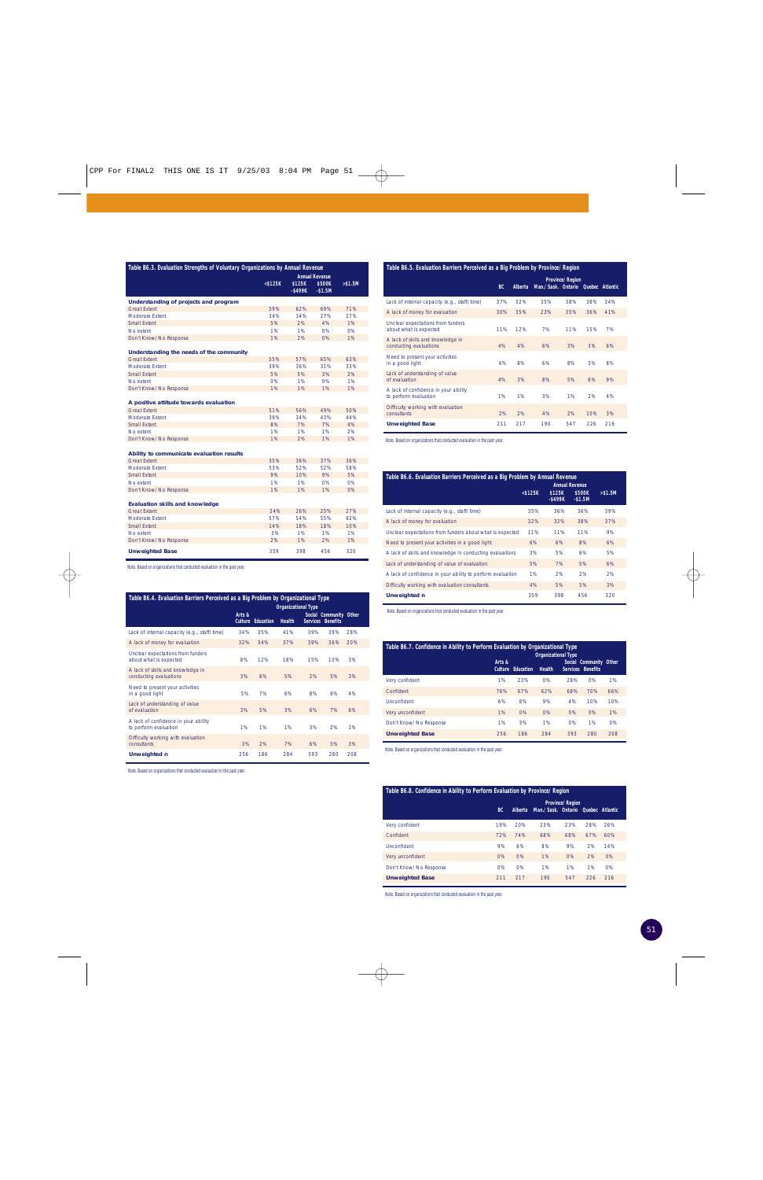**Table B6.3. Evaluation Strengths of Voluntary Organizations by Annual Revenue**

| | Annual Revenue | | | |
|---|---|---|---|---|
| | <$125K | $125K -$499K | $500K -$1.5M | >$1.5M |
| **Understanding of projects and program** | | | | |
| Great Extent | 59% | 62% | 69% | 71% |
| Moderate Extent | 34% | 34% | 27% | 27% |
| Small Extent | 5% | 2% | 4% | 1% |
| No extent | 1% | 1% | 0% | 0% |
| Don't Know/No Response | 1% | 2% | 0% | 1% |
| **Understanding the needs of the community** | | | | |
| Great Extent | 55% | 57% | 65% | 63% |
| Moderate Extent | 39% | 36% | 31% | 33% |
| Small Extent | 5% | 5% | 3% | 2% |
| No extent | 0% | 1% | 0% | 1% |
| Don't Know/No Response | 1% | 1% | 1% | 1% |
| **A positive attitude towards evaluation** | | | | |
| Great Extent | 51% | 56% | 49% | 50% |
| Moderate Extent | 39% | 34% | 43% | 44% |
| Small Extent | 8% | 7% | 7% | 4% |
| No extent | 1% | 1% | 1% | 2% |
| Don't Know/No Response | 1% | 2% | 1% | 1% |
| **Ability to communicate evaluation results** | | | | |
| Great Extent | 35% | 36% | 37% | 36% |
| Moderate Extent | 53% | 52% | 52% | 58% |
| Small Extent | 9% | 10% | 9% | 5% |
| No extent | 1% | 1% | 0% | 0% |
| Don't Know/No Response | 1% | 1% | 1% | 0% |
| **Evaluation skills and knowledge** | | | | |
| Great Extent | 24% | 26% | 25% | 27% |
| Moderate Extent | 57% | 54% | 55% | 62% |
| Small Extent | 14% | 18% | 18% | 10% |
| No extent | 3% | 1% | 1% | 1% |
| Don't Know/No Response | 2% | 1% | 2% | 1% |
| **Unweighted Base** | 359 | 398 | 456 | 320 |

Note: Based on organizations that conducted evaluation in the past year.

**Table B6.4. Evaluation Barriers Perceived as a Big Problem by Organizational Type**

| | Organizational Type | | | | | |
|---|---|---|---|---|---|---|
| | Arts & Culture | Education | Health | Social Services | Community Benefits | Other |
| Lack of internal capacity (e.g., staff/time) | 34% | 35% | 41% | 39% | 39% | 28% |
| A lack of money for evaluation | 32% | 34% | 37% | 39% | 36% | 20% |
| Unclear expectations from funders about what is expected | 8% | 12% | 18% | 15% | 10% | 3% |
| A lack of skills and knowledge in conducting evaluations | 3% | 6% | 5% | 2% | 5% | 3% |
| Need to present your activities in a good light | 5% | 7% | 6% | 8% | 6% | 4% |
| Lack of understanding of value of evaluation | 3% | 5% | 3% | 6% | 7% | 6% |
| A lack of confidence in your ability to perform evaluation | 1% | 1% | 1% | 3% | 2% | 1% |
| Difficulty working with evaluation consultants | 3% | 2% | 7% | 6% | 5% | 3% |
| **Unweighted n** | 256 | 186 | 284 | 393 | 280 | 208 |

Note: Based on organizations that conducted evaluation in the past year.

**Table B6.5. Evaluation Barriers Perceived as a Big Problem by Province/Region**

| | Province/Region | | | | | |
|---|---|---|---|---|---|---|
| | BC | Alberta | Man./Sask. | Ontario | Quebec | Atlantic |
| Lack of internal capacity (e.g., staff/time) | 37% | 32% | 35% | 38% | 38% | 34% |
| A lack of money for evaluation | 30% | 35% | 23% | 35% | 36% | 41% |
| Unclear expectations from funders about what is expected | 11% | 12% | 7% | 11% | 15% | 7% |
| A lack of skills and knowledge in conducting evaluations | 4% | 4% | 6% | 3% | 3% | 6% |
| Need to present your activities in a good light | 6% | 8% | 6% | 8% | 3% | 8% |
| Lack of understanding of value of evaluation | 4% | 3% | 8% | 5% | 6% | 9% |
| A lack of confidence in your ability to perform evaluation | 1% | 1% | 3% | 1% | 2% | 4% |
| Difficulty working with evaluation consultants | 2% | 2% | 4% | 2% | 10% | 3% |
| **Unweighted Base** | 211 | 217 | 190 | 547 | 226 | 216 |

Note: Based on organizations that conducted evaluation in the past year.

**Table B6.6. Evaluation Barriers Perceived as a Big Problem by Annual Revenue**

| | Annual Revenue | | | |
|---|---|---|---|---|
| | <$125K | $125K -$499K | $500K -$1.5M | >$1.5M |
| Lack of internal capacity (e.g., staff/time) | 35% | 36% | 36% | 39% |
| A lack of money for evaluation | 32% | 32% | 38% | 37% |
| Unclear expectations from funders about what is expected | 11% | 11% | 11% | 9% |
| Need to present your activities in a good light | 6% | 6% | 8% | 6% |
| A lack of skills and knowledge in conducting evaluations | 3% | 5% | 6% | 5% |
| Lack of understanding of value of evaluation | 5% | 7% | 5% | 6% |
| A lack of confidence in your ability to perform evaluation | 1% | 2% | 2% | 2% |
| Difficulty working with evaluation consultants | 4% | 5% | 5% | 3% |
| **Unweighted n** | 359 | 398 | 456 | 320 |

Note: Based on organizations that conducted evaluation in the past year.

**Table B6.7. Confidence in Ability to Perform Evaluation by Organizational Type**

| | Organizational Type | | | | | |
|---|---|---|---|---|---|---|
| | Arts & Culture | Education | Health | Social Services | Community Benefits | Other |
| Very confident | 1% | 23% | 0% | 28% | 0% | 2% |
| Confident | 76% | 67% | 62% | 68% | 70% | 66% |
| Unconfident | 6% | 8% | 9% | 4% | 10% | 10% |
| Very unconfident | 1% | 0% | 0% | 0% | 0% | 2% |
| Don't Know/No Response | 1% | 3% | 1% | 0% | 1% | 0% |
| **Unweighted Base** | 256 | 186 | 284 | 393 | 280 | 208 |

Note: Based on organizations that conducted evaluation in the past year.

**Table B6.8. Confidence in Ability to Perform Evaluation by Province/Region**

| | Province/Region | | | | | |
|---|---|---|---|---|---|---|
| | BC | Alberta | Man./Sask. | Ontario | Quebec | Atlantic |
| Very confident | 19% | 20% | 23% | 23% | 28% | 26% |
| Confident | 72% | 74% | 68% | 68% | 67% | 60% |
| Unconfident | 9% | 6% | 8% | 9% | 2% | 14% |
| Very unconfident | 0% | 0% | 1% | 0% | 2% | 0% |
| Don't Know/No Response | 0% | 0% | 1% | 1% | 1% | 0% |
| **Unweighted Base** | 211 | 217 | 190 | 547 | 226 | 216 |

Note: Based on organizations that conducted evaluation in the past year.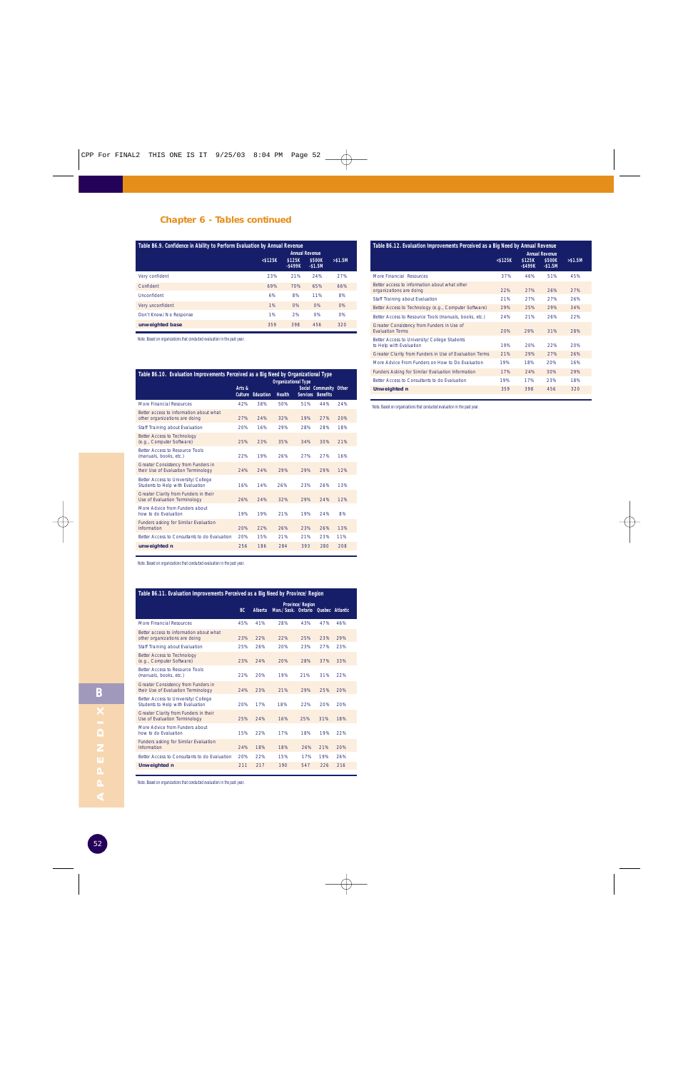## Chapter 6 - Tables continued

**Table B6.9. Confidence in Ability to Perform Evaluation by Annual Revenue**

| | Annual Revenue | | | |
|---|---|---|---|---|
| | <$125K | $125K -$499K | $500K -$1.5M | >$1.5M |
| Very confident | 23% | 21% | 24% | 27% |
| Confident | 69% | 70% | 65% | 66% |
| Unconfident | 6% | 8% | 11% | 8% |
| Very unconfident | 1% | 0% | 0% | 0% |
| Don't Know/No Response | 1% | 2% | 0% | 0% |
| **unweighted base** | 359 | 398 | 456 | 320 |

Note: Based on organizations that conducted evaluation in the past year.

**Table B6.10. Evaluation Improvements Perceived as a Big Need by Organizational Type**

| | Organizational Type | | | | | |
|---|---|---|---|---|---|---|
| | Arts & Culture | Education | Health | Social Services | Community Benefits | Other |
| More Financial Resources | 42% | 38% | 50% | 51% | 44% | 24% |
| Better access to information about what other organizations are doing | 27% | 24% | 32% | 19% | 27% | 20% |
| Staff Training about Evaluation | 20% | 16% | 29% | 28% | 28% | 18% |
| Better Access to Technology (e.g., Computer Software) | 25% | 23% | 35% | 34% | 30% | 21% |
| Better Access to Resource Tools (manuals, books, etc.) | 22% | 19% | 26% | 27% | 27% | 16% |
| Greater Consistency from Funders in their Use of Evaluation Terminology | 24% | 24% | 29% | 29% | 29% | 12% |
| Better Access to University/College Students to Help with Evaluation | 16% | 14% | 26% | 23% | 26% | 13% |
| Greater Clarity from Funders in their Use of Evaluation Terminology | 26% | 24% | 32% | 29% | 24% | 12% |
| More Advice from Funders about how to do Evaluation | 19% | 19% | 21% | 19% | 24% | 8% |
| Funders asking for Similar Evaluation Information | 20% | 22% | 26% | 23% | 26% | 13% |
| Better Access to Consultants to do Evaluation | 20% | 15% | 21% | 21% | 23% | 11% |
| **unweighted n** | 256 | 186 | 284 | 393 | 280 | 208 |

Note: Based on organizations that conducted evaluation in the past year.

**Table B6.11. Evaluation Improvements Perceived as a Big Need by Province/Region**

| | Province/Region | | | | | |
|---|---|---|---|---|---|---|
| | BC | Alberta | Man./Sask. | Ontario | Quebec | Atlantic |
| More Financial Resources | 45% | 41% | 28% | 43% | 47% | 46% |
| Better access to information about what other organizations are doing | 23% | 22% | 22% | 25% | 23% | 29% |
| Staff Training about Evaluation | 25% | 26% | 20% | 23% | 27% | 23% |
| Better Access to Technology (e.g., Computer Software) | 23% | 24% | 20% | 28% | 37% | 33% |
| Better Access to Resource Tools (manuals, books, etc.) | 22% | 20% | 19% | 21% | 31% | 22% |
| Greater Consistency from Funders in their Use of Evaluation Terminology | 24% | 23% | 21% | 29% | 25% | 20% |
| Better Access to University/College Students to Help with Evaluation | 20% | 17% | 18% | 22% | 20% | 20% |
| Greater Clarity from Funders in their Use of Evaluation Terminology | 25% | 24% | 16% | 25% | 31% | 18% |
| More Advice from Funders about how to do Evaluation | 15% | 22% | 17% | 18% | 19% | 22% |
| Funders asking for Similar Evaluation Information | 24% | 18% | 18% | 26% | 21% | 20% |
| Better Access to Consultants to do Evaluation | 20% | 22% | 15% | 17% | 19% | 26% |
| **Unweighted n** | 211 | 217 | 190 | 547 | 226 | 216 |

Note: Based on organizations that conducted evaluation in the past year.

**Table B6.12. Evaluation Improvements Perceived as a Big Need by Annual Revenue**

| | Annual Revenue | | | |
|---|---|---|---|---|
| | <$125K | $125K -$499K | $500K -$1.5M | >$1.5M |
| More Financial Resources | 37% | 46% | 51% | 45% |
| Better access to information about what other organizations are doing | 22% | 27% | 26% | 27% |
| Staff Training about Evaluation | 21% | 27% | 27% | 26% |
| Better Access to Technology (e.g., Computer Software) | 29% | 25% | 29% | 34% |
| Better Access to Resource Tools (manuals, books, etc.) | 24% | 21% | 26% | 22% |
| Greater Consistency from Funders in Use of Evaluation Terms | 20% | 29% | 31% | 28% |
| Better Access to University/College Students to Help with Evaluation | 19% | 20% | 22% | 20% |
| Greater Clarity from Funders in Use of Evaluation Terms | 21% | 29% | 27% | 26% |
| More Advice From Funders on How to Do Evaluation | 19% | 18% | 20% | 16% |
| Funders Asking for Similar Evaluation Information | 17% | 24% | 30% | 29% |
| Better Access to Consultants to do Evaluation | 19% | 17% | 23% | 18% |
| **Unweighted n** | 359 | 398 | 456 | 320 |

Note: Based on organizations that conducted evaluation in the past year.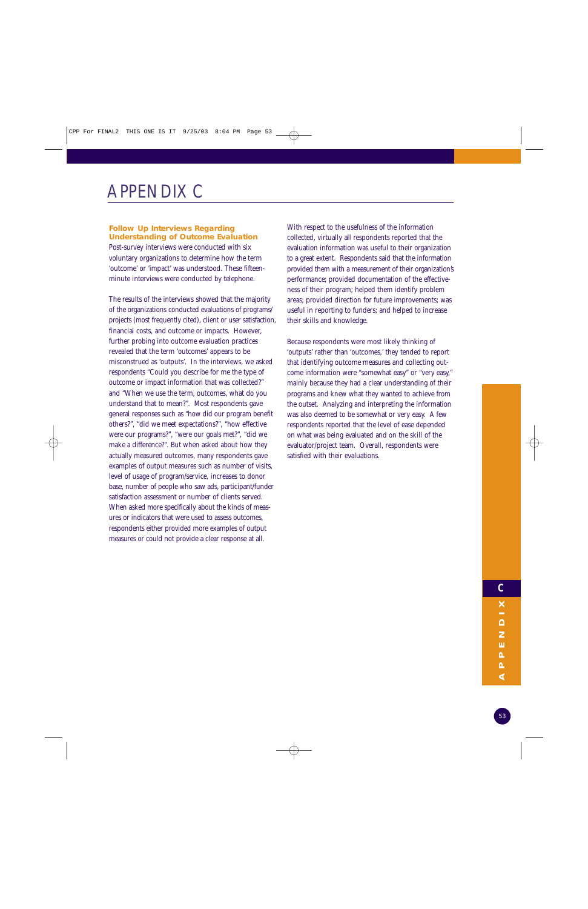# APPENDIX C

### Follow Up Interviews Regarding Understanding of Outcome Evaluation

Post-survey interviews were conducted with six voluntary organizations to determine how the term 'outcome' or 'impact' was understood. These fifteen-minute interviews were conducted by telephone.

The results of the interviews showed that the majority of the organizations conducted evaluations of programs/projects (most frequently cited), client or user satisfaction, financial costs, and outcome or impacts. However, further probing into outcome evaluation practices revealed that the term 'outcomes' appears to be misconstrued as 'outputs'. In the interviews, we asked respondents "Could you describe for me the type of outcome or impact information that was collected?" and "When we use the term, outcomes, what do you understand that to mean?". Most respondents gave general responses such as "how did our program benefit others?", "did we meet expectations?", "how effective were our programs?", "were our goals met?", "did we make a difference?". But when asked about how they actually measured outcomes, many respondents gave examples of output measures such as number of visits, level of usage of program/service, increases to donor base, number of people who saw ads, participant/funder satisfaction assessment or number of clients served. When asked more specifically about the kinds of measures or indicators that were used to assess outcomes, respondents either provided more examples of output measures or could not provide a clear response at all.

With respect to the usefulness of the information collected, virtually all respondents reported that the evaluation information was useful to their organization to a great extent. Respondents said that the information provided them with a measurement of their organization's performance; provided documentation of the effectiveness of their program; helped them identify problem areas; provided direction for future improvements; was useful in reporting to funders; and helped to increase their skills and knowledge.

Because respondents were most likely thinking of 'outputs' rather than 'outcomes,' they tended to report that identifying outcome measures and collecting outcome information were "somewhat easy" or "very easy," mainly because they had a clear understanding of their programs and knew what they wanted to achieve from the outset. Analyzing and interpreting the information was also deemed to be somewhat or very easy. A few respondents reported that the level of ease depended on what was being evaluated and on the skill of the evaluator/project team. Overall, respondents were satisfied with their evaluations.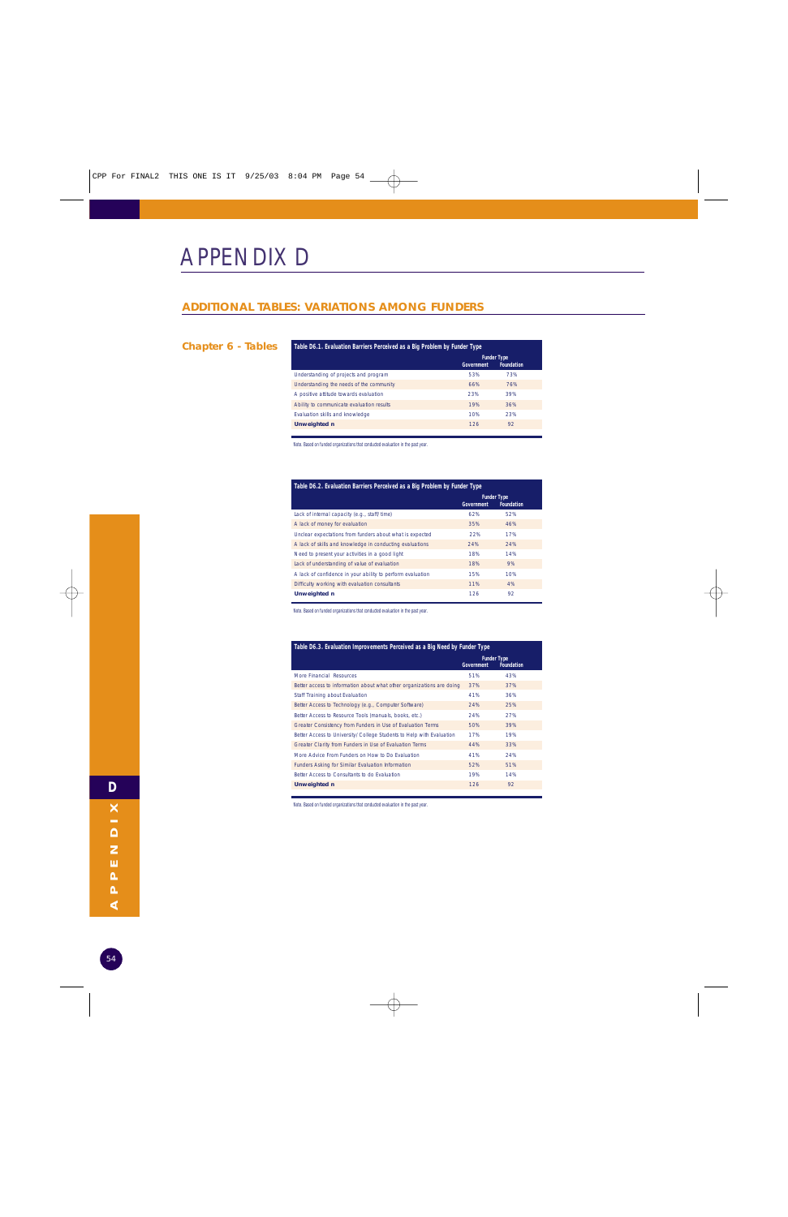# APPENDIX D

## ADDITIONAL TABLES: VARIATIONS AMONG FUNDERS

### Chapter 6 - Tables

**Table D6.1. Evaluation Barriers Perceived as a Big Problem by Funder Type**

| | Funder Type | |
|---|---|---|
| | Government | Foundation |
| Understanding of projects and program | 53% | 73% |
| Understanding the needs of the community | 66% | 76% |
| A positive attitude towards evaluation | 23% | 39% |
| Ability to communicate evaluation results | 19% | 36% |
| Evaluation skills and knowledge | 10% | 23% |
| **Unweighted n** | 126 | 92 |

Note. Based on funded organizations that conducted evaluation in the past year.

**Table D6.2. Evaluation Barriers Perceived as a Big Problem by Funder Type**

| | Funder Type | |
|---|---|---|
| | Government | Foundation |
| Lack of internal capacity (e.g., staff/ time) | 62% | 52% |
| A lack of money for evaluation | 35% | 46% |
| Unclear expectations from funders about what is expected | 22% | 17% |
| A lack of skills and knowledge in conducting evaluations | 24% | 24% |
| Need to present your activities in a good light | 18% | 14% |
| Lack of understanding of value of evaluation | 18% | 9% |
| A lack of confidence in your ability to perform evaluation | 15% | 10% |
| Difficulty working with evaluation consultants | 11% | 4% |
| **Unweighted n** | 126 | 92 |

Note. Based on funded organizations that conducted evaluation in the past year.

**Table D6.3. Evaluation Improvements Perceived as a Big Need by Funder Type**

| | Funder Type | |
|---|---|---|
| | Government | Foundation |
| More Financial Resources | 51% | 43% |
| Better access to information about what other organizations are doing | 37% | 37% |
| Staff Training about Evaluation | 41% | 36% |
| Better Access to Technology (e.g., Computer Software) | 24% | 25% |
| Better Access to Resource Tools (manuals, books, etc.) | 24% | 27% |
| Greater Consistency from Funders in Use of Evaluation Terms | 50% | 39% |
| Better Access to University/ College Students to Help with Evaluation | 17% | 19% |
| Greater Clarity from Funders in Use of Evaluation Terms | 44% | 33% |
| More Advice From Funders on How to Do Evaluation | 41% | 24% |
| Funders Asking for Similar Evaluation Information | 52% | 51% |
| Better Access to Consultants to do Evaluation | 19% | 14% |
| **Unweighted n** | 126 | 92 |

Note. Based on funded organizations that conducted evaluation in the past year.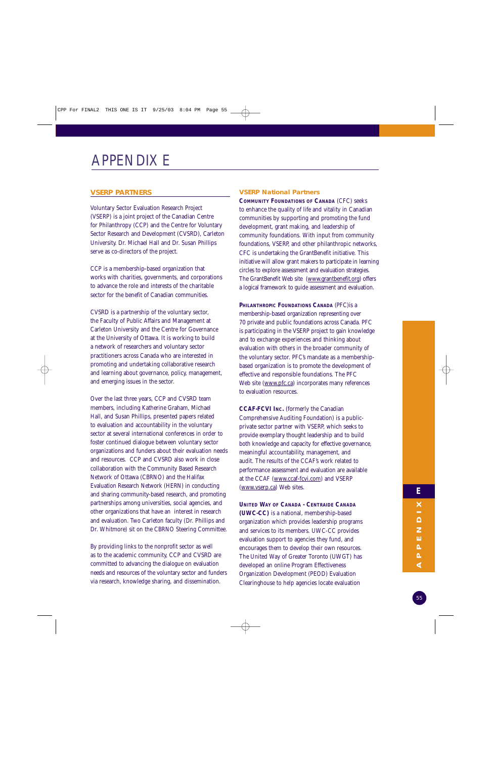# APPENDIX E

## VSERP PARTNERS

Voluntary Sector Evaluation Research Project (VSERP) is a joint project of the Canadian Centre for Philanthropy (CCP) and the Centre for Voluntary Sector Research and Development (CVSRD), Carleton University. Dr. Michael Hall and Dr. Susan Phillips serve as co-directors of the project.

CCP is a membership-based organization that works with charities, governments, and corporations to advance the role and interests of the charitable sector for the benefit of Canadian communities.

CVSRD is a partnership of the voluntary sector, the Faculty of Public Affairs and Management at Carleton University and the Centre for Governance at the University of Ottawa. It is working to build a network of researchers and voluntary sector practitioners across Canada who are interested in promoting and undertaking collaborative research and learning about governance, policy, management, and emerging issues in the sector.

Over the last three years, CCP and CVSRD team members, including Katherine Graham, Michael Hall, and Susan Phillips, presented papers related to evaluation and accountability in the voluntary sector at several international conferences in order to foster continued dialogue between voluntary sector organizations and funders about their evaluation needs and resources. CCP and CVSRD also work in close collaboration with the Community Based Research Network of Ottawa (CBRNO) and the Halifax Evaluation Research Network (HERN) in conducting and sharing community-based research, and promoting partnerships among universities, social agencies, and other organizations that have an interest in research and evaluation. Two Carleton faculty (Dr. Phillips and Dr. Whitmore) sit on the CBRNO Steering Committee.

By providing links to the nonprofit sector as well as to the academic community, CCP and CVSRD are committed to advancing the dialogue on evaluation needs and resources of the voluntary sector and funders via research, knowledge sharing, and dissemination.

### VSERP National Partners

**Community Foundations of Canada** (CFC) seeks to enhance the quality of life and vitality in Canadian communities by supporting and promoting the fund development, grant making, and leadership of community foundations. With input from community foundations, VSERP, and other philanthropic networks, CFC is undertaking the GrantBenefit initiative. This initiative will allow grant makers to participate in learning circles to explore assessment and evaluation strategies. The GrantBenefit Web site (www.grantbenefit.org) offers a logical framework to guide assessment and evaluation.

**Philanthropic Foundations Canada** (PFC)is a membership-based organization representing over 70 private and public foundations across Canada. PFC is participating in the VSERP project to gain knowledge and to exchange experiences and thinking about evaluation with others in the broader community of the voluntary sector. PFC's mandate as a membership-based organization is to promote the development of effective and responsible foundations. The PFC Web site (www.pfc.ca) incorporates many references to evaluation resources.

**CCAF-FCVI Inc.** (formerly the Canadian Comprehensive Auditing Foundation) is a public-private sector partner with VSERP, which seeks to provide exemplary thought leadership and to build both knowledge and capacity for effective governance, meaningful accountability, management, and audit. The results of the CCAF's work related to performance assessment and evaluation are available at the CCAF (www.ccaf-fcvi.com) and VSERP (www.vserp.ca) Web sites.

**United Way of Canada - Centraide Canada (UWC-CC)** is a national, membership-based organization which provides leadership programs and services to its members. UWC-CC provides evaluation support to agencies they fund, and encourages them to develop their own resources. The United Way of Greater Toronto (UWGT) has developed an online Program Effectiveness Organization Development (PEOD) Evaluation Clearinghouse to help agencies locate evaluation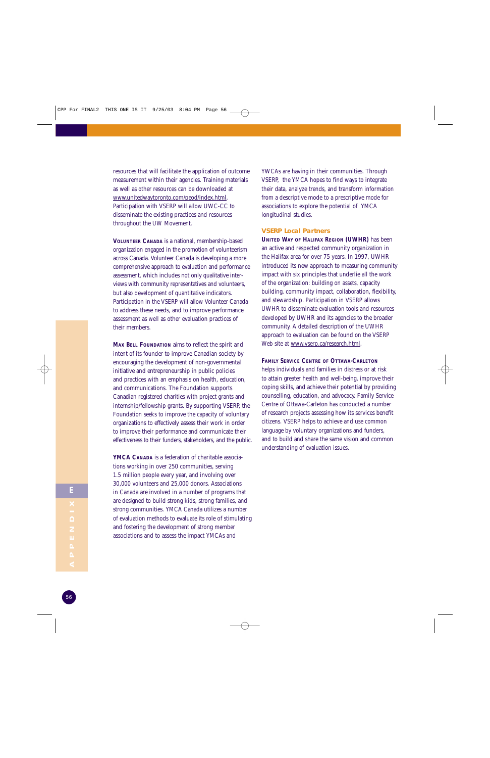resources that will facilitate the application of outcome measurement within their agencies. Training materials as well as other resources can be downloaded at www.unitedwaytoronto.com/peod/index.html. Participation with VSERP will allow UWC-CC to disseminate the existing practices and resources throughout the UW Movement.

**Volunteer Canada** is a national, membership-based organization engaged in the promotion of volunteerism across Canada. Volunteer Canada is developing a more comprehensive approach to evaluation and performance assessment, which includes not only qualitative interviews with community representatives and volunteers, but also development of quantitative indicators. Participation in the VSERP will allow Volunteer Canada to address these needs, and to improve performance assessment as well as other evaluation practices of their members.

**Max Bell Foundation** aims to reflect the spirit and intent of its founder to improve Canadian society by encouraging the development of non-governmental initiative and entrepreneurship in public policies and practices with an emphasis on health, education, and communications. The Foundation supports Canadian registered charities with project grants and internship/fellowship grants. By supporting VSERP, the Foundation seeks to improve the capacity of voluntary organizations to effectively assess their work in order to improve their performance and communicate their effectiveness to their funders, stakeholders, and the public.

**YMCA Canada** is a federation of charitable associations working in over 250 communities, serving 1.5 million people every year, and involving over 30,000 volunteers and 25,000 donors. Associations in Canada are involved in a number of programs that are designed to build strong kids, strong families, and strong communities. YMCA Canada utilizes a number of evaluation methods to evaluate its role of stimulating and fostering the development of strong member associations and to assess the impact YMCAs and YWCAs are having in their communities. Through VSERP, the YMCA hopes to find ways to integrate their data, analyze trends, and transform information from a descriptive mode to a prescriptive mode for associations to explore the potential of YMCA longitudinal studies.

### VSERP Local Partners

**United Way of Halifax Region (UWHR)** has been an active and respected community organization in the Halifax area for over 75 years. In 1997, UWHR introduced its new approach to measuring community impact with six principles that underlie all the work of the organization: building on assets, capacity building, community impact, collaboration, flexibility, and stewardship. Participation in VSERP allows UWHR to disseminate evaluation tools and resources developed by UWHR and its agencies to the broader community. A detailed description of the UWHR approach to evaluation can be found on the VSERP Web site at www.vserp.ca/research.html.

**Family Service Centre of Ottawa-Carleton** helps individuals and families in distress or at risk to attain greater health and well-being, improve their coping skills, and achieve their potential by providing counselling, education, and advocacy. Family Service Centre of Ottawa-Carleton has conducted a number of research projects assessing how its services benefit citizens. VSERP helps to achieve and use common language by voluntary organizations and funders, and to build and share the same vision and common understanding of evaluation issues.